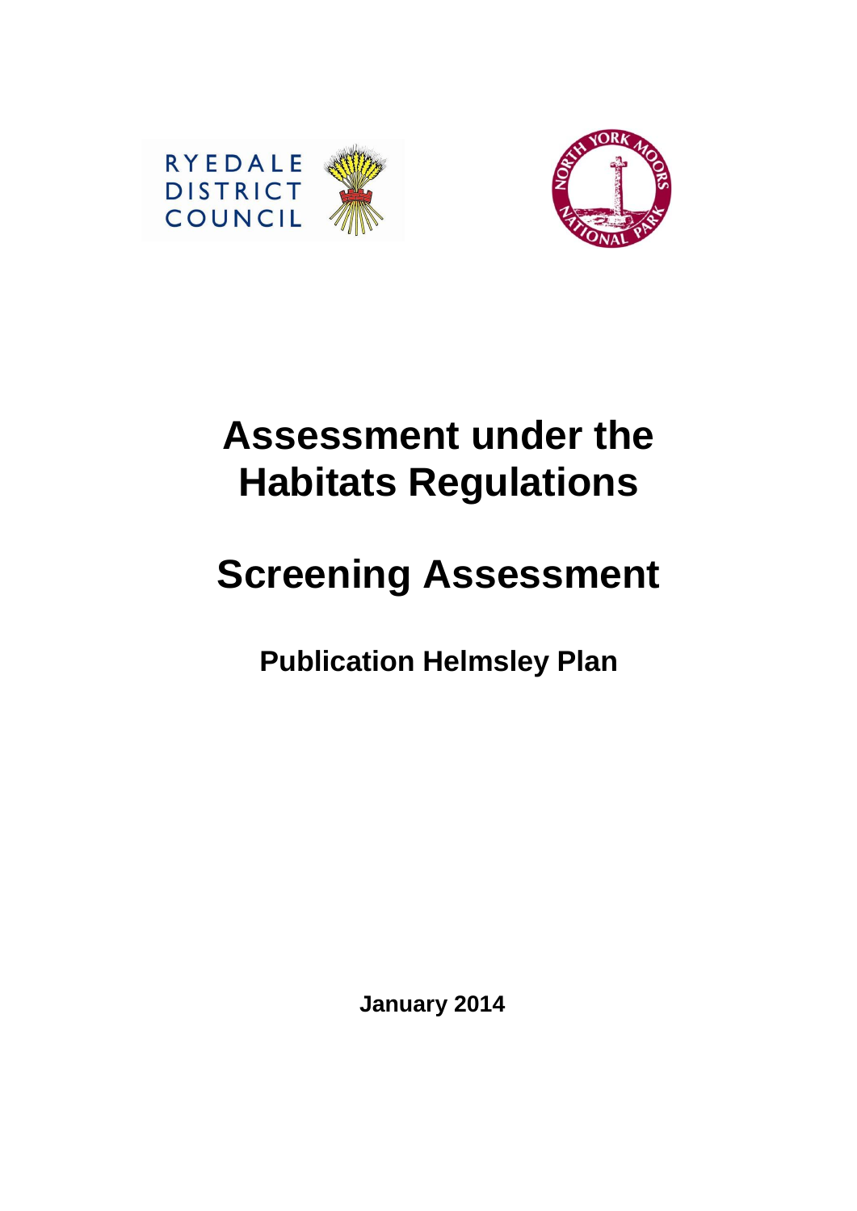RYEDALE DISTRICT COUNCIL

# Assessment under the Habitats Regulations

# Screening Assessment

## Publication Helmsley Plan

**January 2014**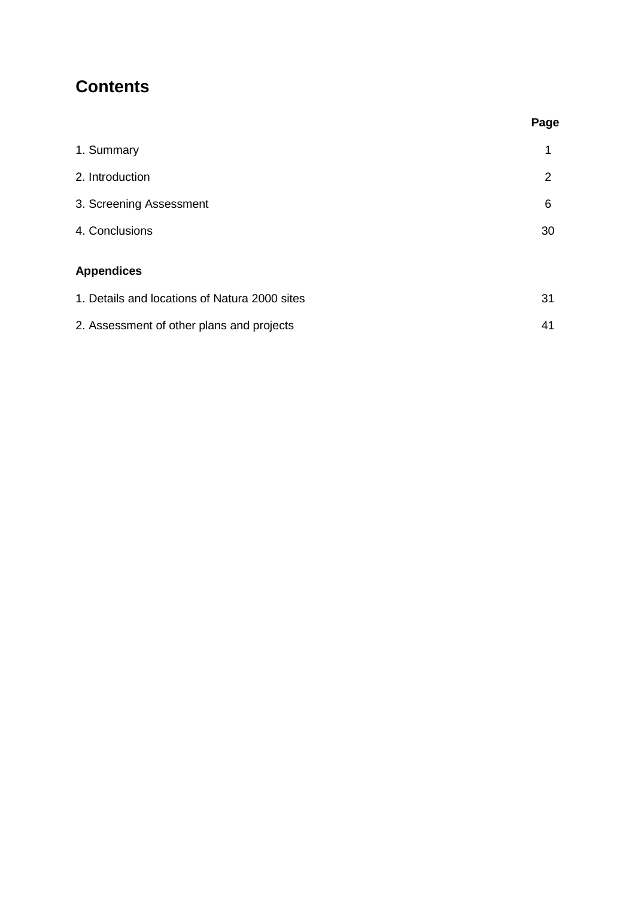# Contents

| | Page |
|---|---|
| 1. Summary | 1 |
| 2. Introduction | 2 |
| 3. Screening Assessment | 6 |
| 4. Conclusions | 30 |

**Appendices**

| | |
|---|---|
| 1. Details and locations of Natura 2000 sites | 31 |
| 2. Assessment of other plans and projects | 41 |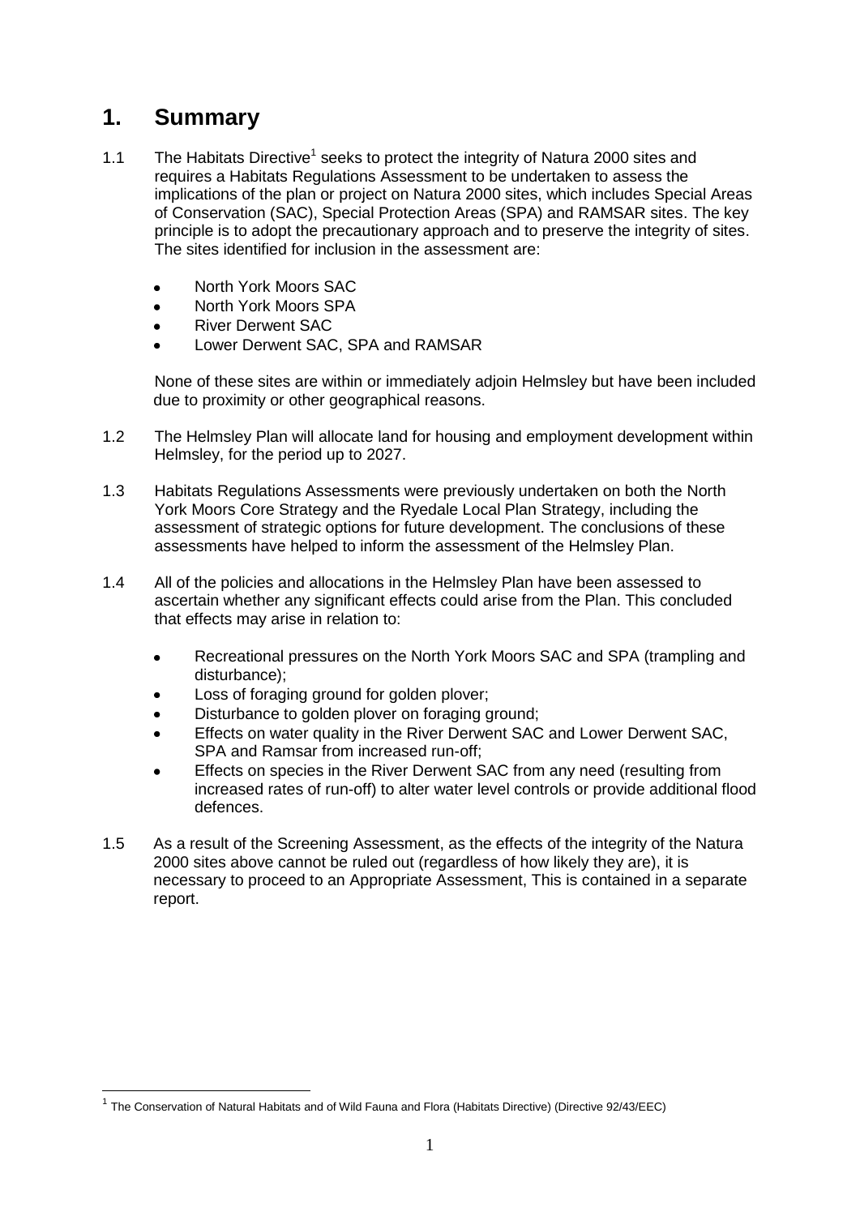# 1. Summary

1.1 The Habitats Directive[1] seeks to protect the integrity of Natura 2000 sites and requires a Habitats Regulations Assessment to be undertaken to assess the implications of the plan or project on Natura 2000 sites, which includes Special Areas of Conservation (SAC), Special Protection Areas (SPA) and RAMSAR sites. The key principle is to adopt the precautionary approach and to preserve the integrity of sites. The sites identified for inclusion in the assessment are:

- North York Moors SAC
- North York Moors SPA
- River Derwent SAC
- Lower Derwent SAC, SPA and RAMSAR

None of these sites are within or immediately adjoin Helmsley but have been included due to proximity or other geographical reasons.

1.2 The Helmsley Plan will allocate land for housing and employment development within Helmsley, for the period up to 2027.

1.3 Habitats Regulations Assessments were previously undertaken on both the North York Moors Core Strategy and the Ryedale Local Plan Strategy, including the assessment of strategic options for future development. The conclusions of these assessments have helped to inform the assessment of the Helmsley Plan.

1.4 All of the policies and allocations in the Helmsley Plan have been assessed to ascertain whether any significant effects could arise from the Plan. This concluded that effects may arise in relation to:

- Recreational pressures on the North York Moors SAC and SPA (trampling and disturbance);
- Loss of foraging ground for golden plover;
- Disturbance to golden plover on foraging ground;
- Effects on water quality in the River Derwent SAC and Lower Derwent SAC, SPA and Ramsar from increased run-off;
- Effects on species in the River Derwent SAC from any need (resulting from increased rates of run-off) to alter water level controls or provide additional flood defences.

1.5 As a result of the Screening Assessment, as the effects of the integrity of the Natura 2000 sites above cannot be ruled out (regardless of how likely they are), it is necessary to proceed to an Appropriate Assessment, This is contained in a separate report.

[1] The Conservation of Natural Habitats and of Wild Fauna and Flora (Habitats Directive) (Directive 92/43/EEC)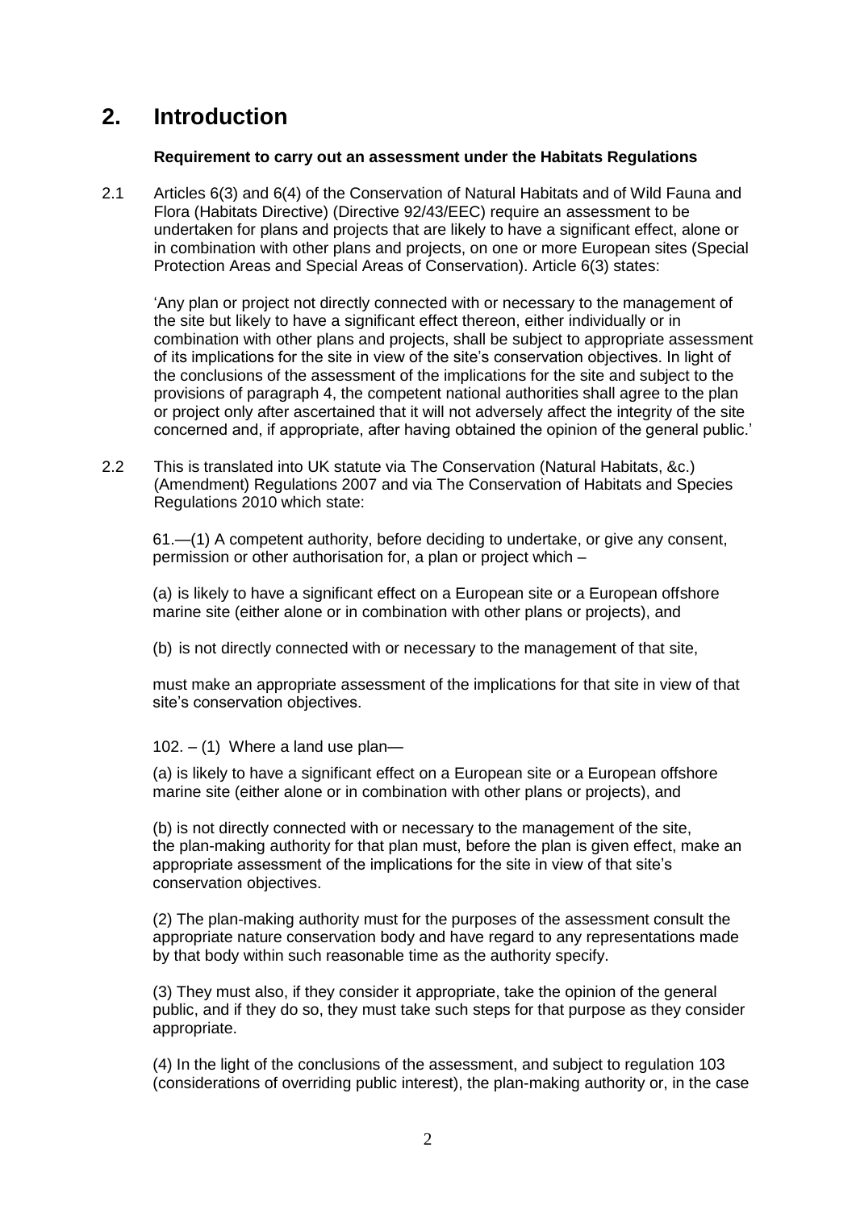## 2. Introduction

**Requirement to carry out an assessment under the Habitats Regulations**

2.1 Articles 6(3) and 6(4) of the Conservation of Natural Habitats and of Wild Fauna and Flora (Habitats Directive) (Directive 92/43/EEC) require an assessment to be undertaken for plans and projects that are likely to have a significant effect, alone or in combination with other plans and projects, on one or more European sites (Special Protection Areas and Special Areas of Conservation). Article 6(3) states:

'Any plan or project not directly connected with or necessary to the management of the site but likely to have a significant effect thereon, either individually or in combination with other plans and projects, shall be subject to appropriate assessment of its implications for the site in view of the site's conservation objectives. In light of the conclusions of the assessment of the implications for the site and subject to the provisions of paragraph 4, the competent national authorities shall agree to the plan or project only after ascertained that it will not adversely affect the integrity of the site concerned and, if appropriate, after having obtained the opinion of the general public.'

2.2 This is translated into UK statute via The Conservation (Natural Habitats, &c.) (Amendment) Regulations 2007 and via The Conservation of Habitats and Species Regulations 2010 which state:

61.—(1) A competent authority, before deciding to undertake, or give any consent, permission or other authorisation for, a plan or project which –

(a) is likely to have a significant effect on a European site or a European offshore marine site (either alone or in combination with other plans or projects), and

(b) is not directly connected with or necessary to the management of that site,

must make an appropriate assessment of the implications for that site in view of that site's conservation objectives.

102. – (1) Where a land use plan—

(a) is likely to have a significant effect on a European site or a European offshore marine site (either alone or in combination with other plans or projects), and

(b) is not directly connected with or necessary to the management of the site, the plan-making authority for that plan must, before the plan is given effect, make an appropriate assessment of the implications for the site in view of that site's conservation objectives.

(2) The plan-making authority must for the purposes of the assessment consult the appropriate nature conservation body and have regard to any representations made by that body within such reasonable time as the authority specify.

(3) They must also, if they consider it appropriate, take the opinion of the general public, and if they do so, they must take such steps for that purpose as they consider appropriate.

(4) In the light of the conclusions of the assessment, and subject to regulation 103 (considerations of overriding public interest), the plan-making authority or, in the case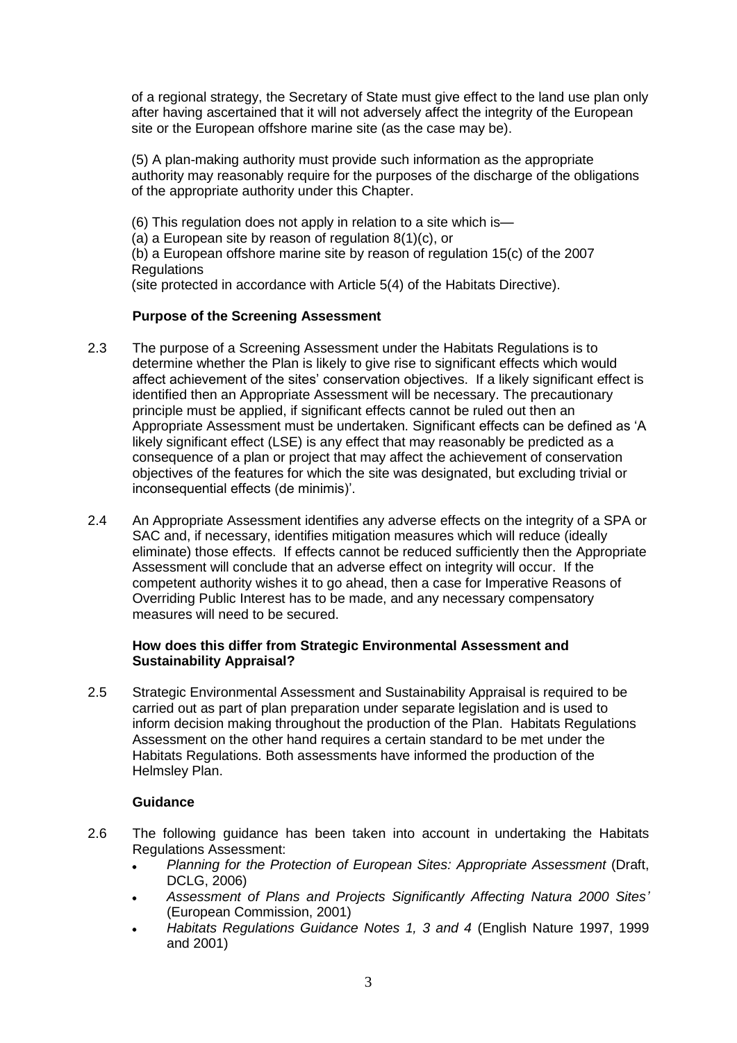of a regional strategy, the Secretary of State must give effect to the land use plan only after having ascertained that it will not adversely affect the integrity of the European site or the European offshore marine site (as the case may be).

(5) A plan-making authority must provide such information as the appropriate authority may reasonably require for the purposes of the discharge of the obligations of the appropriate authority under this Chapter.

(6) This regulation does not apply in relation to a site which is—
(a) a European site by reason of regulation 8(1)(c), or
(b) a European offshore marine site by reason of regulation 15(c) of the 2007 Regulations
(site protected in accordance with Article 5(4) of the Habitats Directive).

**Purpose of the Screening Assessment**

2.3 The purpose of a Screening Assessment under the Habitats Regulations is to determine whether the Plan is likely to give rise to significant effects which would affect achievement of the sites' conservation objectives. If a likely significant effect is identified then an Appropriate Assessment will be necessary. The precautionary principle must be applied, if significant effects cannot be ruled out then an Appropriate Assessment must be undertaken. Significant effects can be defined as 'A likely significant effect (LSE) is any effect that may reasonably be predicted as a consequence of a plan or project that may affect the achievement of conservation objectives of the features for which the site was designated, but excluding trivial or inconsequential effects (de minimis)'.

2.4 An Appropriate Assessment identifies any adverse effects on the integrity of a SPA or SAC and, if necessary, identifies mitigation measures which will reduce (ideally eliminate) those effects. If effects cannot be reduced sufficiently then the Appropriate Assessment will conclude that an adverse effect on integrity will occur. If the competent authority wishes it to go ahead, then a case for Imperative Reasons of Overriding Public Interest has to be made, and any necessary compensatory measures will need to be secured.

**How does this differ from Strategic Environmental Assessment and Sustainability Appraisal?**

2.5 Strategic Environmental Assessment and Sustainability Appraisal is required to be carried out as part of plan preparation under separate legislation and is used to inform decision making throughout the production of the Plan. Habitats Regulations Assessment on the other hand requires a certain standard to be met under the Habitats Regulations. Both assessments have informed the production of the Helmsley Plan.

**Guidance**

2.6 The following guidance has been taken into account in undertaking the Habitats Regulations Assessment:

- *Planning for the Protection of European Sites: Appropriate Assessment* (Draft, DCLG, 2006)
- *Assessment of Plans and Projects Significantly Affecting Natura 2000 Sites'* (European Commission, 2001)
- *Habitats Regulations Guidance Notes 1, 3 and 4* (English Nature 1997, 1999 and 2001)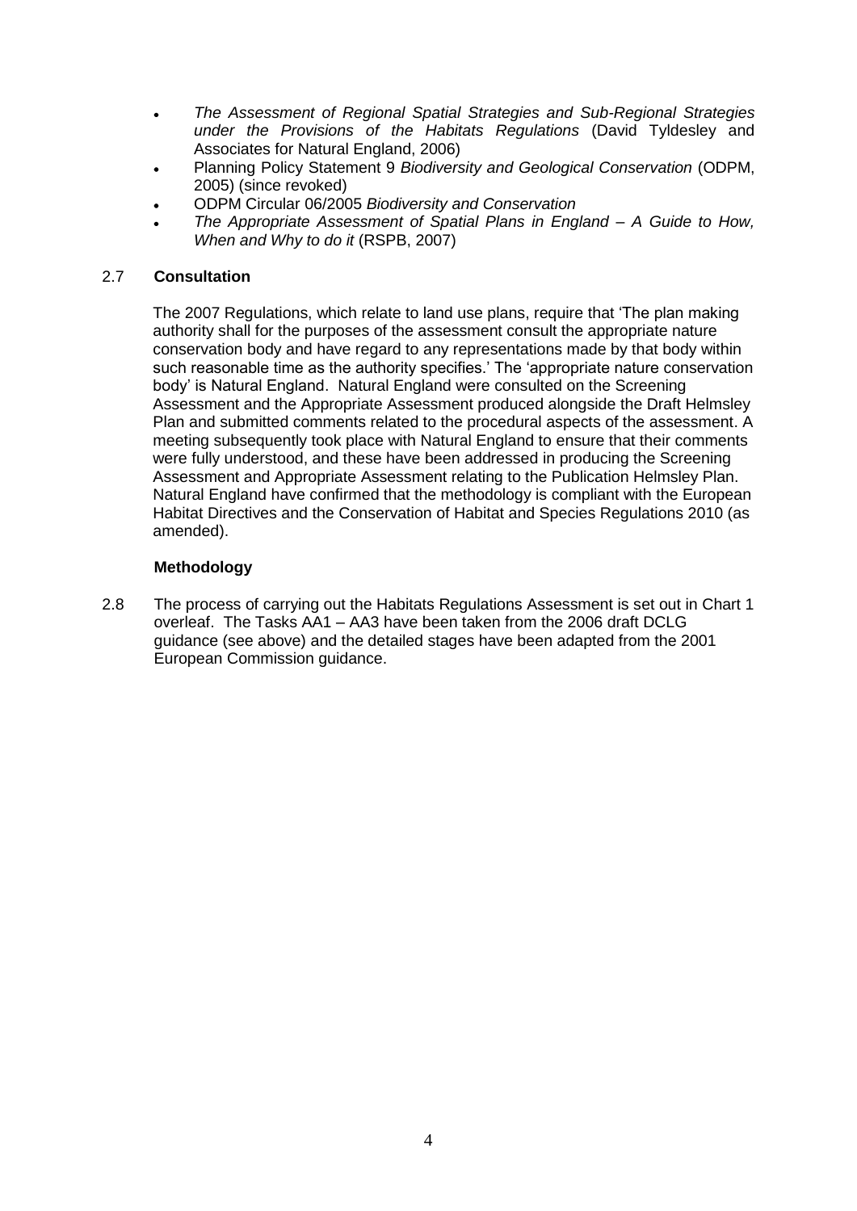- *The Assessment of Regional Spatial Strategies and Sub-Regional Strategies under the Provisions of the Habitats Regulations* (David Tyldesley and Associates for Natural England, 2006)
- Planning Policy Statement 9 *Biodiversity and Geological Conservation* (ODPM, 2005) (since revoked)
- ODPM Circular 06/2005 *Biodiversity and Conservation*
- *The Appropriate Assessment of Spatial Plans in England – A Guide to How, When and Why to do it* (RSPB, 2007)

## 2.7 Consultation

The 2007 Regulations, which relate to land use plans, require that 'The plan making authority shall for the purposes of the assessment consult the appropriate nature conservation body and have regard to any representations made by that body within such reasonable time as the authority specifies.' The 'appropriate nature conservation body' is Natural England. Natural England were consulted on the Screening Assessment and the Appropriate Assessment produced alongside the Draft Helmsley Plan and submitted comments related to the procedural aspects of the assessment. A meeting subsequently took place with Natural England to ensure that their comments were fully understood, and these have been addressed in producing the Screening Assessment and Appropriate Assessment relating to the Publication Helmsley Plan. Natural England have confirmed that the methodology is compliant with the European Habitat Directives and the Conservation of Habitat and Species Regulations 2010 (as amended).

### Methodology

2.8 The process of carrying out the Habitats Regulations Assessment is set out in Chart 1 overleaf. The Tasks AA1 – AA3 have been taken from the 2006 draft DCLG guidance (see above) and the detailed stages have been adapted from the 2001 European Commission guidance.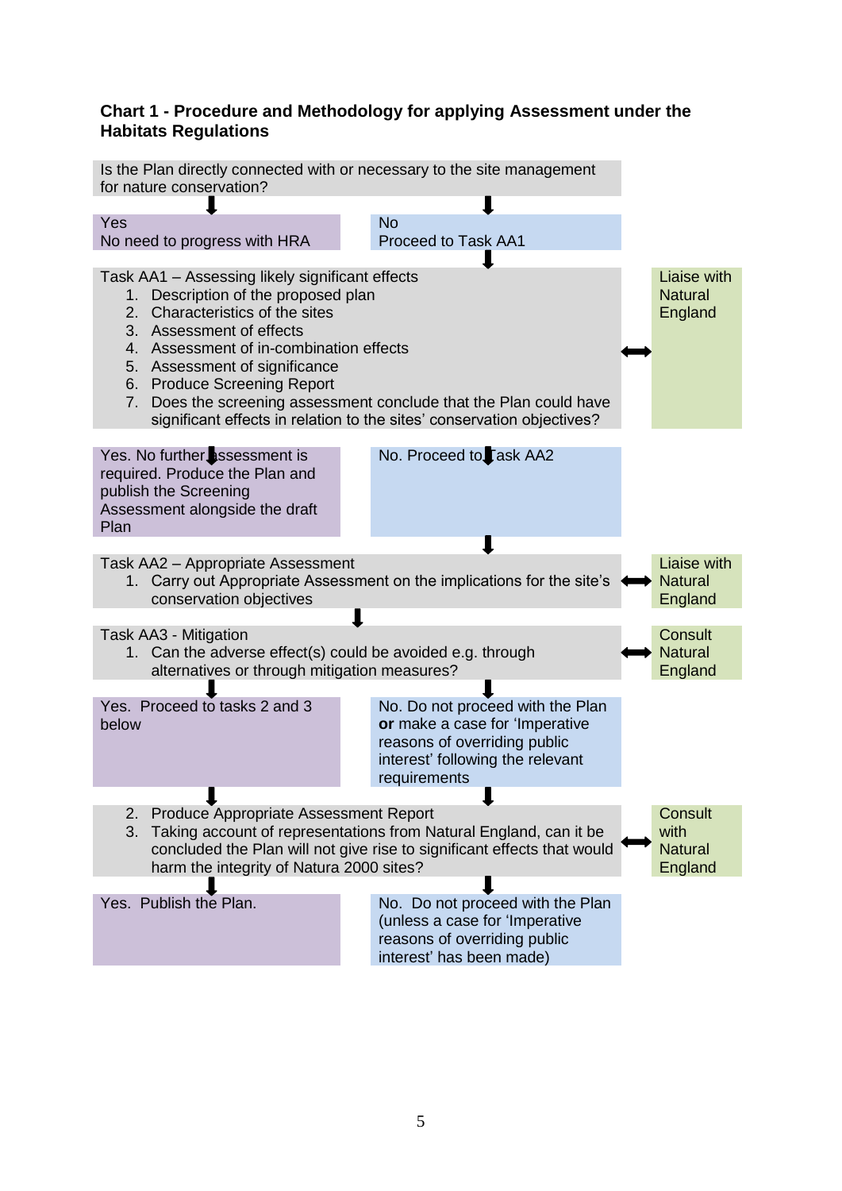**Chart 1 - Procedure and Methodology for applying Assessment under the Habitats Regulations**

Is the Plan directly connected with or necessary to the site management for nature conservation?

| Yes | No |
|---|---|
| No need to progress with HRA | Proceed to Task AA1 |

Task AA1 – Assessing likely significant effects

1. Description of the proposed plan
2. Characteristics of the sites
3. Assessment of effects
4. Assessment of in-combination effects
5. Assessment of significance
6. Produce Screening Report
7. Does the screening assessment conclude that the Plan could have significant effects in relation to the sites' conservation objectives?

↔ Liaise with Natural England

| Yes | No |
|---|---|
| Yes. No further assessment is required. Produce the Plan and publish the Screening Assessment alongside the draft Plan | No. Proceed to Task AA2 |

Task AA2 – Appropriate Assessment

1. Carry out Appropriate Assessment on the implications for the site's conservation objectives

↔ Liaise with Natural England

Task AA3 - Mitigation

1. Can the adverse effect(s) could be avoided e.g. through alternatives or through mitigation measures?

↔ Consult Natural England

| Yes | No |
|---|---|
| Yes. Proceed to tasks 2 and 3 below | No. Do not proceed with the Plan **or** make a case for 'Imperative reasons of overriding public interest' following the relevant requirements |

2. Produce Appropriate Assessment Report
3. Taking account of representations from Natural England, can it be concluded the Plan will not give rise to significant effects that would harm the integrity of Natura 2000 sites?

↔ Consult with Natural England

| Yes | No |
|---|---|
| Yes. Publish the Plan. | No. Do not proceed with the Plan (unless a case for 'Imperative reasons of overriding public interest' has been made) |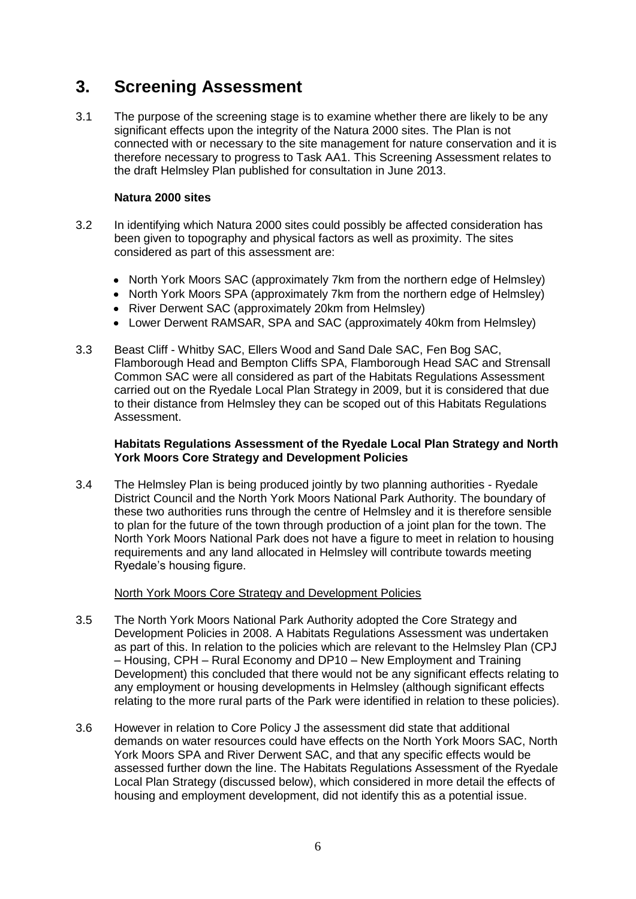# 3. Screening Assessment

3.1 The purpose of the screening stage is to examine whether there are likely to be any significant effects upon the integrity of the Natura 2000 sites. The Plan is not connected with or necessary to the site management for nature conservation and it is therefore necessary to progress to Task AA1. This Screening Assessment relates to the draft Helmsley Plan published for consultation in June 2013.

**Natura 2000 sites**

3.2 In identifying which Natura 2000 sites could possibly be affected consideration has been given to topography and physical factors as well as proximity. The sites considered as part of this assessment are:

- North York Moors SAC (approximately 7km from the northern edge of Helmsley)
- North York Moors SPA (approximately 7km from the northern edge of Helmsley)
- River Derwent SAC (approximately 20km from Helmsley)
- Lower Derwent RAMSAR, SPA and SAC (approximately 40km from Helmsley)

3.3 Beast Cliff - Whitby SAC, Ellers Wood and Sand Dale SAC, Fen Bog SAC, Flamborough Head and Bempton Cliffs SPA, Flamborough Head SAC and Strensall Common SAC were all considered as part of the Habitats Regulations Assessment carried out on the Ryedale Local Plan Strategy in 2009, but it is considered that due to their distance from Helmsley they can be scoped out of this Habitats Regulations Assessment.

**Habitats Regulations Assessment of the Ryedale Local Plan Strategy and North York Moors Core Strategy and Development Policies**

3.4 The Helmsley Plan is being produced jointly by two planning authorities - Ryedale District Council and the North York Moors National Park Authority. The boundary of these two authorities runs through the centre of Helmsley and it is therefore sensible to plan for the future of the town through production of a joint plan for the town. The North York Moors National Park does not have a figure to meet in relation to housing requirements and any land allocated in Helmsley will contribute towards meeting Ryedale's housing figure.

North York Moors Core Strategy and Development Policies

3.5 The North York Moors National Park Authority adopted the Core Strategy and Development Policies in 2008. A Habitats Regulations Assessment was undertaken as part of this. In relation to the policies which are relevant to the Helmsley Plan (CPJ – Housing, CPH – Rural Economy and DP10 – New Employment and Training Development) this concluded that there would not be any significant effects relating to any employment or housing developments in Helmsley (although significant effects relating to the more rural parts of the Park were identified in relation to these policies).

3.6 However in relation to Core Policy J the assessment did state that additional demands on water resources could have effects on the North York Moors SAC, North York Moors SPA and River Derwent SAC, and that any specific effects would be assessed further down the line. The Habitats Regulations Assessment of the Ryedale Local Plan Strategy (discussed below), which considered in more detail the effects of housing and employment development, did not identify this as a potential issue.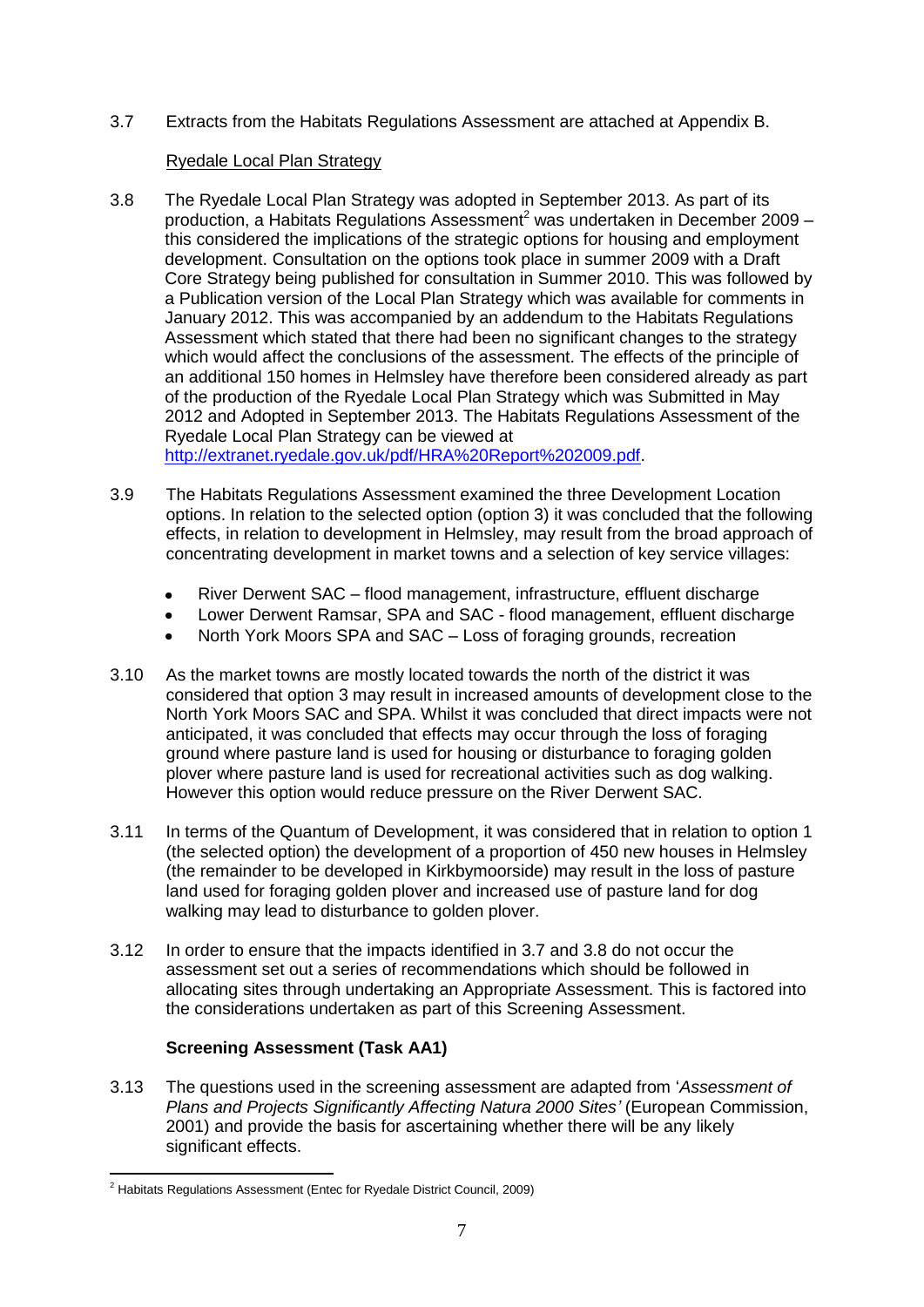3.7 Extracts from the Habitats Regulations Assessment are attached at Appendix B.

Ryedale Local Plan Strategy

3.8 The Ryedale Local Plan Strategy was adopted in September 2013. As part of its production, a Habitats Regulations Assessment[2] was undertaken in December 2009 – this considered the implications of the strategic options for housing and employment development. Consultation on the options took place in summer 2009 with a Draft Core Strategy being published for consultation in Summer 2010. This was followed by a Publication version of the Local Plan Strategy which was available for comments in January 2012. This was accompanied by an addendum to the Habitats Regulations Assessment which stated that there had been no significant changes to the strategy which would affect the conclusions of the assessment. The effects of the principle of an additional 150 homes in Helmsley have therefore been considered already as part of the production of the Ryedale Local Plan Strategy which was Submitted in May 2012 and Adopted in September 2013. The Habitats Regulations Assessment of the Ryedale Local Plan Strategy can be viewed at http://extranet.ryedale.gov.uk/pdf/HRA%20Report%202009.pdf.

3.9 The Habitats Regulations Assessment examined the three Development Location options. In relation to the selected option (option 3) it was concluded that the following effects, in relation to development in Helmsley, may result from the broad approach of concentrating development in market towns and a selection of key service villages:

- River Derwent SAC – flood management, infrastructure, effluent discharge
- Lower Derwent Ramsar, SPA and SAC - flood management, effluent discharge
- North York Moors SPA and SAC – Loss of foraging grounds, recreation

3.10 As the market towns are mostly located towards the north of the district it was considered that option 3 may result in increased amounts of development close to the North York Moors SAC and SPA. Whilst it was concluded that direct impacts were not anticipated, it was concluded that effects may occur through the loss of foraging ground where pasture land is used for housing or disturbance to foraging golden plover where pasture land is used for recreational activities such as dog walking. However this option would reduce pressure on the River Derwent SAC.

3.11 In terms of the Quantum of Development, it was considered that in relation to option 1 (the selected option) the development of a proportion of 450 new houses in Helmsley (the remainder to be developed in Kirkbymoorside) may result in the loss of pasture land used for foraging golden plover and increased use of pasture land for dog walking may lead to disturbance to golden plover.

3.12 In order to ensure that the impacts identified in 3.7 and 3.8 do not occur the assessment set out a series of recommendations which should be followed in allocating sites through undertaking an Appropriate Assessment. This is factored into the considerations undertaken as part of this Screening Assessment.

**Screening Assessment (Task AA1)**

3.13 The questions used in the screening assessment are adapted from '*Assessment of Plans and Projects Significantly Affecting Natura 2000 Sites'* (European Commission, 2001) and provide the basis for ascertaining whether there will be any likely significant effects.

[2] Habitats Regulations Assessment (Entec for Ryedale District Council, 2009)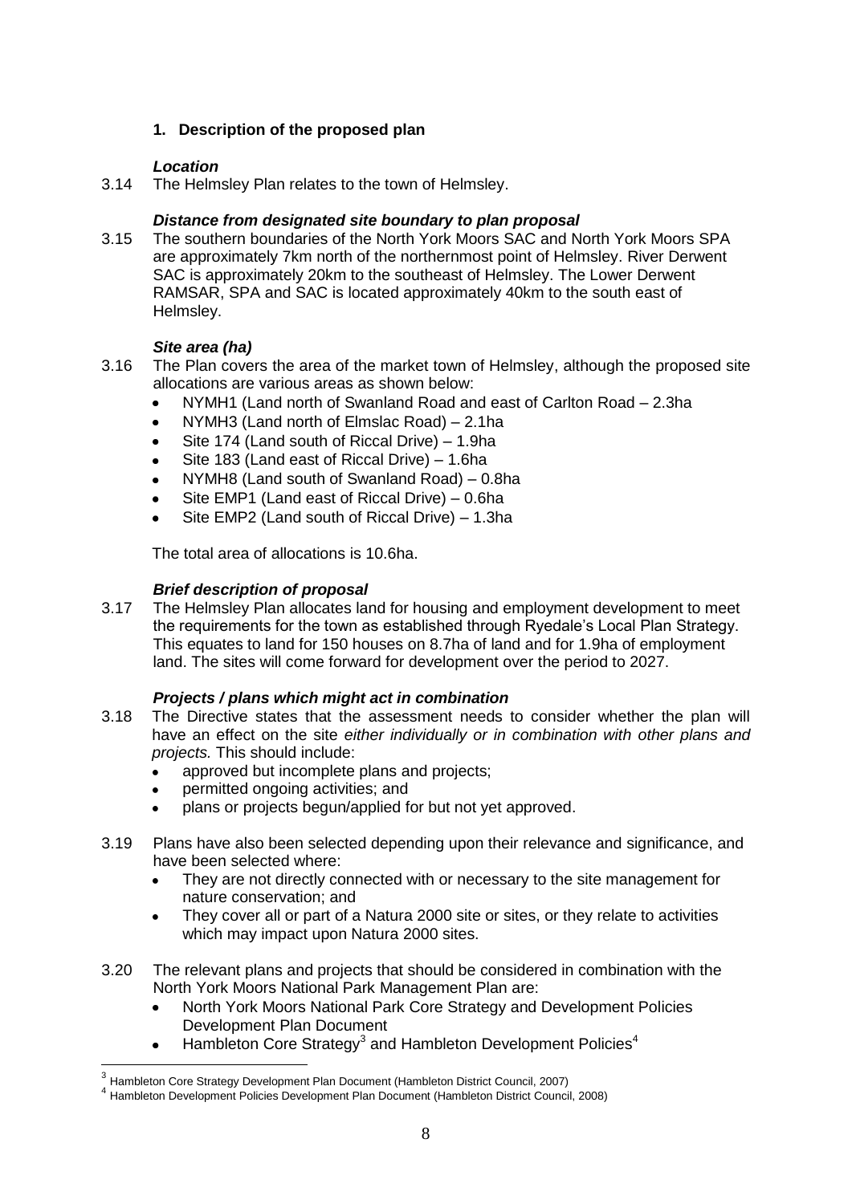## 1. Description of the proposed plan

### *Location*

3.14 The Helmsley Plan relates to the town of Helmsley.

### *Distance from designated site boundary to plan proposal*

3.15 The southern boundaries of the North York Moors SAC and North York Moors SPA are approximately 7km north of the northernmost point of Helmsley. River Derwent SAC is approximately 20km to the southeast of Helmsley. The Lower Derwent RAMSAR, SPA and SAC is located approximately 40km to the south east of Helmsley.

### *Site area (ha)*

3.16 The Plan covers the area of the market town of Helmsley, although the proposed site allocations are various areas as shown below:

- NYMH1 (Land north of Swanland Road and east of Carlton Road – 2.3ha
- NYMH3 (Land north of Elmslac Road) – 2.1ha
- Site 174 (Land south of Riccal Drive) – 1.9ha
- Site 183 (Land east of Riccal Drive) – 1.6ha
- NYMH8 (Land south of Swanland Road) – 0.8ha
- Site EMP1 (Land east of Riccal Drive) – 0.6ha
- Site EMP2 (Land south of Riccal Drive) – 1.3ha

The total area of allocations is 10.6ha.

### *Brief description of proposal*

3.17 The Helmsley Plan allocates land for housing and employment development to meet the requirements for the town as established through Ryedale's Local Plan Strategy. This equates to land for 150 houses on 8.7ha of land and for 1.9ha of employment land. The sites will come forward for development over the period to 2027.

### *Projects / plans which might act in combination*

3.18 The Directive states that the assessment needs to consider whether the plan will have an effect on the site *either individually or in combination with other plans and projects.* This should include:

- approved but incomplete plans and projects;
- permitted ongoing activities; and
- plans or projects begun/applied for but not yet approved.

3.19 Plans have also been selected depending upon their relevance and significance, and have been selected where:

- They are not directly connected with or necessary to the site management for nature conservation; and
- They cover all or part of a Natura 2000 site or sites, or they relate to activities which may impact upon Natura 2000 sites.

3.20 The relevant plans and projects that should be considered in combination with the North York Moors National Park Management Plan are:

- North York Moors National Park Core Strategy and Development Policies Development Plan Document
- Hambleton Core Strategy[3] and Hambleton Development Policies[4]

---

[3] Hambleton Core Strategy Development Plan Document (Hambleton District Council, 2007)

[4] Hambleton Development Policies Development Plan Document (Hambleton District Council, 2008)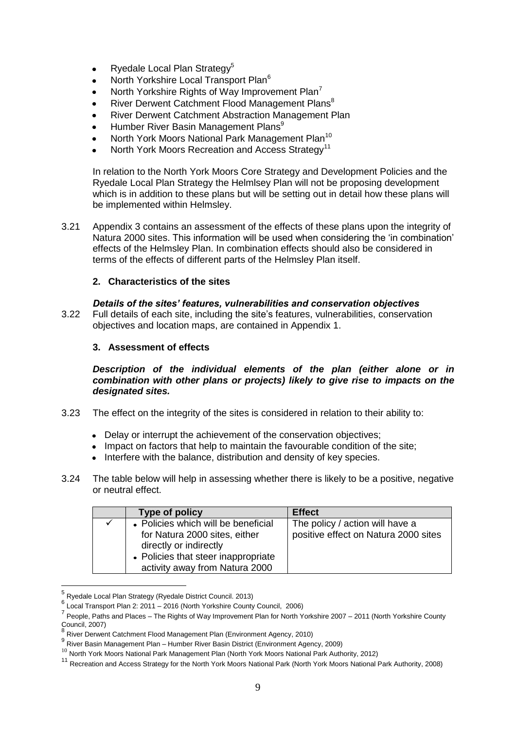- Ryedale Local Plan Strategy[5]
- North Yorkshire Local Transport Plan[6]
- North Yorkshire Rights of Way Improvement Plan[7]
- River Derwent Catchment Flood Management Plans[8]
- River Derwent Catchment Abstraction Management Plan
- Humber River Basin Management Plans[9]
- North York Moors National Park Management Plan[10]
- North York Moors Recreation and Access Strategy[11]

In relation to the North York Moors Core Strategy and Development Policies and the Ryedale Local Plan Strategy the Helmlsey Plan will not be proposing development which is in addition to these plans but will be setting out in detail how these plans will be implemented within Helmsley.

3.21 Appendix 3 contains an assessment of the effects of these plans upon the integrity of Natura 2000 sites. This information will be used when considering the 'in combination' effects of the Helmsley Plan. In combination effects should also be considered in terms of the effects of different parts of the Helmsley Plan itself.

### 2. Characteristics of the sites

***Details of the sites' features, vulnerabilities and conservation objectives***

3.22 Full details of each site, including the site's features, vulnerabilities, conservation objectives and location maps, are contained in Appendix 1.

### 3. Assessment of effects

***Description of the individual elements of the plan (either alone or in combination with other plans or projects) likely to give rise to impacts on the designated sites.***

3.23 The effect on the integrity of the sites is considered in relation to their ability to:

- Delay or interrupt the achievement of the conservation objectives;
- Impact on factors that help to maintain the favourable condition of the site;
- Interfere with the balance, distribution and density of key species.

3.24 The table below will help in assessing whether there is likely to be a positive, negative or neutral effect.

| | Type of policy | Effect |
|---|---|---|
| ✓ | • Policies which will be beneficial for Natura 2000 sites, either directly or indirectly<br>• Policies that steer inappropriate activity away from Natura 2000 | The policy / action will have a positive effect on Natura 2000 sites |

---

[5] Ryedale Local Plan Strategy (Ryedale District Council. 2013)

[6] Local Transport Plan 2: 2011 – 2016 (North Yorkshire County Council, 2006)

[7] People, Paths and Places – The Rights of Way Improvement Plan for North Yorkshire 2007 – 2011 (North Yorkshire County Council, 2007)

[8] River Derwent Catchment Flood Management Plan (Environment Agency, 2010)

[9] River Basin Management Plan – Humber River Basin District (Environment Agency, 2009)

[10] North York Moors National Park Management Plan (North York Moors National Park Authority, 2012)

[11] Recreation and Access Strategy for the North York Moors National Park (North York Moors National Park Authority, 2008)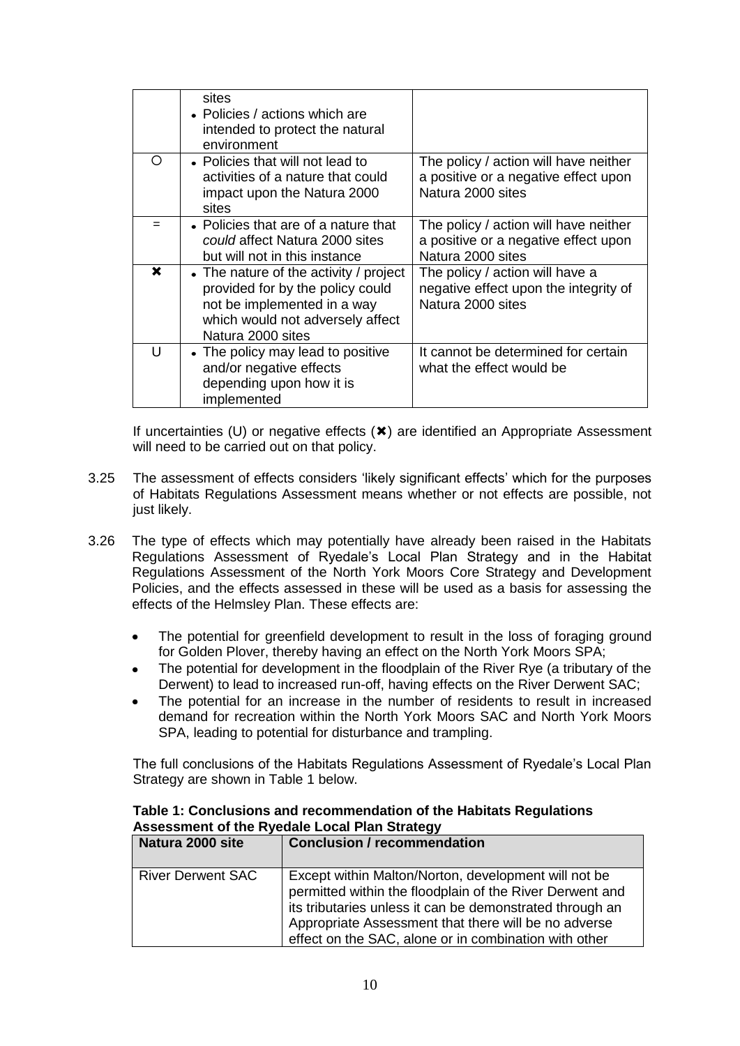| | | |
|---|---|---|
| | sites<br>• Policies / actions which are intended to protect the natural environment | |
| O | • Policies that will not lead to activities of a nature that could impact upon the Natura 2000 sites | The policy / action will have neither a positive or a negative effect upon Natura 2000 sites |
| = | • Policies that are of a nature that *could* affect Natura 2000 sites but will not in this instance | The policy / action will have neither a positive or a negative effect upon Natura 2000 sites |
| ✖ | • The nature of the activity / project provided for by the policy could not be implemented in a way which would not adversely affect Natura 2000 sites | The policy / action will have a negative effect upon the integrity of Natura 2000 sites |
| U | • The policy may lead to positive and/or negative effects depending upon how it is implemented | It cannot be determined for certain what the effect would be |

If uncertainties (U) or negative effects (✖) are identified an Appropriate Assessment will need to be carried out on that policy.

3.25 The assessment of effects considers 'likely significant effects' which for the purposes of Habitats Regulations Assessment means whether or not effects are possible, not just likely.

3.26 The type of effects which may potentially have already been raised in the Habitats Regulations Assessment of Ryedale's Local Plan Strategy and in the Habitat Regulations Assessment of the North York Moors Core Strategy and Development Policies, and the effects assessed in these will be used as a basis for assessing the effects of the Helmsley Plan. These effects are:

- The potential for greenfield development to result in the loss of foraging ground for Golden Plover, thereby having an effect on the North York Moors SPA;
- The potential for development in the floodplain of the River Rye (a tributary of the Derwent) to lead to increased run-off, having effects on the River Derwent SAC;
- The potential for an increase in the number of residents to result in increased demand for recreation within the North York Moors SAC and North York Moors SPA, leading to potential for disturbance and trampling.

The full conclusions of the Habitats Regulations Assessment of Ryedale's Local Plan Strategy are shown in Table 1 below.

**Table 1: Conclusions and recommendation of the Habitats Regulations Assessment of the Ryedale Local Plan Strategy**

| Natura 2000 site | Conclusion / recommendation |
|---|---|
| River Derwent SAC | Except within Malton/Norton, development will not be permitted within the floodplain of the River Derwent and its tributaries unless it can be demonstrated through an Appropriate Assessment that there will be no adverse effect on the SAC, alone or in combination with other |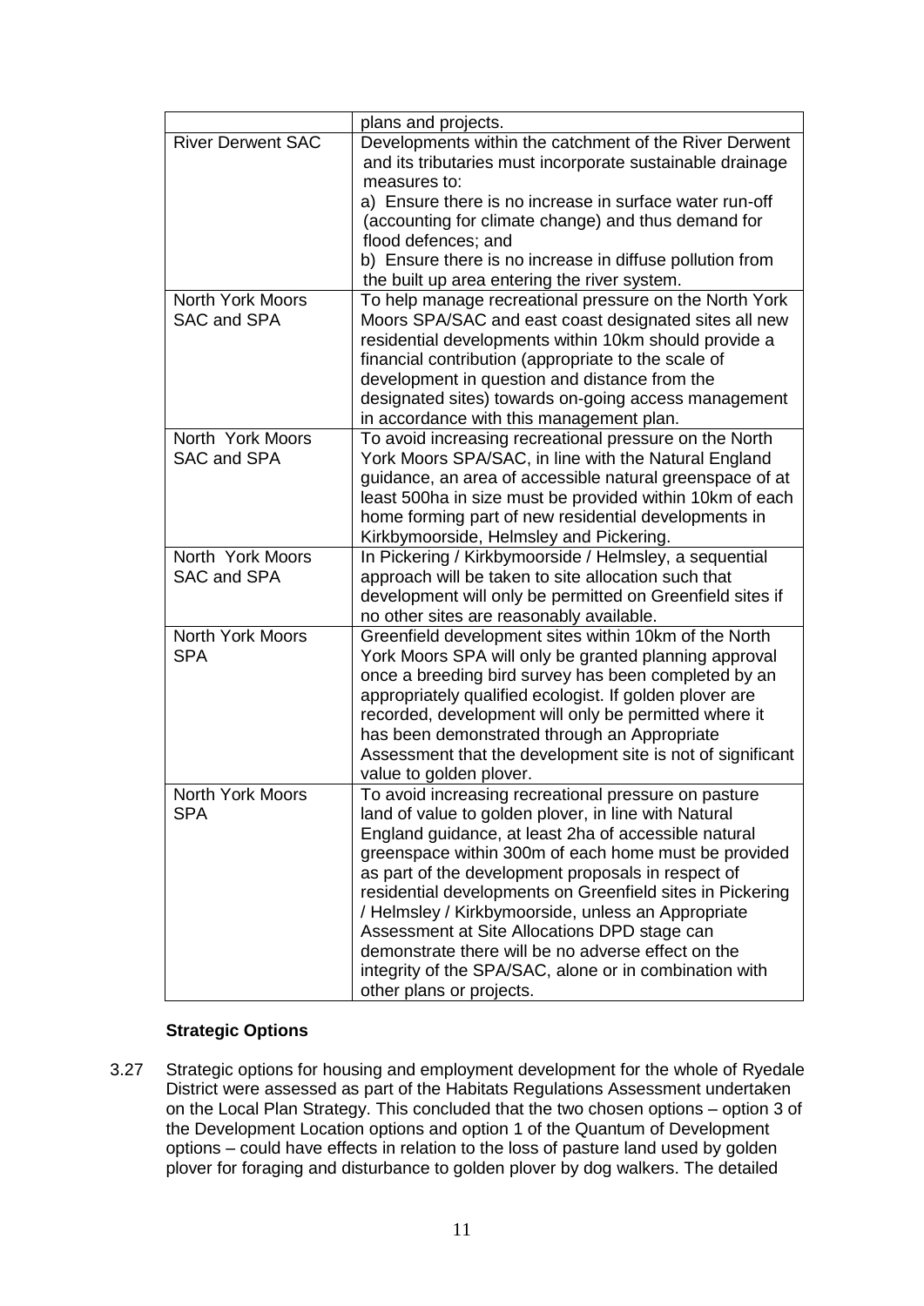| | plans and projects. |
|---|---|
| River Derwent SAC | Developments within the catchment of the River Derwent and its tributaries must incorporate sustainable drainage measures to:<br>a) Ensure there is no increase in surface water run-off (accounting for climate change) and thus demand for flood defences; and<br>b) Ensure there is no increase in diffuse pollution from the built up area entering the river system. |
| North York Moors SAC and SPA | To help manage recreational pressure on the North York Moors SPA/SAC and east coast designated sites all new residential developments within 10km should provide a financial contribution (appropriate to the scale of development in question and distance from the designated sites) towards on-going access management in accordance with this management plan. |
| North York Moors SAC and SPA | To avoid increasing recreational pressure on the North York Moors SPA/SAC, in line with the Natural England guidance, an area of accessible natural greenspace of at least 500ha in size must be provided within 10km of each home forming part of new residential developments in Kirkbymoorside, Helmsley and Pickering. |
| North York Moors SAC and SPA | In Pickering / Kirkbymoorside / Helmsley, a sequential approach will be taken to site allocation such that development will only be permitted on Greenfield sites if no other sites are reasonably available. |
| North York Moors SPA | Greenfield development sites within 10km of the North York Moors SPA will only be granted planning approval once a breeding bird survey has been completed by an appropriately qualified ecologist. If golden plover are recorded, development will only be permitted where it has been demonstrated through an Appropriate Assessment that the development site is not of significant value to golden plover. |
| North York Moors SPA | To avoid increasing recreational pressure on pasture land of value to golden plover, in line with Natural England guidance, at least 2ha of accessible natural greenspace within 300m of each home must be provided as part of the development proposals in respect of residential developments on Greenfield sites in Pickering / Helmsley / Kirkbymoorside, unless an Appropriate Assessment at Site Allocations DPD stage can demonstrate there will be no adverse effect on the integrity of the SPA/SAC, alone or in combination with other plans or projects. |

**Strategic Options**

3.27 Strategic options for housing and employment development for the whole of Ryedale District were assessed as part of the Habitats Regulations Assessment undertaken on the Local Plan Strategy. This concluded that the two chosen options – option 3 of the Development Location options and option 1 of the Quantum of Development options – could have effects in relation to the loss of pasture land used by golden plover for foraging and disturbance to golden plover by dog walkers. The detailed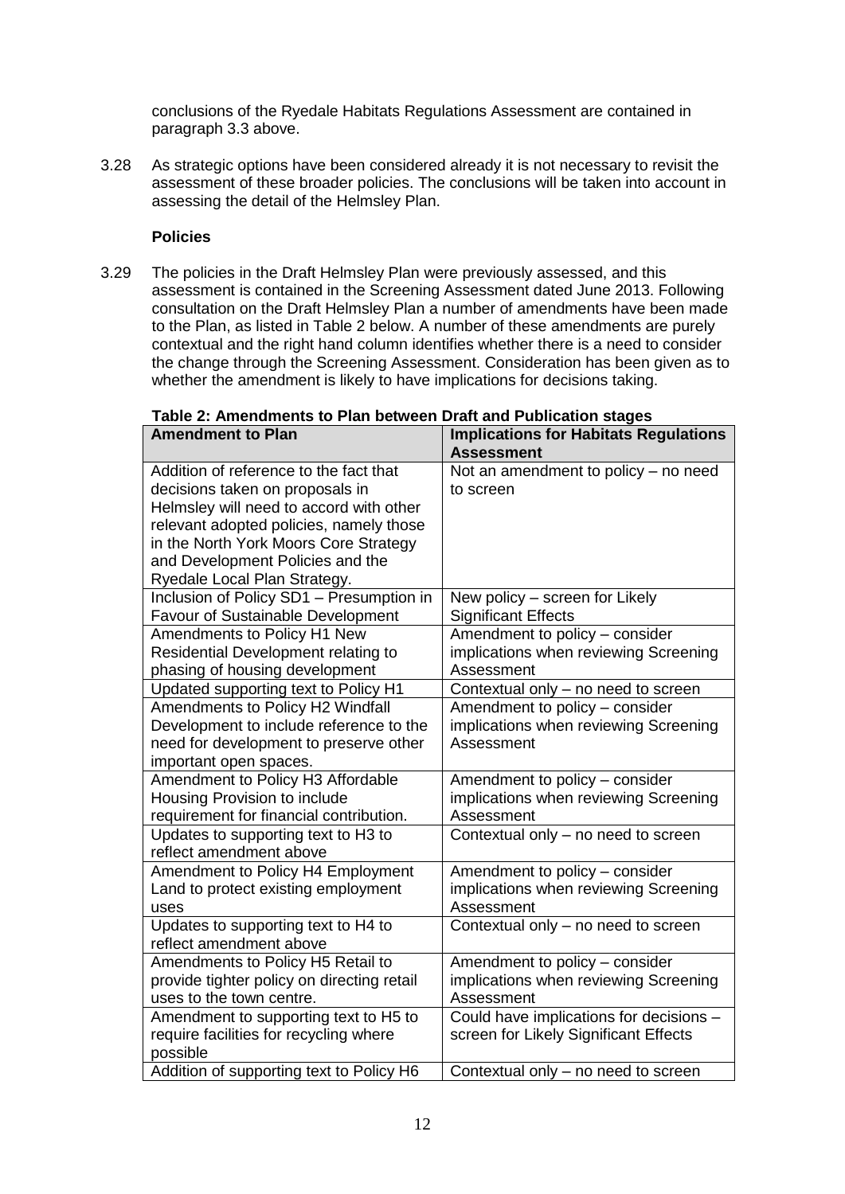conclusions of the Ryedale Habitats Regulations Assessment are contained in paragraph 3.3 above.

3.28 As strategic options have been considered already it is not necessary to revisit the assessment of these broader policies. The conclusions will be taken into account in assessing the detail of the Helmsley Plan.

**Policies**

3.29 The policies in the Draft Helmsley Plan were previously assessed, and this assessment is contained in the Screening Assessment dated June 2013. Following consultation on the Draft Helmsley Plan a number of amendments have been made to the Plan, as listed in Table 2 below. A number of these amendments are purely contextual and the right hand column identifies whether there is a need to consider the change through the Screening Assessment. Consideration has been given as to whether the amendment is likely to have implications for decisions taking.

**Table 2: Amendments to Plan between Draft and Publication stages**

| Amendment to Plan | Implications for Habitats Regulations Assessment |
|---|---|
| Addition of reference to the fact that decisions taken on proposals in Helmsley will need to accord with other relevant adopted policies, namely those in the North York Moors Core Strategy and Development Policies and the Ryedale Local Plan Strategy. | Not an amendment to policy – no need to screen |
| Inclusion of Policy SD1 – Presumption in Favour of Sustainable Development | New policy – screen for Likely Significant Effects |
| Amendments to Policy H1 New Residential Development relating to phasing of housing development | Amendment to policy – consider implications when reviewing Screening Assessment |
| Updated supporting text to Policy H1 | Contextual only – no need to screen |
| Amendments to Policy H2 Windfall Development to include reference to the need for development to preserve other important open spaces. | Amendment to policy – consider implications when reviewing Screening Assessment |
| Amendment to Policy H3 Affordable Housing Provision to include requirement for financial contribution. | Amendment to policy – consider implications when reviewing Screening Assessment |
| Updates to supporting text to H3 to reflect amendment above | Contextual only – no need to screen |
| Amendment to Policy H4 Employment Land to protect existing employment uses | Amendment to policy – consider implications when reviewing Screening Assessment |
| Updates to supporting text to H4 to reflect amendment above | Contextual only – no need to screen |
| Amendments to Policy H5 Retail to provide tighter policy on directing retail uses to the town centre. | Amendment to policy – consider implications when reviewing Screening Assessment |
| Amendment to supporting text to H5 to require facilities for recycling where possible | Could have implications for decisions – screen for Likely Significant Effects |
| Addition of supporting text to Policy H6 | Contextual only – no need to screen |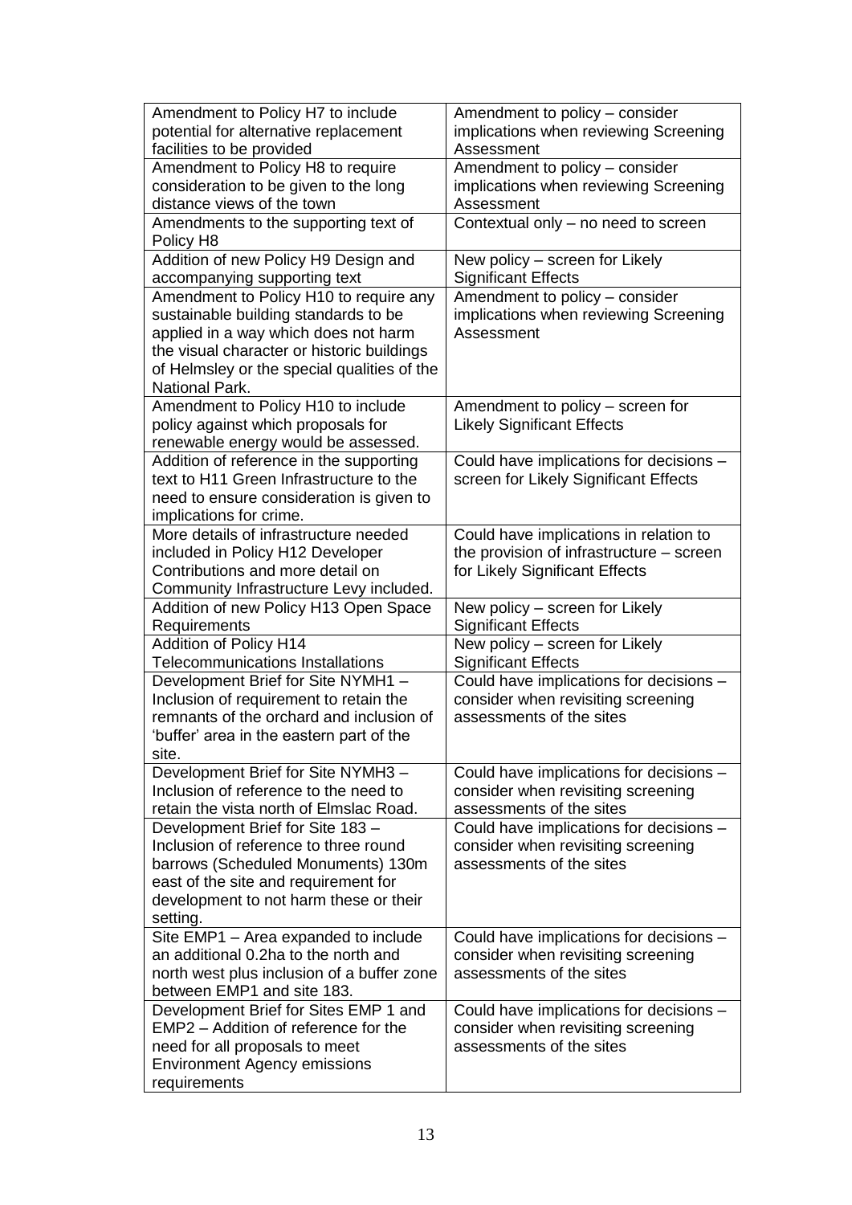| | |
|---|---|
| Amendment to Policy H7 to include potential for alternative replacement facilities to be provided | Amendment to policy – consider implications when reviewing Screening Assessment |
| Amendment to Policy H8 to require consideration to be given to the long distance views of the town | Amendment to policy – consider implications when reviewing Screening Assessment |
| Amendments to the supporting text of Policy H8 | Contextual only – no need to screen |
| Addition of new Policy H9 Design and accompanying supporting text | New policy – screen for Likely Significant Effects |
| Amendment to Policy H10 to require any sustainable building standards to be applied in a way which does not harm the visual character or historic buildings of Helmsley or the special qualities of the National Park. | Amendment to policy – consider implications when reviewing Screening Assessment |
| Amendment to Policy H10 to include policy against which proposals for renewable energy would be assessed. | Amendment to policy – screen for Likely Significant Effects |
| Addition of reference in the supporting text to H11 Green Infrastructure to the need to ensure consideration is given to implications for crime. | Could have implications for decisions – screen for Likely Significant Effects |
| More details of infrastructure needed included in Policy H12 Developer Contributions and more detail on Community Infrastructure Levy included. | Could have implications in relation to the provision of infrastructure – screen for Likely Significant Effects |
| Addition of new Policy H13 Open Space Requirements | New policy – screen for Likely Significant Effects |
| Addition of Policy H14 Telecommunications Installations | New policy – screen for Likely Significant Effects |
| Development Brief for Site NYMH1 – Inclusion of requirement to retain the remnants of the orchard and inclusion of 'buffer' area in the eastern part of the site. | Could have implications for decisions – consider when revisiting screening assessments of the sites |
| Development Brief for Site NYMH3 – Inclusion of reference to the need to retain the vista north of Elmslac Road. | Could have implications for decisions – consider when revisiting screening assessments of the sites |
| Development Brief for Site 183 – Inclusion of reference to three round barrows (Scheduled Monuments) 130m east of the site and requirement for development to not harm these or their setting. | Could have implications for decisions – consider when revisiting screening assessments of the sites |
| Site EMP1 – Area expanded to include an additional 0.2ha to the north and north west plus inclusion of a buffer zone between EMP1 and site 183. | Could have implications for decisions – consider when revisiting screening assessments of the sites |
| Development Brief for Sites EMP 1 and EMP2 – Addition of reference for the need for all proposals to meet Environment Agency emissions requirements | Could have implications for decisions – consider when revisiting screening assessments of the sites |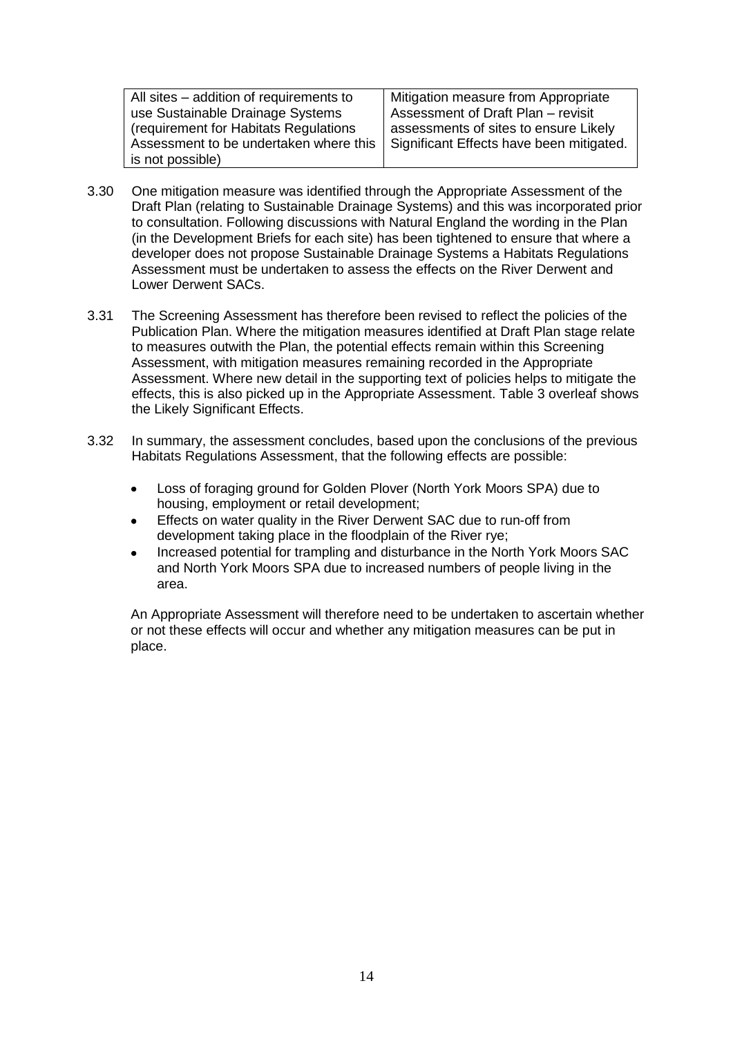| All sites – addition of requirements to use Sustainable Drainage Systems (requirement for Habitats Regulations Assessment to be undertaken where this is not possible) | Mitigation measure from Appropriate Assessment of Draft Plan – revisit assessments of sites to ensure Likely Significant Effects have been mitigated. |
|---|---|

3.30 One mitigation measure was identified through the Appropriate Assessment of the Draft Plan (relating to Sustainable Drainage Systems) and this was incorporated prior to consultation. Following discussions with Natural England the wording in the Plan (in the Development Briefs for each site) has been tightened to ensure that where a developer does not propose Sustainable Drainage Systems a Habitats Regulations Assessment must be undertaken to assess the effects on the River Derwent and Lower Derwent SACs.

3.31 The Screening Assessment has therefore been revised to reflect the policies of the Publication Plan. Where the mitigation measures identified at Draft Plan stage relate to measures outwith the Plan, the potential effects remain within this Screening Assessment, with mitigation measures remaining recorded in the Appropriate Assessment. Where new detail in the supporting text of policies helps to mitigate the effects, this is also picked up in the Appropriate Assessment. Table 3 overleaf shows the Likely Significant Effects.

3.32 In summary, the assessment concludes, based upon the conclusions of the previous Habitats Regulations Assessment, that the following effects are possible:

- Loss of foraging ground for Golden Plover (North York Moors SPA) due to housing, employment or retail development;
- Effects on water quality in the River Derwent SAC due to run-off from development taking place in the floodplain of the River rye;
- Increased potential for trampling and disturbance in the North York Moors SAC and North York Moors SPA due to increased numbers of people living in the area.

An Appropriate Assessment will therefore need to be undertaken to ascertain whether or not these effects will occur and whether any mitigation measures can be put in place.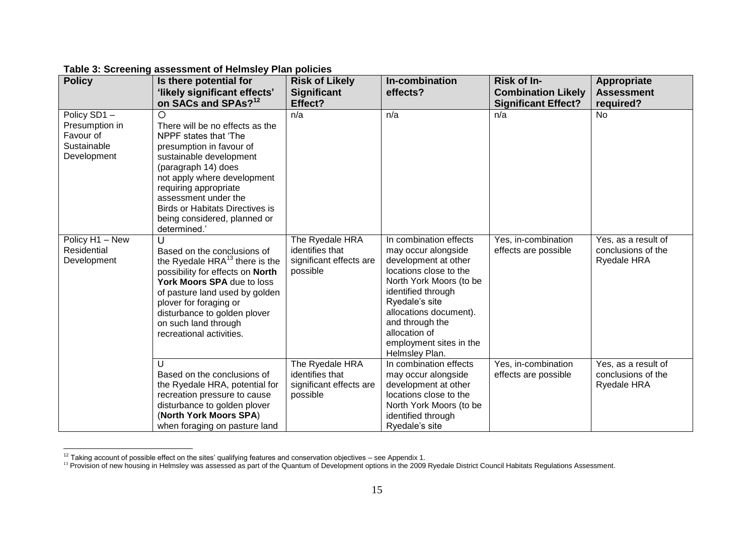**Table 3: Screening assessment of Helmsley Plan policies**

| Policy | Is there potential for 'likely significant effects' on SACs and SPAs?[12] | Risk of Likely Significant Effect? | In-combination effects? | Risk of In-Combination Likely Significant Effect? | Appropriate Assessment required? |
|---|---|---|---|---|---|
| Policy SD1 – Presumption in Favour of Sustainable Development | O<br>There will be no effects as the NPPF states that 'The presumption in favour of sustainable development (paragraph 14) does not apply where development requiring appropriate assessment under the Birds or Habitats Directives is being considered, planned or determined.' | n/a | n/a | n/a | No |
| Policy H1 – New Residential Development | U<br>Based on the conclusions of the Ryedale HRA[13] there is the possibility for effects on **North York Moors SPA** due to loss of pasture land used by golden plover for foraging or disturbance to golden plover on such land through recreational activities. | The Ryedale HRA identifies that significant effects are possible | In combination effects may occur alongside development at other locations close to the North York Moors (to be identified through Ryedale's site allocations document). and through the allocation of employment sites in the Helmsley Plan. | Yes, in-combination effects are possible | Yes, as a result of conclusions of the Ryedale HRA |
| | U<br>Based on the conclusions of the Ryedale HRA, potential for recreation pressure to cause disturbance to golden plover (**North York Moors SPA**) when foraging on pasture land | The Ryedale HRA identifies that significant effects are possible | In combination effects may occur alongside development at other locations close to the North York Moors (to be identified through Ryedale's site | Yes, in-combination effects are possible | Yes, as a result of conclusions of the Ryedale HRA |

[12] Taking account of possible effect on the sites' qualifying features and conservation objectives – see Appendix 1.

[13] Provision of new housing in Helmsley was assessed as part of the Quantum of Development options in the 2009 Ryedale District Council Habitats Regulations Assessment.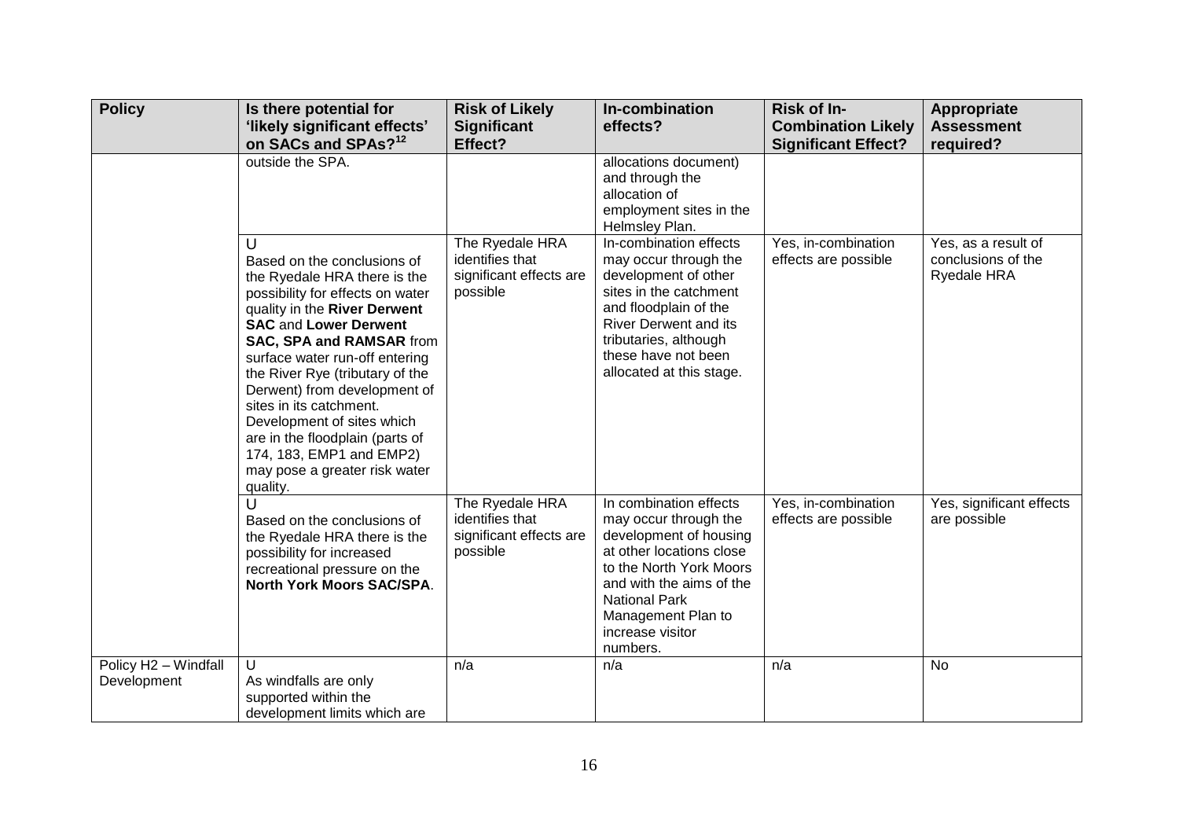| Policy | Is there potential for 'likely significant effects' on SACs and SPAs?[12] | Risk of Likely Significant Effect? | In-combination effects? | Risk of In-Combination Likely Significant Effect? | Appropriate Assessment required? |
|---|---|---|---|---|---|
| | outside the SPA. | | allocations document) and through the allocation of employment sites in the Helmsley Plan. | | |
| | U<br>Based on the conclusions of the Ryedale HRA there is the possibility for effects on water quality in the **River Derwent SAC** and **Lower Derwent SAC, SPA and RAMSAR** from surface water run-off entering the River Rye (tributary of the Derwent) from development of sites in its catchment. Development of sites which are in the floodplain (parts of 174, 183, EMP1 and EMP2) may pose a greater risk water quality. | The Ryedale HRA identifies that significant effects are possible | In-combination effects may occur through the development of other sites in the catchment and floodplain of the River Derwent and its tributaries, although these have not been allocated at this stage. | Yes, in-combination effects are possible | Yes, as a result of conclusions of the Ryedale HRA |
| | U<br>Based on the conclusions of the Ryedale HRA there is the possibility for increased recreational pressure on the **North York Moors SAC/SPA**. | The Ryedale HRA identifies that significant effects are possible | In combination effects may occur through the development of housing at other locations close to the North York Moors and with the aims of the National Park Management Plan to increase visitor numbers. | Yes, in-combination effects are possible | Yes, significant effects are possible |
| Policy H2 – Windfall Development | U<br>As windfalls are only supported within the development limits which are | n/a | n/a | n/a | No |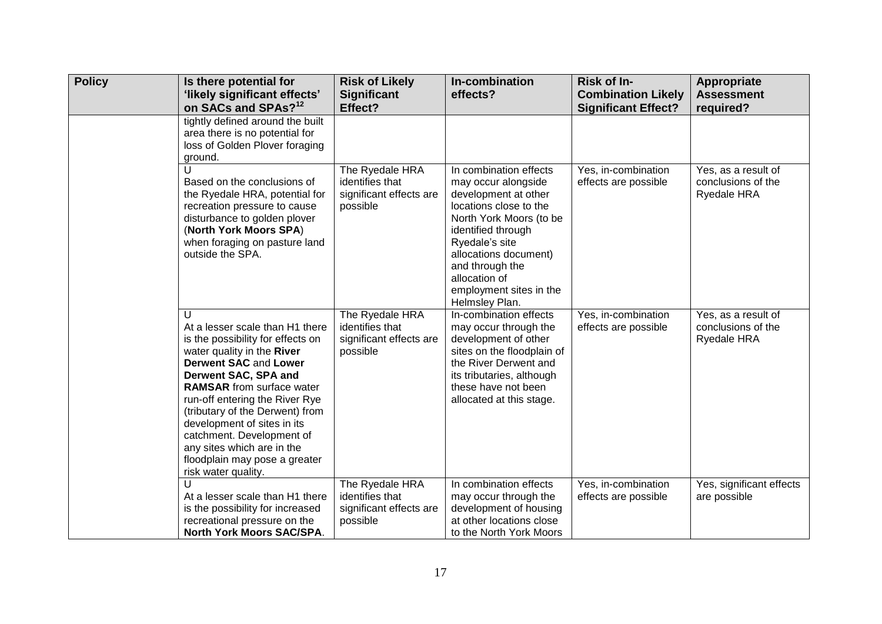| Policy | Is there potential for 'likely significant effects' on SACs and SPAs?[12] | Risk of Likely Significant Effect? | In-combination effects? | Risk of In-Combination Likely Significant Effect? | Appropriate Assessment required? |
|---|---|---|---|---|---|
| | tightly defined around the built area there is no potential for loss of Golden Plover foraging ground. | | | | |
| | U<br>Based on the conclusions of the Ryedale HRA, potential for recreation pressure to cause disturbance to golden plover (**North York Moors SPA**) when foraging on pasture land outside the SPA. | The Ryedale HRA identifies that significant effects are possible | In combination effects may occur alongside development at other locations close to the North York Moors (to be identified through Ryedale's site allocations document) and through the allocation of employment sites in the Helmsley Plan. | Yes, in-combination effects are possible | Yes, as a result of conclusions of the Ryedale HRA |
| | U<br>At a lesser scale than H1 there is the possibility for effects on water quality in the **River Derwent SAC** and **Lower Derwent SAC, SPA and RAMSAR** from surface water run-off entering the River Rye (tributary of the Derwent) from development of sites in its catchment. Development of any sites which are in the floodplain may pose a greater risk water quality. | The Ryedale HRA identifies that significant effects are possible | In-combination effects may occur through the development of other sites on the floodplain of the River Derwent and its tributaries, although these have not been allocated at this stage. | Yes, in-combination effects are possible | Yes, as a result of conclusions of the Ryedale HRA |
| | U<br>At a lesser scale than H1 there is the possibility for increased recreational pressure on the **North York Moors SAC/SPA**. | The Ryedale HRA identifies that significant effects are possible | In combination effects may occur through the development of housing at other locations close to the North York Moors | Yes, in-combination effects are possible | Yes, significant effects are possible |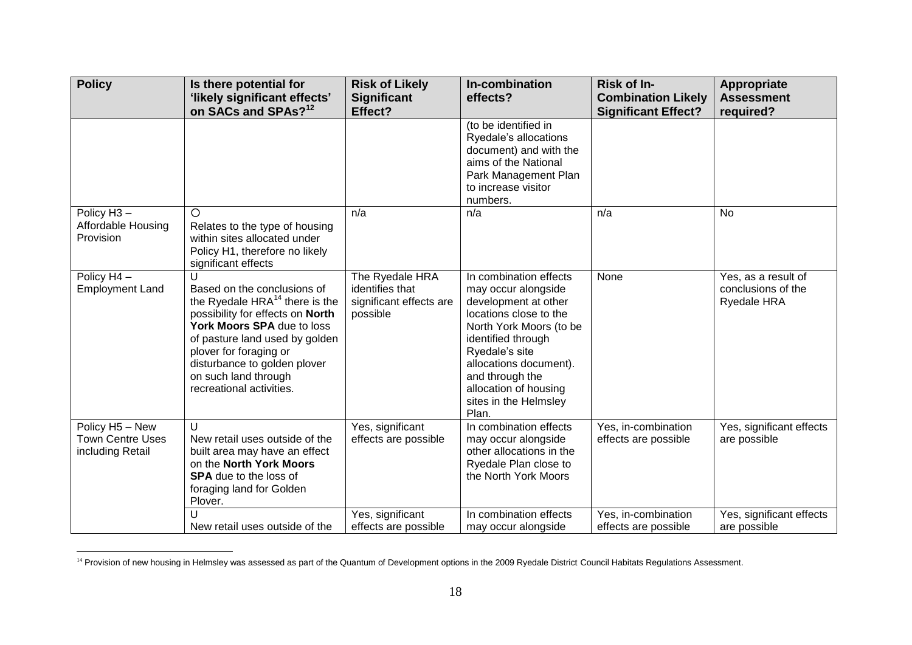| Policy | Is there potential for 'likely significant effects' on SACs and SPAs?[12] | Risk of Likely Significant Effect? | In-combination effects? | Risk of In-Combination Likely Significant Effect? | Appropriate Assessment required? |
|---|---|---|---|---|---|
| | | | (to be identified in Ryedale's allocations document) and with the aims of the National Park Management Plan to increase visitor numbers. | | |
| Policy H3 – Affordable Housing Provision | O<br>Relates to the type of housing within sites allocated under Policy H1, therefore no likely significant effects | n/a | n/a | n/a | No |
| Policy H4 – Employment Land | U<br>Based on the conclusions of the Ryedale HRA[14] there is the possibility for effects on **North York Moors SPA** due to loss of pasture land used by golden plover for foraging or disturbance to golden plover on such land through recreational activities. | The Ryedale HRA identifies that significant effects are possible | In combination effects may occur alongside development at other locations close to the North York Moors (to be identified through Ryedale's site allocations document). and through the allocation of housing sites in the Helmsley Plan. | None | Yes, as a result of conclusions of the Ryedale HRA |
| Policy H5 – New Town Centre Uses including Retail | U<br>New retail uses outside of the built area may have an effect on the **North York Moors SPA** due to the loss of foraging land for Golden Plover. | Yes, significant effects are possible | In combination effects may occur alongside other allocations in the Ryedale Plan close to the North York Moors | Yes, in-combination effects are possible | Yes, significant effects are possible |
| | U<br>New retail uses outside of the | Yes, significant effects are possible | In combination effects may occur alongside | Yes, in-combination effects are possible | Yes, significant effects are possible |

[14] Provision of new housing in Helmsley was assessed as part of the Quantum of Development options in the 2009 Ryedale District Council Habitats Regulations Assessment.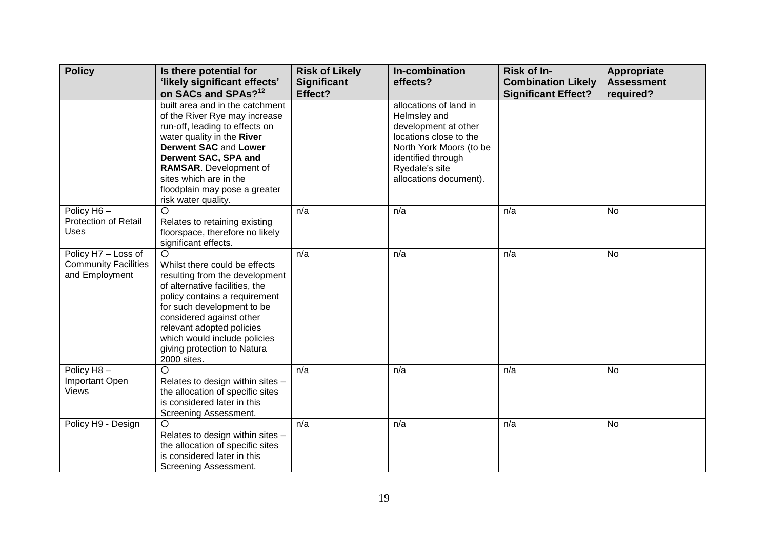| Policy | Is there potential for 'likely significant effects' on SACs and SPAs?[12] | Risk of Likely Significant Effect? | In-combination effects? | Risk of In-Combination Likely Significant Effect? | Appropriate Assessment required? |
|---|---|---|---|---|---|
| | built area and in the catchment of the River Rye may increase run-off, leading to effects on water quality in the **River Derwent SAC** and **Lower Derwent SAC, SPA and RAMSAR**. Development of sites which are in the floodplain may pose a greater risk water quality. | | allocations of land in Helmsley and development at other locations close to the North York Moors (to be identified through Ryedale's site allocations document). | | |
| Policy H6 – Protection of Retail Uses | ○ Relates to retaining existing floorspace, therefore no likely significant effects. | n/a | n/a | n/a | No |
| Policy H7 – Loss of Community Facilities and Employment | ○ Whilst there could be effects resulting from the development of alternative facilities, the policy contains a requirement for such development to be considered against other relevant adopted policies which would include policies giving protection to Natura 2000 sites. | n/a | n/a | n/a | No |
| Policy H8 – Important Open Views | ○ Relates to design within sites – the allocation of specific sites is considered later in this Screening Assessment. | n/a | n/a | n/a | No |
| Policy H9 - Design | ○ Relates to design within sites – the allocation of specific sites is considered later in this Screening Assessment. | n/a | n/a | n/a | No |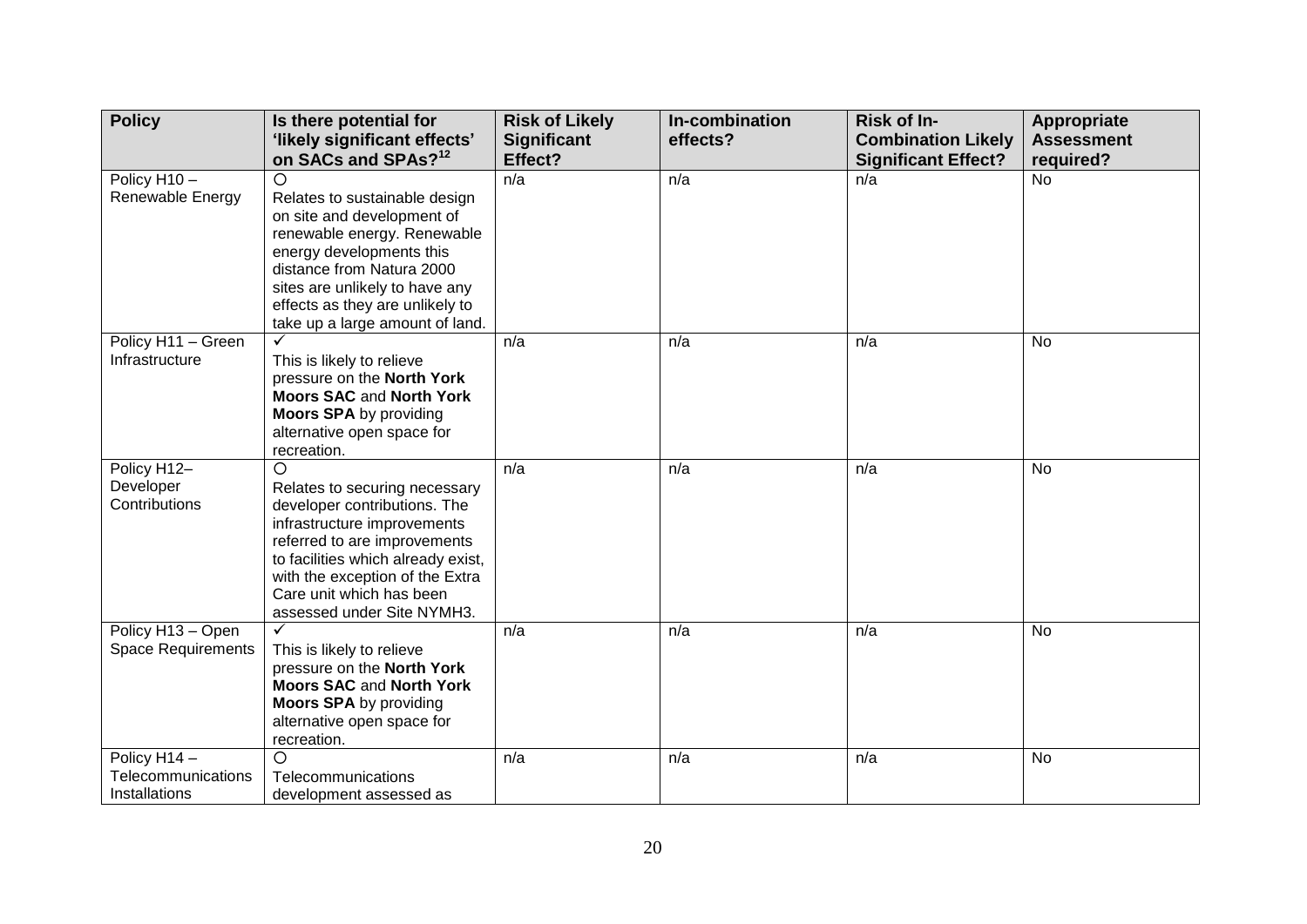| Policy | Is there potential for 'likely significant effects' on SACs and SPAs?[12] | Risk of Likely Significant Effect? | In-combination effects? | Risk of In-Combination Likely Significant Effect? | Appropriate Assessment required? |
|---|---|---|---|---|---|
| Policy H10 – Renewable Energy | O<br>Relates to sustainable design on site and development of renewable energy. Renewable energy developments this distance from Natura 2000 sites are unlikely to have any effects as they are unlikely to take up a large amount of land. | n/a | n/a | n/a | No |
| Policy H11 – Green Infrastructure | ✓<br>This is likely to relieve pressure on the **North York Moors SAC** and **North York Moors SPA** by providing alternative open space for recreation. | n/a | n/a | n/a | No |
| Policy H12– Developer Contributions | O<br>Relates to securing necessary developer contributions. The infrastructure improvements referred to are improvements to facilities which already exist, with the exception of the Extra Care unit which has been assessed under Site NYMH3. | n/a | n/a | n/a | No |
| Policy H13 – Open Space Requirements | ✓<br>This is likely to relieve pressure on the **North York Moors SAC** and **North York Moors SPA** by providing alternative open space for recreation. | n/a | n/a | n/a | No |
| Policy H14 – Telecommunications Installations | O<br>Telecommunications development assessed as | n/a | n/a | n/a | No |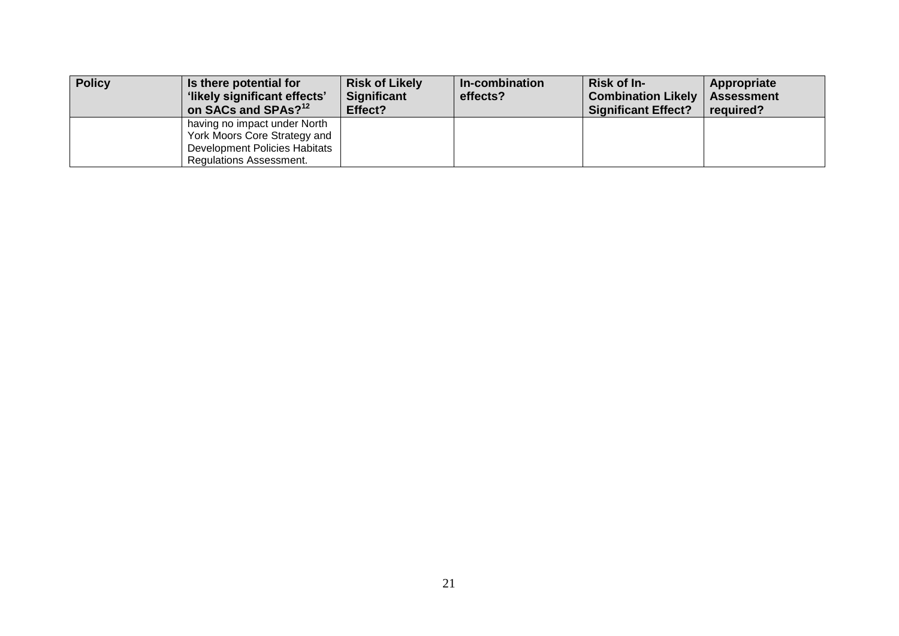| Policy | Is there potential for 'likely significant effects' on SACs and SPAs?[12] | Risk of Likely Significant Effect? | In-combination effects? | Risk of In-Combination Likely Significant Effect? | Appropriate Assessment required? |
|---|---|---|---|---|---|
| | having no impact under North York Moors Core Strategy and Development Policies Habitats Regulations Assessment. | | | | |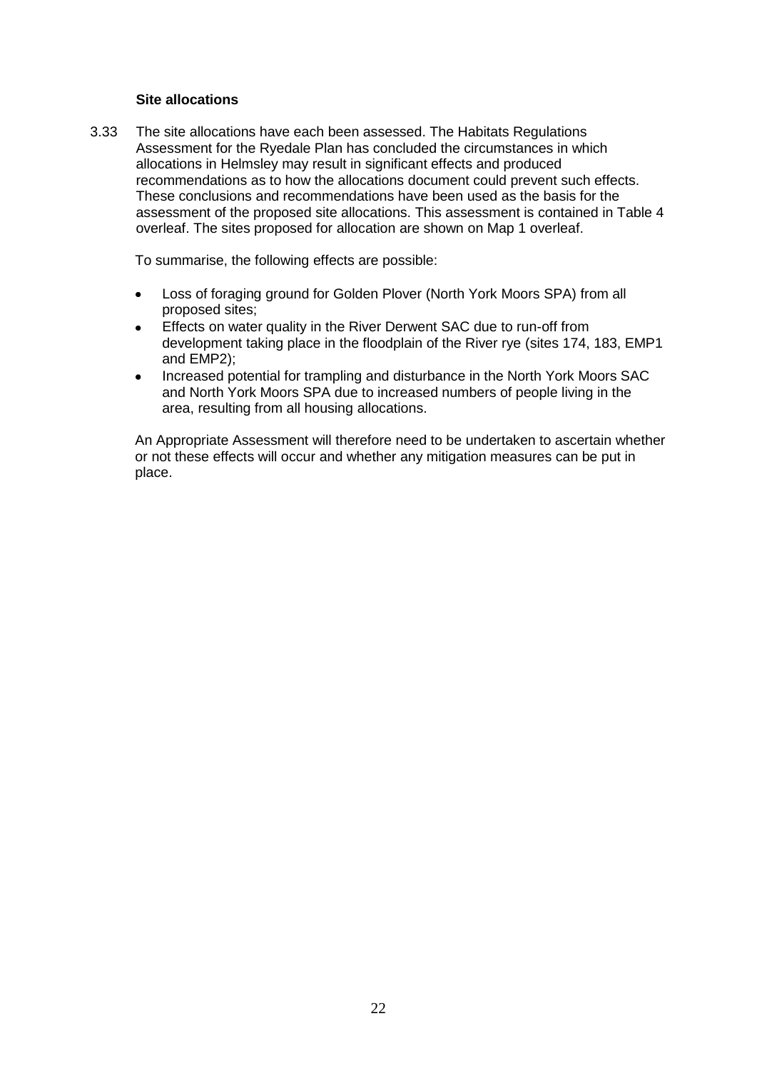**Site allocations**

3.33 The site allocations have each been assessed. The Habitats Regulations Assessment for the Ryedale Plan has concluded the circumstances in which allocations in Helmsley may result in significant effects and produced recommendations as to how the allocations document could prevent such effects. These conclusions and recommendations have been used as the basis for the assessment of the proposed site allocations. This assessment is contained in Table 4 overleaf. The sites proposed for allocation are shown on Map 1 overleaf.

To summarise, the following effects are possible:

- Loss of foraging ground for Golden Plover (North York Moors SPA) from all proposed sites;
- Effects on water quality in the River Derwent SAC due to run-off from development taking place in the floodplain of the River rye (sites 174, 183, EMP1 and EMP2);
- Increased potential for trampling and disturbance in the North York Moors SAC and North York Moors SPA due to increased numbers of people living in the area, resulting from all housing allocations.

An Appropriate Assessment will therefore need to be undertaken to ascertain whether or not these effects will occur and whether any mitigation measures can be put in place.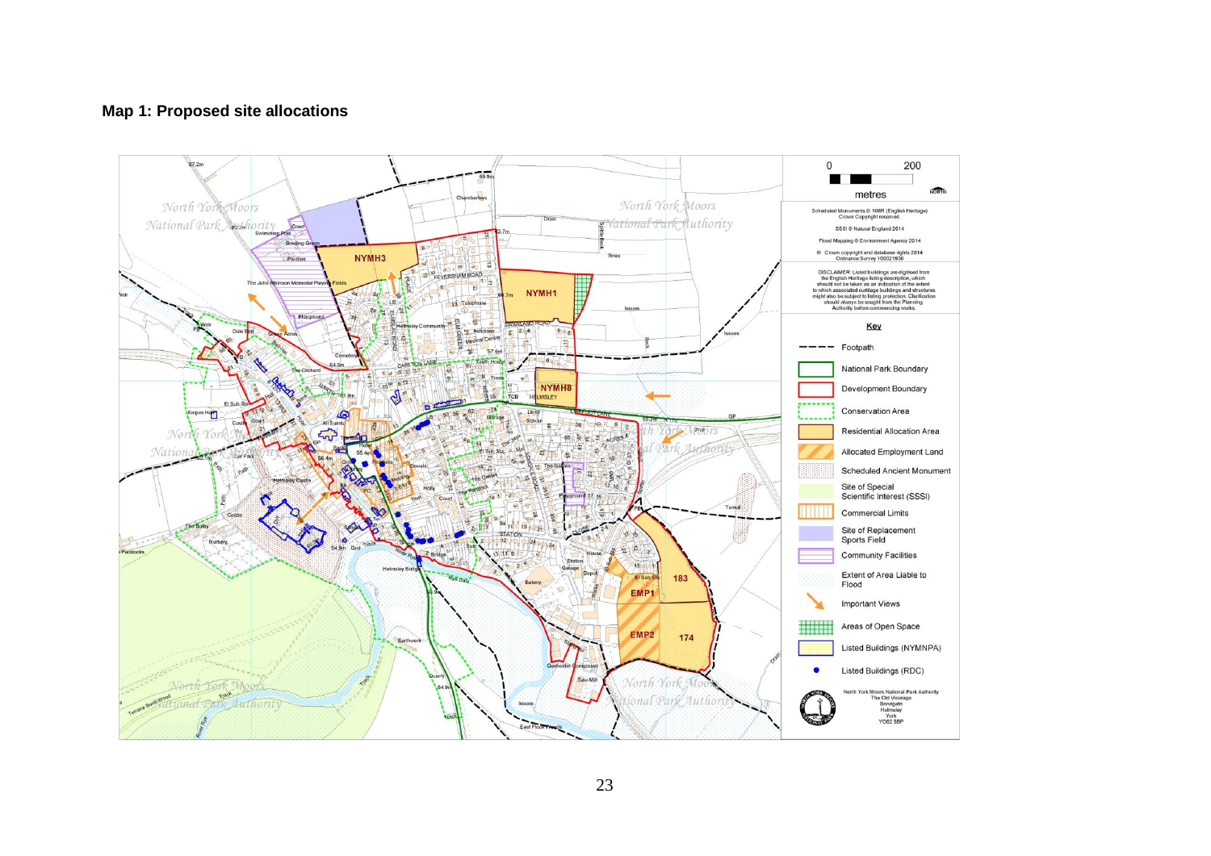**Map 1: Proposed site allocations**

0 200

metres

NORTH

Scheduled Monuments © NMR (English Heritage) Crown Copyright reserved.

SSSI © Natural England 2014

Flood Mapping © Environment Agency 2014

© Crown copyright and database rights 2014 Ordnance Survey 100021930

DISCLAIMER: Listed buildings are digitised from the English Heritage listing description, which should not be taken as an indication of the extent to which associated curtilage buildings and structures might also be subject to listing protection. Clarification should always be sought from the Planning Authority before commencing works.

**Key**

- Footpath
- National Park Boundary
- Development Boundary
- Conservation Area
- Residential Allocation Area
- Allocated Employment Land
- Scheduled Ancient Monument
- Site of Special Scientific Interest (SSSI)
- Commercial Limits
- Site of Replacement Sports Field
- Community Facilities
- Extent of Area Liable to Flood
- Important Views
- Areas of Open Space
- Listed Buildings (NYMNPA)
- Listed Buildings (RDC)

North York Moors National Park Authority
The Old Vicarage
Bondgate
Helmsley
York
YO62 5BP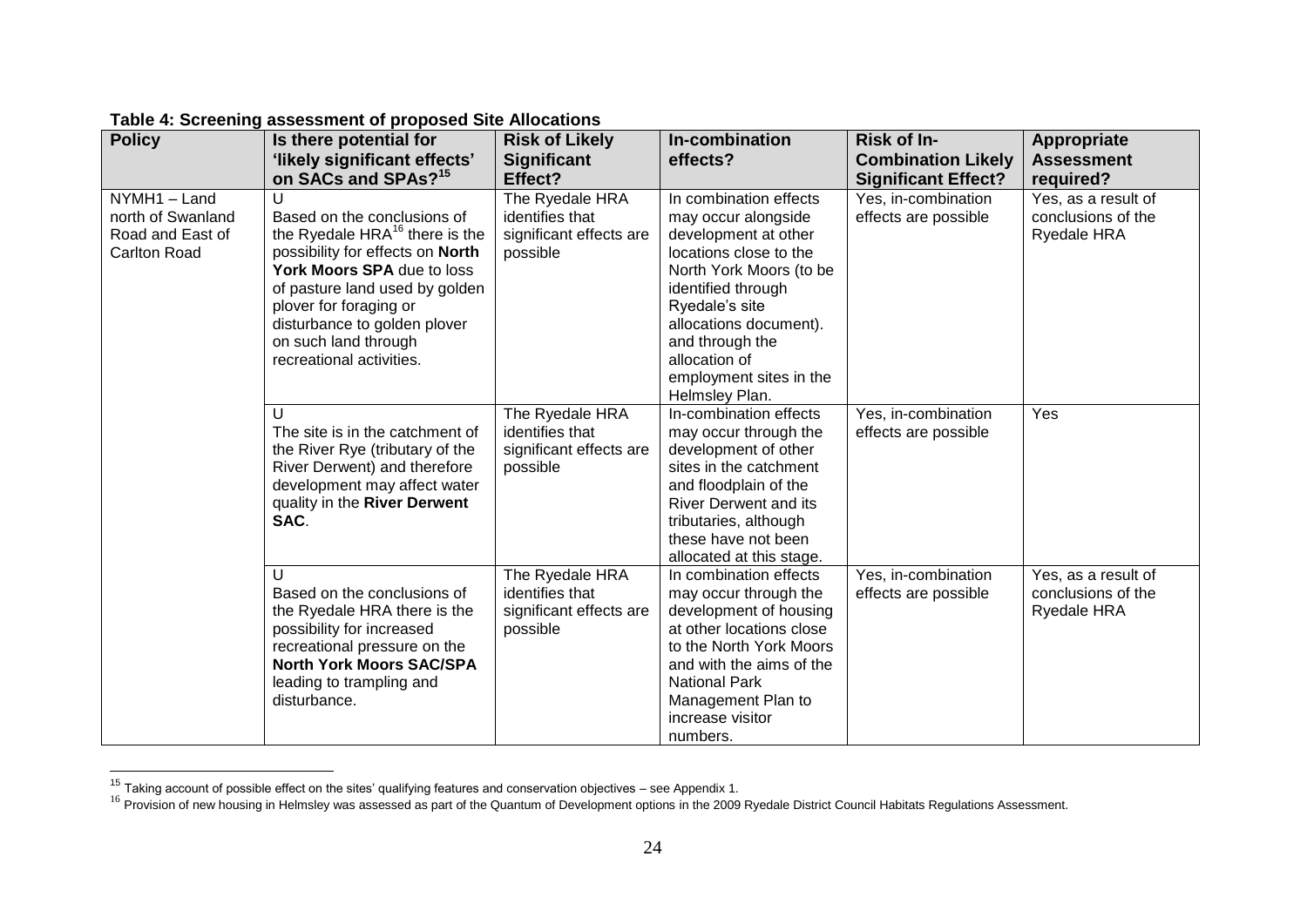**Table 4: Screening assessment of proposed Site Allocations**

| Policy | Is there potential for 'likely significant effects' on SACs and SPAs?[15] | Risk of Likely Significant Effect? | In-combination effects? | Risk of In-Combination Likely Significant Effect? | Appropriate Assessment required? |
|---|---|---|---|---|---|
| NYMH1 – Land north of Swanland Road and East of Carlton Road | U<br>Based on the conclusions of the Ryedale HRA[16] there is the possibility for effects on **North York Moors SPA** due to loss of pasture land used by golden plover for foraging or disturbance to golden plover on such land through recreational activities. | The Ryedale HRA identifies that significant effects are possible | In combination effects may occur alongside development at other locations close to the North York Moors (to be identified through Ryedale's site allocations document). and through the allocation of employment sites in the Helmsley Plan. | Yes, in-combination effects are possible | Yes, as a result of conclusions of the Ryedale HRA |
| | U<br>The site is in the catchment of the River Rye (tributary of the River Derwent) and therefore development may affect water quality in the **River Derwent SAC**. | The Ryedale HRA identifies that significant effects are possible | In-combination effects may occur through the development of other sites in the catchment and floodplain of the River Derwent and its tributaries, although these have not been allocated at this stage. | Yes, in-combination effects are possible | Yes |
| | U<br>Based on the conclusions of the Ryedale HRA there is the possibility for increased recreational pressure on the **North York Moors SAC/SPA** leading to trampling and disturbance. | The Ryedale HRA identifies that significant effects are possible | In combination effects may occur through the development of housing at other locations close to the North York Moors and with the aims of the National Park Management Plan to increase visitor numbers. | Yes, in-combination effects are possible | Yes, as a result of conclusions of the Ryedale HRA |

[15] Taking account of possible effect on the sites' qualifying features and conservation objectives – see Appendix 1.

[16] Provision of new housing in Helmsley was assessed as part of the Quantum of Development options in the 2009 Ryedale District Council Habitats Regulations Assessment.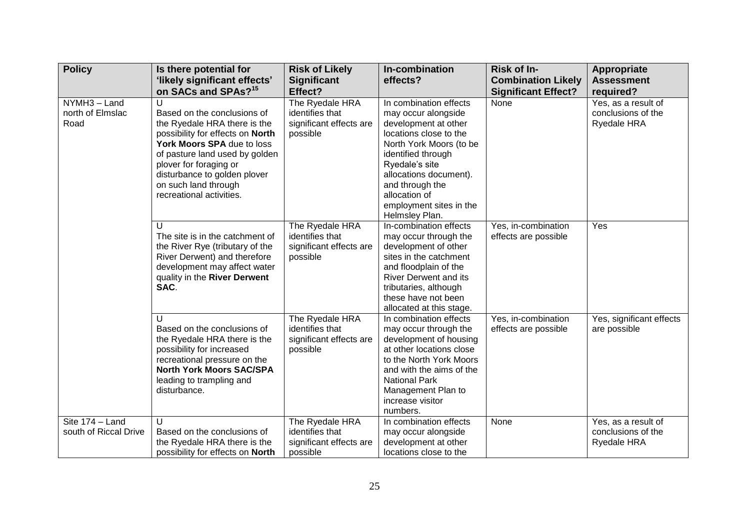| Policy | Is there potential for 'likely significant effects' on SACs and SPAs?[15] | Risk of Likely Significant Effect? | In-combination effects? | Risk of In-Combination Likely Significant Effect? | Appropriate Assessment required? |
|---|---|---|---|---|---|
| NYMH3 – Land north of Elmslac Road | U<br>Based on the conclusions of the Ryedale HRA there is the possibility for effects on **North York Moors SPA** due to loss of pasture land used by golden plover for foraging or disturbance to golden plover on such land through recreational activities. | The Ryedale HRA identifies that significant effects are possible | In combination effects may occur alongside development at other locations close to the North York Moors (to be identified through Ryedale's site allocations document). and through the allocation of employment sites in the Helmsley Plan. | None | Yes, as a result of conclusions of the Ryedale HRA |
| | U<br>The site is in the catchment of the River Rye (tributary of the River Derwent) and therefore development may affect water quality in the **River Derwent SAC**. | The Ryedale HRA identifies that significant effects are possible | In-combination effects may occur through the development of other sites in the catchment and floodplain of the River Derwent and its tributaries, although these have not been allocated at this stage. | Yes, in-combination effects are possible | Yes |
| | U<br>Based on the conclusions of the Ryedale HRA there is the possibility for increased recreational pressure on the **North York Moors SAC/SPA** leading to trampling and disturbance. | The Ryedale HRA identifies that significant effects are possible | In combination effects may occur through the development of housing at other locations close to the North York Moors and with the aims of the National Park Management Plan to increase visitor numbers. | Yes, in-combination effects are possible | Yes, significant effects are possible |
| Site 174 – Land south of Riccal Drive | U<br>Based on the conclusions of the Ryedale HRA there is the possibility for effects on **North** | The Ryedale HRA identifies that significant effects are possible | In combination effects may occur alongside development at other locations close to the | None | Yes, as a result of conclusions of the Ryedale HRA |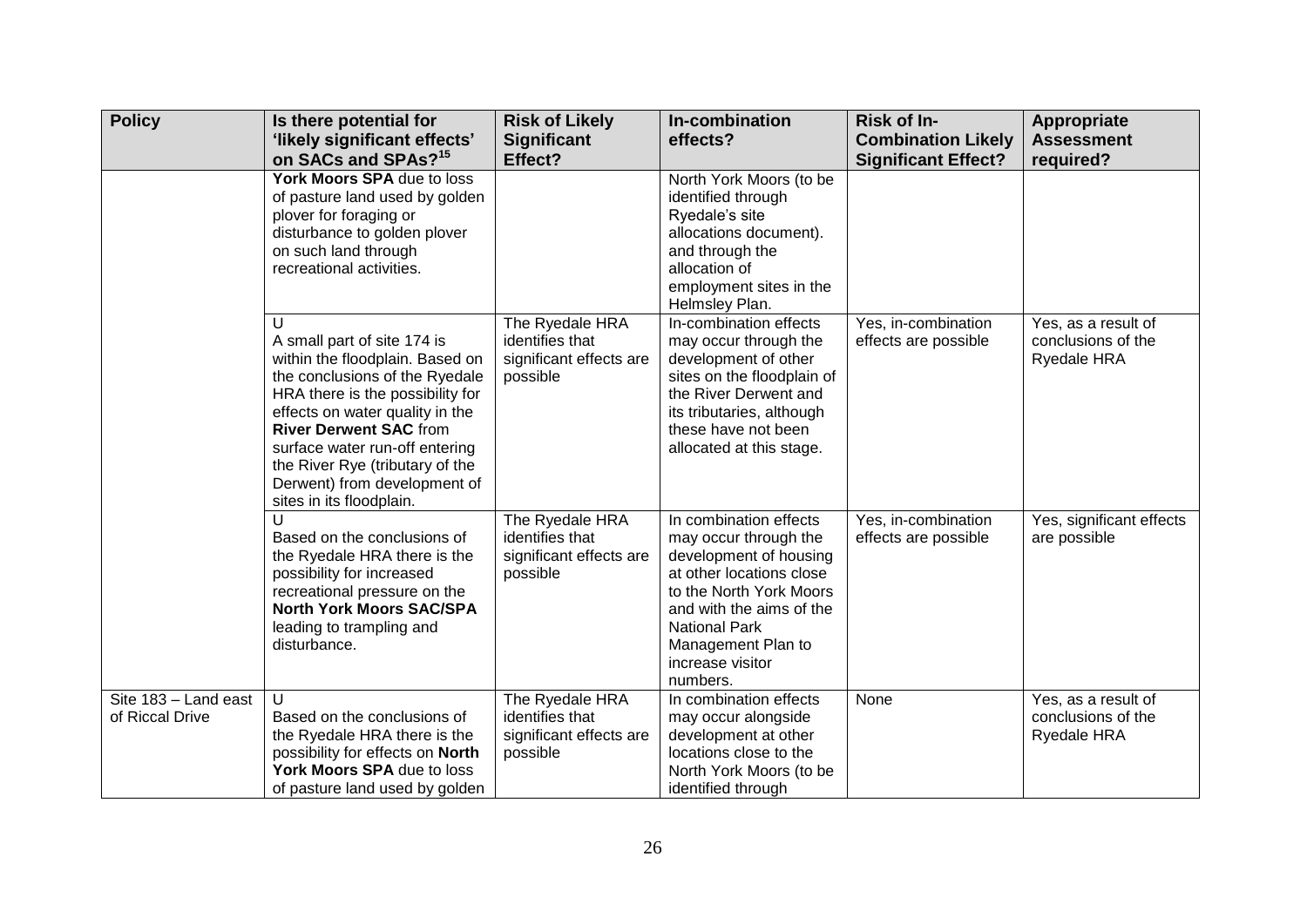| Policy | Is there potential for 'likely significant effects' on SACs and SPAs?[15] | Risk of Likely Significant Effect? | In-combination effects? | Risk of In-Combination Likely Significant Effect? | Appropriate Assessment required? |
|---|---|---|---|---|---|
| | **York Moors SPA** due to loss of pasture land used by golden plover for foraging or disturbance to golden plover on such land through recreational activities. | | North York Moors (to be identified through Ryedale's site allocations document). and through the allocation of employment sites in the Helmsley Plan. | | |
| | U<br>A small part of site 174 is within the floodplain. Based on the conclusions of the Ryedale HRA there is the possibility for effects on water quality in the **River Derwent SAC** from surface water run-off entering the River Rye (tributary of the Derwent) from development of sites in its floodplain. | The Ryedale HRA identifies that significant effects are possible | In-combination effects may occur through the development of other sites on the floodplain of the River Derwent and its tributaries, although these have not been allocated at this stage. | Yes, in-combination effects are possible | Yes, as a result of conclusions of the Ryedale HRA |
| | U<br>Based on the conclusions of the Ryedale HRA there is the possibility for increased recreational pressure on the **North York Moors SAC/SPA** leading to trampling and disturbance. | The Ryedale HRA identifies that significant effects are possible | In combination effects may occur through the development of housing at other locations close to the North York Moors and with the aims of the National Park Management Plan to increase visitor numbers. | Yes, in-combination effects are possible | Yes, significant effects are possible |
| Site 183 – Land east of Riccal Drive | U<br>Based on the conclusions of the Ryedale HRA there is the possibility for effects on **North York Moors SPA** due to loss of pasture land used by golden | The Ryedale HRA identifies that significant effects are possible | In combination effects may occur alongside development at other locations close to the North York Moors (to be identified through | None | Yes, as a result of conclusions of the Ryedale HRA |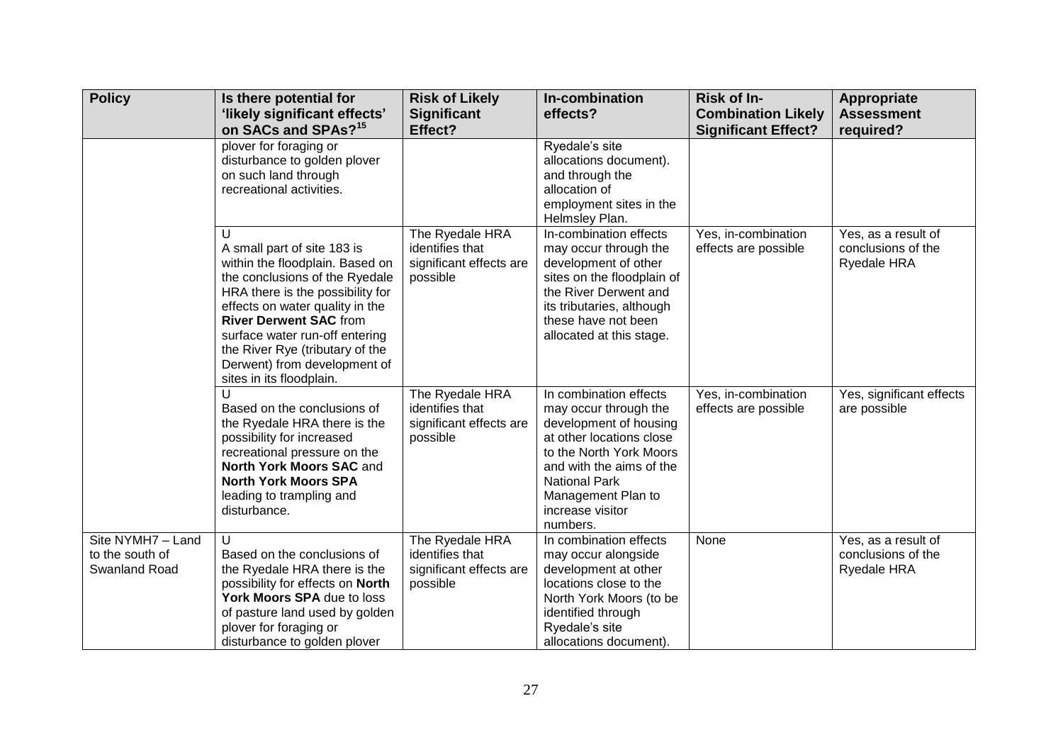| Policy | Is there potential for 'likely significant effects' on SACs and SPAs?[15] | Risk of Likely Significant Effect? | In-combination effects? | Risk of In-Combination Likely Significant Effect? | Appropriate Assessment required? |
|---|---|---|---|---|---|
| | plover for foraging or disturbance to golden plover on such land through recreational activities. | | Ryedale's site allocations document). and through the allocation of employment sites in the Helmsley Plan. | | |
| | U<br>A small part of site 183 is within the floodplain. Based on the conclusions of the Ryedale HRA there is the possibility for effects on water quality in the **River Derwent SAC** from surface water run-off entering the River Rye (tributary of the Derwent) from development of sites in its floodplain. | The Ryedale HRA identifies that significant effects are possible | In-combination effects may occur through the development of other sites on the floodplain of the River Derwent and its tributaries, although these have not been allocated at this stage. | Yes, in-combination effects are possible | Yes, as a result of conclusions of the Ryedale HRA |
| | U<br>Based on the conclusions of the Ryedale HRA there is the possibility for increased recreational pressure on the **North York Moors SAC** and **North York Moors SPA** leading to trampling and disturbance. | The Ryedale HRA identifies that significant effects are possible | In combination effects may occur through the development of housing at other locations close to the North York Moors and with the aims of the National Park Management Plan to increase visitor numbers. | Yes, in-combination effects are possible | Yes, significant effects are possible |
| Site NYMH7 – Land to the south of Swanland Road | U<br>Based on the conclusions of the Ryedale HRA there is the possibility for effects on **North York Moors SPA** due to loss of pasture land used by golden plover for foraging or disturbance to golden plover | The Ryedale HRA identifies that significant effects are possible | In combination effects may occur alongside development at other locations close to the North York Moors (to be identified through Ryedale's site allocations document). | None | Yes, as a result of conclusions of the Ryedale HRA |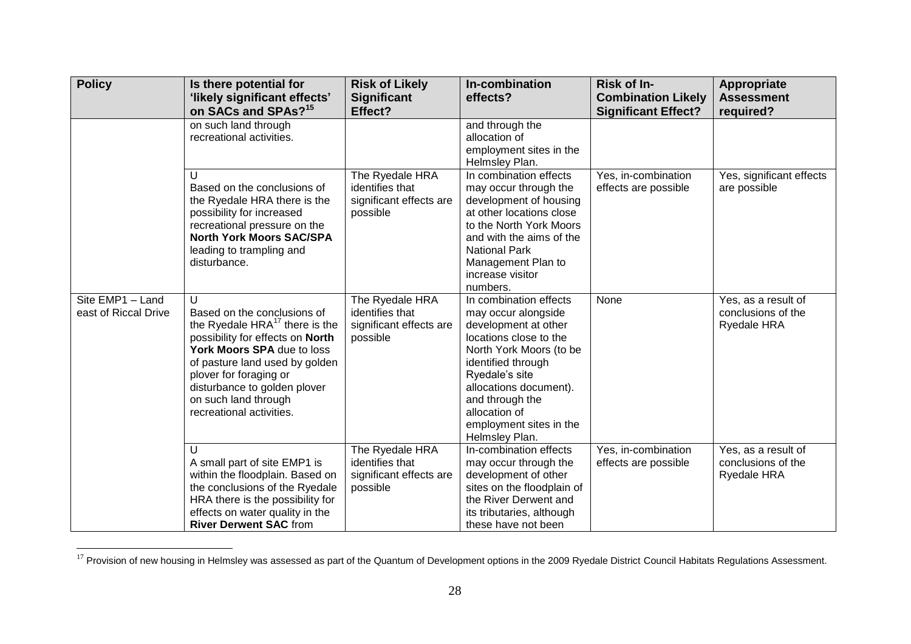| Policy | Is there potential for 'likely significant effects' on SACs and SPAs?[15] | Risk of Likely Significant Effect? | In-combination effects? | Risk of In-Combination Likely Significant Effect? | Appropriate Assessment required? |
|---|---|---|---|---|---|
| | on such land through recreational activities. | | and through the allocation of employment sites in the Helmsley Plan. | | |
| | U<br>Based on the conclusions of the Ryedale HRA there is the possibility for increased recreational pressure on the **North York Moors SAC/SPA** leading to trampling and disturbance. | The Ryedale HRA identifies that significant effects are possible | In combination effects may occur through the development of housing at other locations close to the North York Moors and with the aims of the National Park Management Plan to increase visitor numbers. | Yes, in-combination effects are possible | Yes, significant effects are possible |
| Site EMP1 – Land east of Riccal Drive | U<br>Based on the conclusions of the Ryedale HRA[17] there is the possibility for effects on **North York Moors SPA** due to loss of pasture land used by golden plover for foraging or disturbance to golden plover on such land through recreational activities. | The Ryedale HRA identifies that significant effects are possible | In combination effects may occur alongside development at other locations close to the North York Moors (to be identified through Ryedale's site allocations document). and through the allocation of employment sites in the Helmsley Plan. | None | Yes, as a result of conclusions of the Ryedale HRA |
| | U<br>A small part of site EMP1 is within the floodplain. Based on the conclusions of the Ryedale HRA there is the possibility for effects on water quality in the **River Derwent SAC** from | The Ryedale HRA identifies that significant effects are possible | In-combination effects may occur through the development of other sites on the floodplain of the River Derwent and its tributaries, although these have not been | Yes, in-combination effects are possible | Yes, as a result of conclusions of the Ryedale HRA |

[17] Provision of new housing in Helmsley was assessed as part of the Quantum of Development options in the 2009 Ryedale District Council Habitats Regulations Assessment.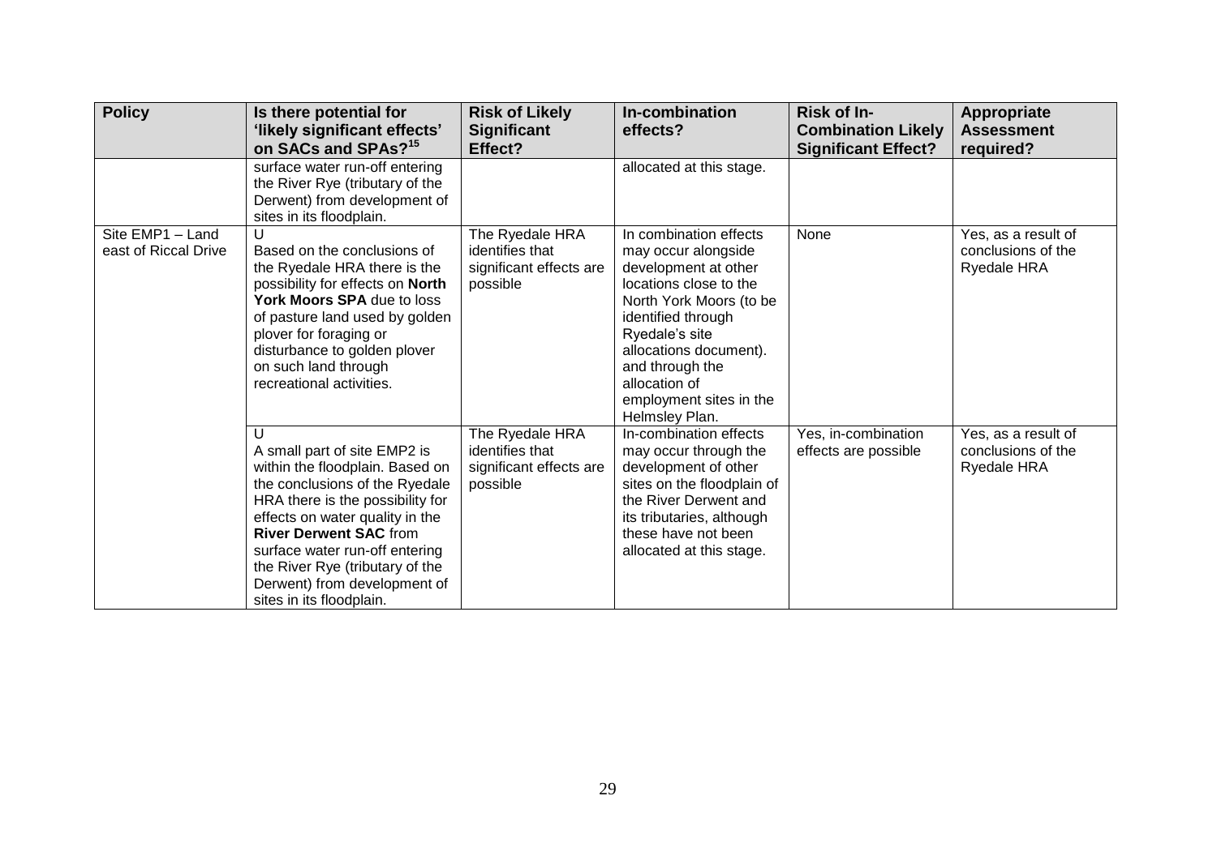| Policy | Is there potential for 'likely significant effects' on SACs and SPAs?[15] | Risk of Likely Significant Effect? | In-combination effects? | Risk of In-Combination Likely Significant Effect? | Appropriate Assessment required? |
|---|---|---|---|---|---|
| | surface water run-off entering the River Rye (tributary of the Derwent) from development of sites in its floodplain. | | allocated at this stage. | | |
| Site EMP1 – Land east of Riccal Drive | U<br>Based on the conclusions of the Ryedale HRA there is the possibility for effects on **North York Moors SPA** due to loss of pasture land used by golden plover for foraging or disturbance to golden plover on such land through recreational activities. | The Ryedale HRA identifies that significant effects are possible | In combination effects may occur alongside development at other locations close to the North York Moors (to be identified through Ryedale's site allocations document). and through the allocation of employment sites in the Helmsley Plan. | None | Yes, as a result of conclusions of the Ryedale HRA |
| | U<br>A small part of site EMP2 is within the floodplain. Based on the conclusions of the Ryedale HRA there is the possibility for effects on water quality in the **River Derwent SAC** from surface water run-off entering the River Rye (tributary of the Derwent) from development of sites in its floodplain. | The Ryedale HRA identifies that significant effects are possible | In-combination effects may occur through the development of other sites on the floodplain of the River Derwent and its tributaries, although these have not been allocated at this stage. | Yes, in-combination effects are possible | Yes, as a result of conclusions of the Ryedale HRA |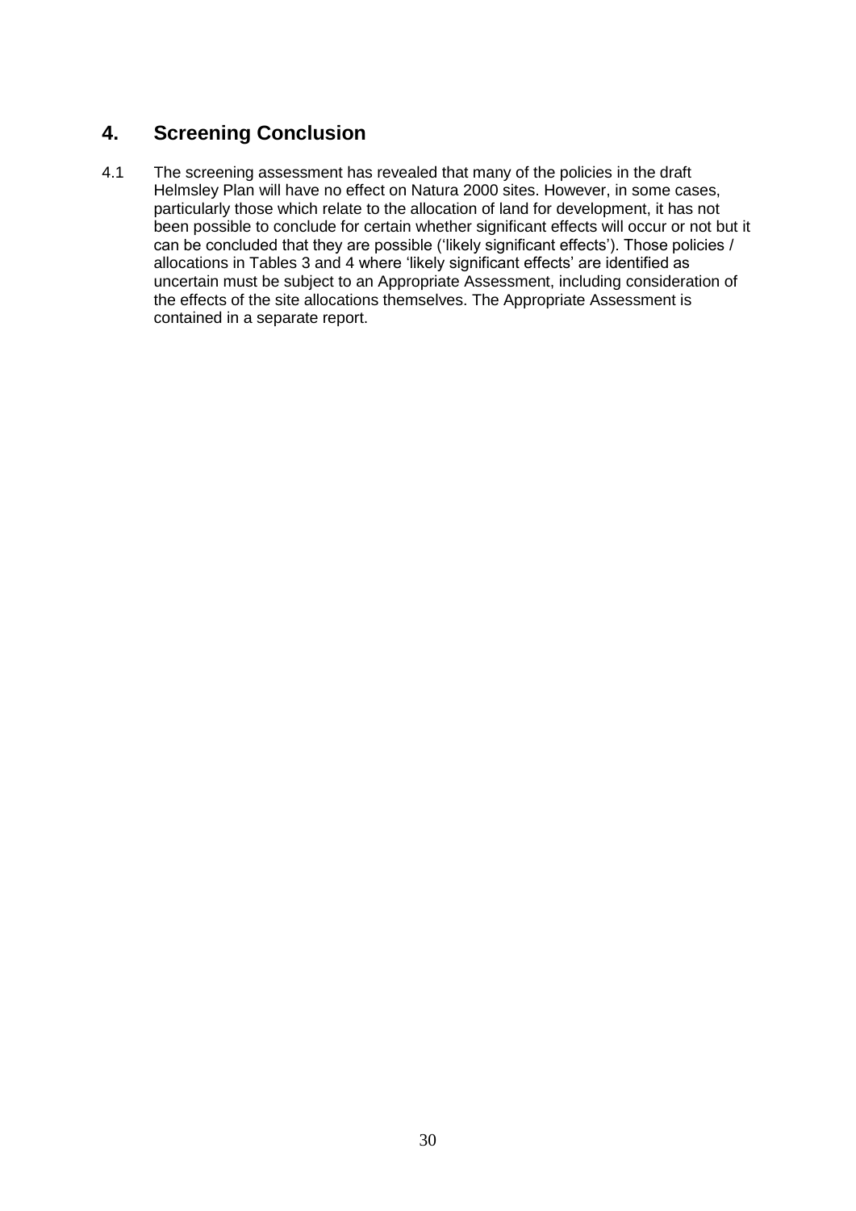## 4. Screening Conclusion

4.1 The screening assessment has revealed that many of the policies in the draft Helmsley Plan will have no effect on Natura 2000 sites. However, in some cases, particularly those which relate to the allocation of land for development, it has not been possible to conclude for certain whether significant effects will occur or not but it can be concluded that they are possible ('likely significant effects'). Those policies / allocations in Tables 3 and 4 where 'likely significant effects' are identified as uncertain must be subject to an Appropriate Assessment, including consideration of the effects of the site allocations themselves. The Appropriate Assessment is contained in a separate report.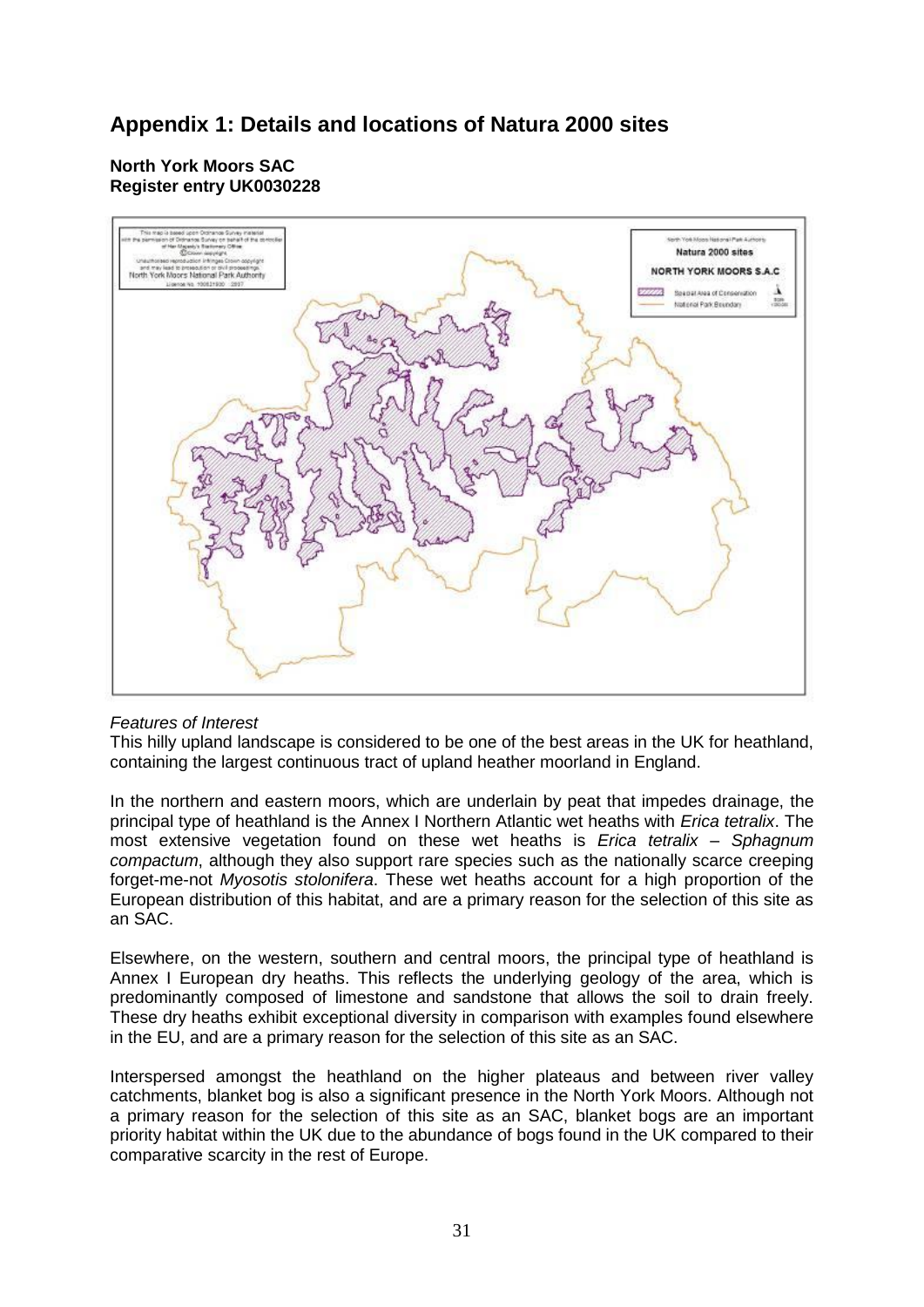## Appendix 1: Details and locations of Natura 2000 sites

**North York Moors SAC**
**Register entry UK0030228**

*Features of Interest*

This hilly upland landscape is considered to be one of the best areas in the UK for heathland, containing the largest continuous tract of upland heather moorland in England.

In the northern and eastern moors, which are underlain by peat that impedes drainage, the principal type of heathland is the Annex I Northern Atlantic wet heaths with *Erica tetralix*. The most extensive vegetation found on these wet heaths is *Erica tetralix – Sphagnum compactum*, although they also support rare species such as the nationally scarce creeping forget-me-not *Myosotis stolonifera*. These wet heaths account for a high proportion of the European distribution of this habitat, and are a primary reason for the selection of this site as an SAC.

Elsewhere, on the western, southern and central moors, the principal type of heathland is Annex I European dry heaths. This reflects the underlying geology of the area, which is predominantly composed of limestone and sandstone that allows the soil to drain freely. These dry heaths exhibit exceptional diversity in comparison with examples found elsewhere in the EU, and are a primary reason for the selection of this site as an SAC.

Interspersed amongst the heathland on the higher plateaus and between river valley catchments, blanket bog is also a significant presence in the North York Moors. Although not a primary reason for the selection of this site as an SAC, blanket bogs are an important priority habitat within the UK due to the abundance of bogs found in the UK compared to their comparative scarcity in the rest of Europe.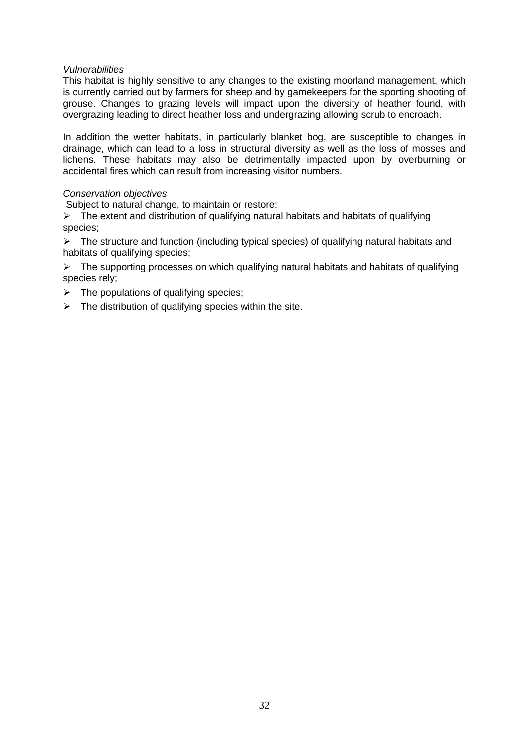*Vulnerabilities*

This habitat is highly sensitive to any changes to the existing moorland management, which is currently carried out by farmers for sheep and by gamekeepers for the sporting shooting of grouse. Changes to grazing levels will impact upon the diversity of heather found, with overgrazing leading to direct heather loss and undergrazing allowing scrub to encroach.

In addition the wetter habitats, in particularly blanket bog, are susceptible to changes in drainage, which can lead to a loss in structural diversity as well as the loss of mosses and lichens. These habitats may also be detrimentally impacted upon by overburning or accidental fires which can result from increasing visitor numbers.

*Conservation objectives*

Subject to natural change, to maintain or restore:

- The extent and distribution of qualifying natural habitats and habitats of qualifying species;
- The structure and function (including typical species) of qualifying natural habitats and habitats of qualifying species;
- The supporting processes on which qualifying natural habitats and habitats of qualifying species rely;
- The populations of qualifying species;
- The distribution of qualifying species within the site.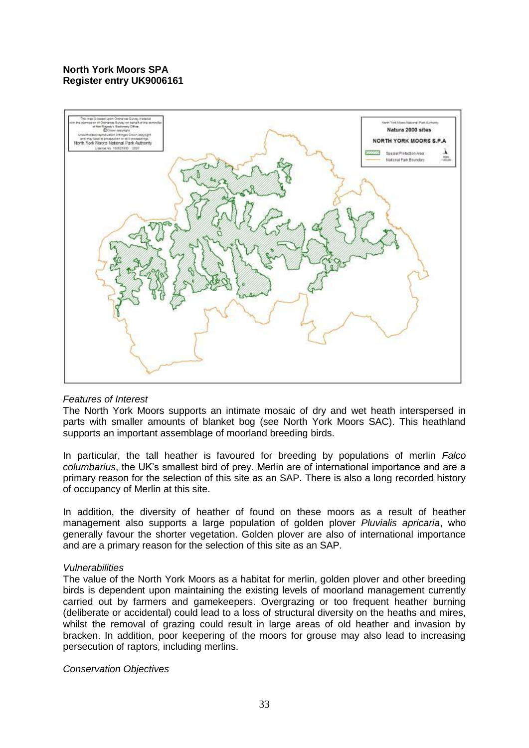**North York Moors SPA**
**Register entry UK9006161**

*Features of Interest*

The North York Moors supports an intimate mosaic of dry and wet heath interspersed in parts with smaller amounts of blanket bog (see North York Moors SAC). This heathland supports an important assemblage of moorland breeding birds.

In particular, the tall heather is favoured for breeding by populations of merlin *Falco columbarius*, the UK's smallest bird of prey. Merlin are of international importance and are a primary reason for the selection of this site as an SAP. There is also a long recorded history of occupancy of Merlin at this site.

In addition, the diversity of heather of found on these moors as a result of heather management also supports a large population of golden plover *Pluvialis apricaria*, who generally favour the shorter vegetation. Golden plover are also of international importance and are a primary reason for the selection of this site as an SAP.

*Vulnerabilities*

The value of the North York Moors as a habitat for merlin, golden plover and other breeding birds is dependent upon maintaining the existing levels of moorland management currently carried out by farmers and gamekeepers. Overgrazing or too frequent heather burning (deliberate or accidental) could lead to a loss of structural diversity on the heaths and mires, whilst the removal of grazing could result in large areas of old heather and invasion by bracken. In addition, poor keepering of the moors for grouse may also lead to increasing persecution of raptors, including merlins.

*Conservation Objectives*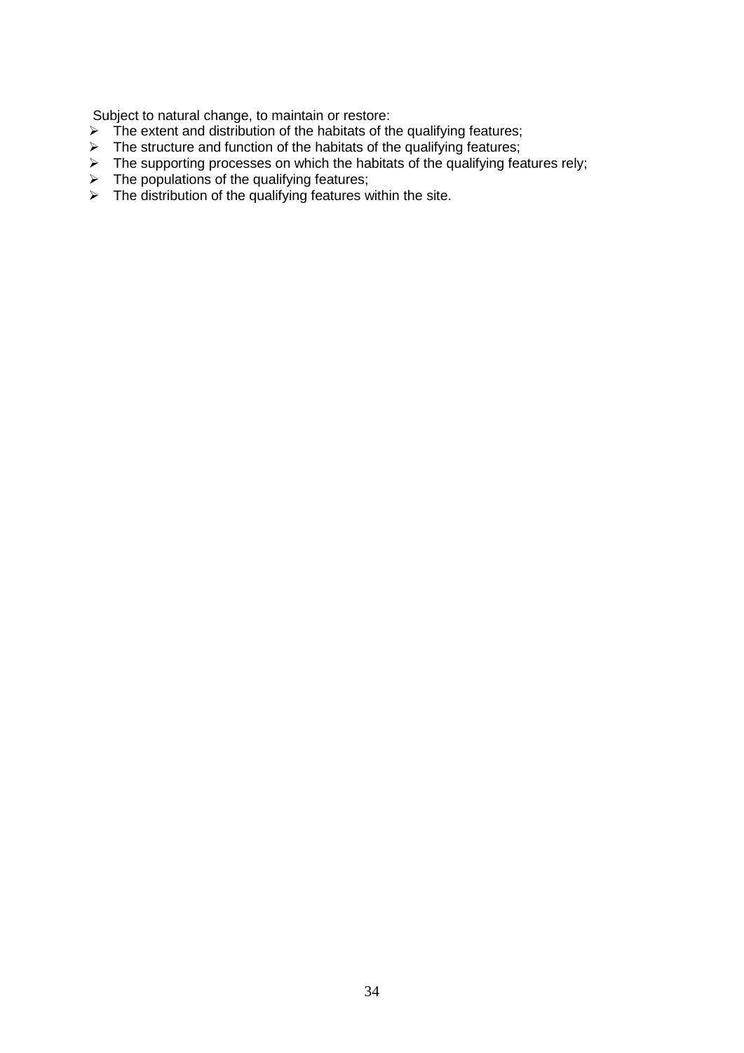Subject to natural change, to maintain or restore:

- The extent and distribution of the habitats of the qualifying features;
- The structure and function of the habitats of the qualifying features;
- The supporting processes on which the habitats of the qualifying features rely;
- The populations of the qualifying features;
- The distribution of the qualifying features within the site.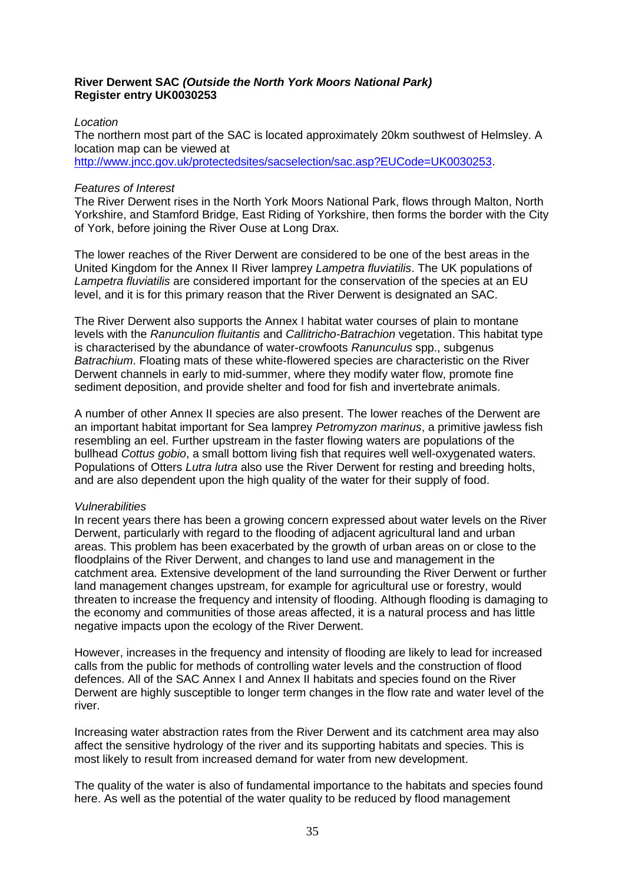**River Derwent SAC *(Outside the North York Moors National Park)***
**Register entry UK0030253**

*Location*
The northern most part of the SAC is located approximately 20km southwest of Helmsley. A location map can be viewed at
http://www.jncc.gov.uk/protectedsites/sacselection/sac.asp?EUCode=UK0030253.

*Features of Interest*
The River Derwent rises in the North York Moors National Park, flows through Malton, North Yorkshire, and Stamford Bridge, East Riding of Yorkshire, then forms the border with the City of York, before joining the River Ouse at Long Drax.

The lower reaches of the River Derwent are considered to be one of the best areas in the United Kingdom for the Annex II River lamprey *Lampetra fluviatilis*. The UK populations of *Lampetra fluviatilis* are considered important for the conservation of the species at an EU level, and it is for this primary reason that the River Derwent is designated an SAC.

The River Derwent also supports the Annex I habitat water courses of plain to montane levels with the *Ranunculion fluitantis* and *Callitricho-Batrachion* vegetation. This habitat type is characterised by the abundance of water-crowfoots *Ranunculus* spp., subgenus *Batrachium*. Floating mats of these white-flowered species are characteristic on the River Derwent channels in early to mid-summer, where they modify water flow, promote fine sediment deposition, and provide shelter and food for fish and invertebrate animals.

A number of other Annex II species are also present. The lower reaches of the Derwent are an important habitat important for Sea lamprey *Petromyzon marinus*, a primitive jawless fish resembling an eel. Further upstream in the faster flowing waters are populations of the bullhead *Cottus gobio*, a small bottom living fish that requires well well-oxygenated waters. Populations of Otters *Lutra lutra* also use the River Derwent for resting and breeding holts, and are also dependent upon the high quality of the water for their supply of food.

*Vulnerabilities*
In recent years there has been a growing concern expressed about water levels on the River Derwent, particularly with regard to the flooding of adjacent agricultural land and urban areas. This problem has been exacerbated by the growth of urban areas on or close to the floodplains of the River Derwent, and changes to land use and management in the catchment area. Extensive development of the land surrounding the River Derwent or further land management changes upstream, for example for agricultural use or forestry, would threaten to increase the frequency and intensity of flooding. Although flooding is damaging to the economy and communities of those areas affected, it is a natural process and has little negative impacts upon the ecology of the River Derwent.

However, increases in the frequency and intensity of flooding are likely to lead for increased calls from the public for methods of controlling water levels and the construction of flood defences. All of the SAC Annex I and Annex II habitats and species found on the River Derwent are highly susceptible to longer term changes in the flow rate and water level of the river.

Increasing water abstraction rates from the River Derwent and its catchment area may also affect the sensitive hydrology of the river and its supporting habitats and species. This is most likely to result from increased demand for water from new development.

The quality of the water is also of fundamental importance to the habitats and species found here. As well as the potential of the water quality to be reduced by flood management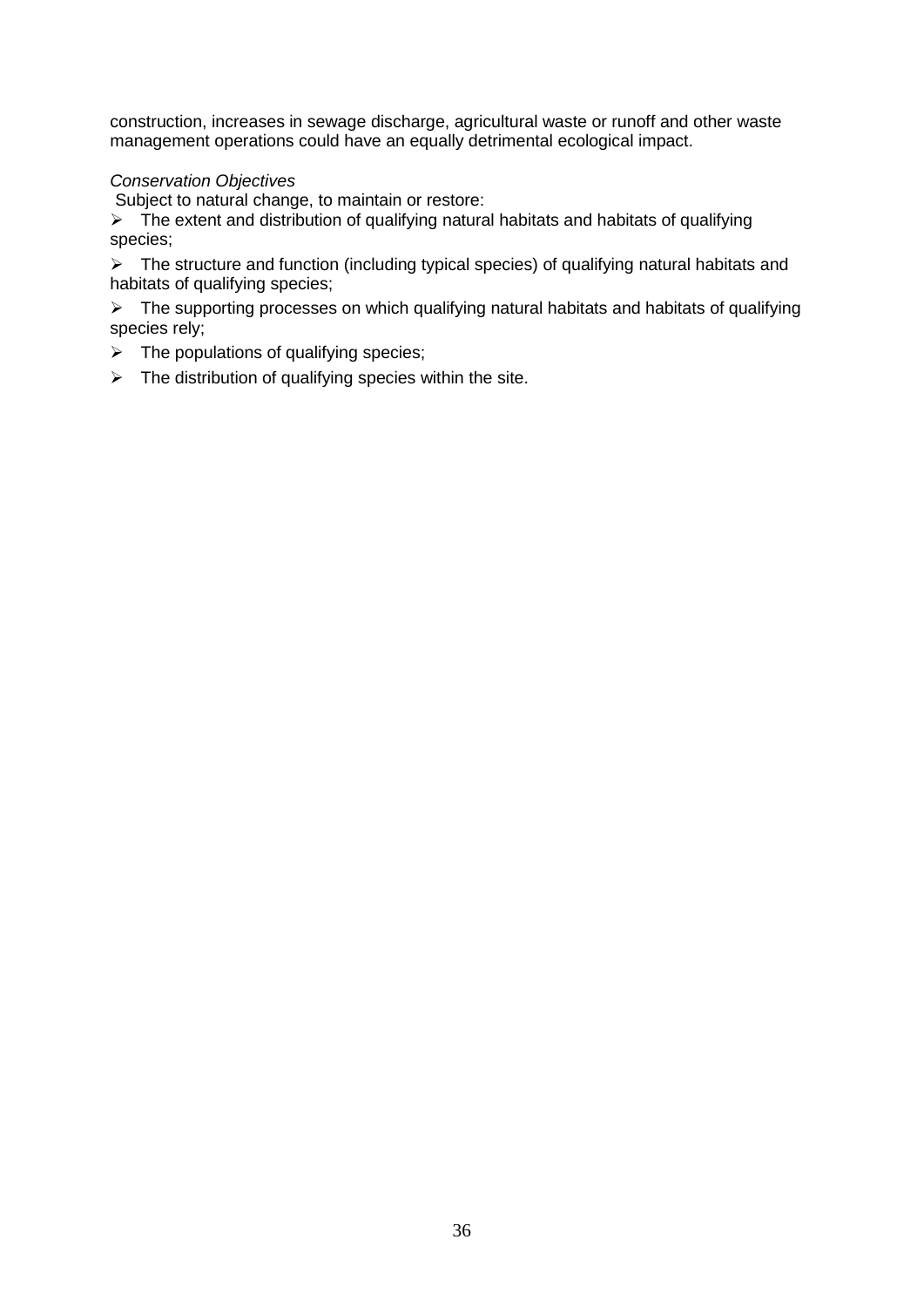construction, increases in sewage discharge, agricultural waste or runoff and other waste management operations could have an equally detrimental ecological impact.

*Conservation Objectives*

Subject to natural change, to maintain or restore:

- The extent and distribution of qualifying natural habitats and habitats of qualifying species;
- The structure and function (including typical species) of qualifying natural habitats and habitats of qualifying species;
- The supporting processes on which qualifying natural habitats and habitats of qualifying species rely;
- The populations of qualifying species;
- The distribution of qualifying species within the site.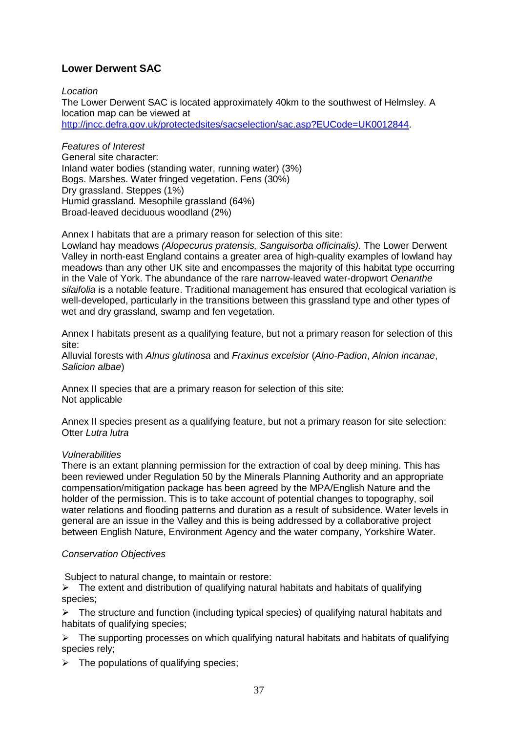### **Lower Derwent SAC**

*Location*

The Lower Derwent SAC is located approximately 40km to the southwest of Helmsley. A location map can be viewed at http://jncc.defra.gov.uk/protectedsites/sacselection/sac.asp?EUCode=UK0012844.

*Features of Interest*

General site character:
Inland water bodies (standing water, running water) (3%)
Bogs. Marshes. Water fringed vegetation. Fens (30%)
Dry grassland. Steppes (1%)
Humid grassland. Mesophile grassland (64%)
Broad-leaved deciduous woodland (2%)

Annex I habitats that are a primary reason for selection of this site:
Lowland hay meadows *(Alopecurus pratensis, Sanguisorba officinalis).* The Lower Derwent Valley in north-east England contains a greater area of high-quality examples of lowland hay meadows than any other UK site and encompasses the majority of this habitat type occurring in the Vale of York. The abundance of the rare narrow-leaved water-dropwort *Oenanthe silaifolia* is a notable feature. Traditional management has ensured that ecological variation is well-developed, particularly in the transitions between this grassland type and other types of wet and dry grassland, swamp and fen vegetation.

Annex I habitats present as a qualifying feature, but not a primary reason for selection of this site:
Alluvial forests with *Alnus glutinosa* and *Fraxinus excelsior* (*Alno-Padion*, *Alnion incanae*, *Salicion albae*)

Annex II species that are a primary reason for selection of this site:
Not applicable

Annex II species present as a qualifying feature, but not a primary reason for site selection:
Otter *Lutra lutra*

*Vulnerabilities*

There is an extant planning permission for the extraction of coal by deep mining. This has been reviewed under Regulation 50 by the Minerals Planning Authority and an appropriate compensation/mitigation package has been agreed by the MPA/English Nature and the holder of the permission. This is to take account of potential changes to topography, soil water relations and flooding patterns and duration as a result of subsidence. Water levels in general are an issue in the Valley and this is being addressed by a collaborative project between English Nature, Environment Agency and the water company, Yorkshire Water.

*Conservation Objectives*

Subject to natural change, to maintain or restore:

- The extent and distribution of qualifying natural habitats and habitats of qualifying species;
- The structure and function (including typical species) of qualifying natural habitats and habitats of qualifying species;
- The supporting processes on which qualifying natural habitats and habitats of qualifying species rely;
- The populations of qualifying species;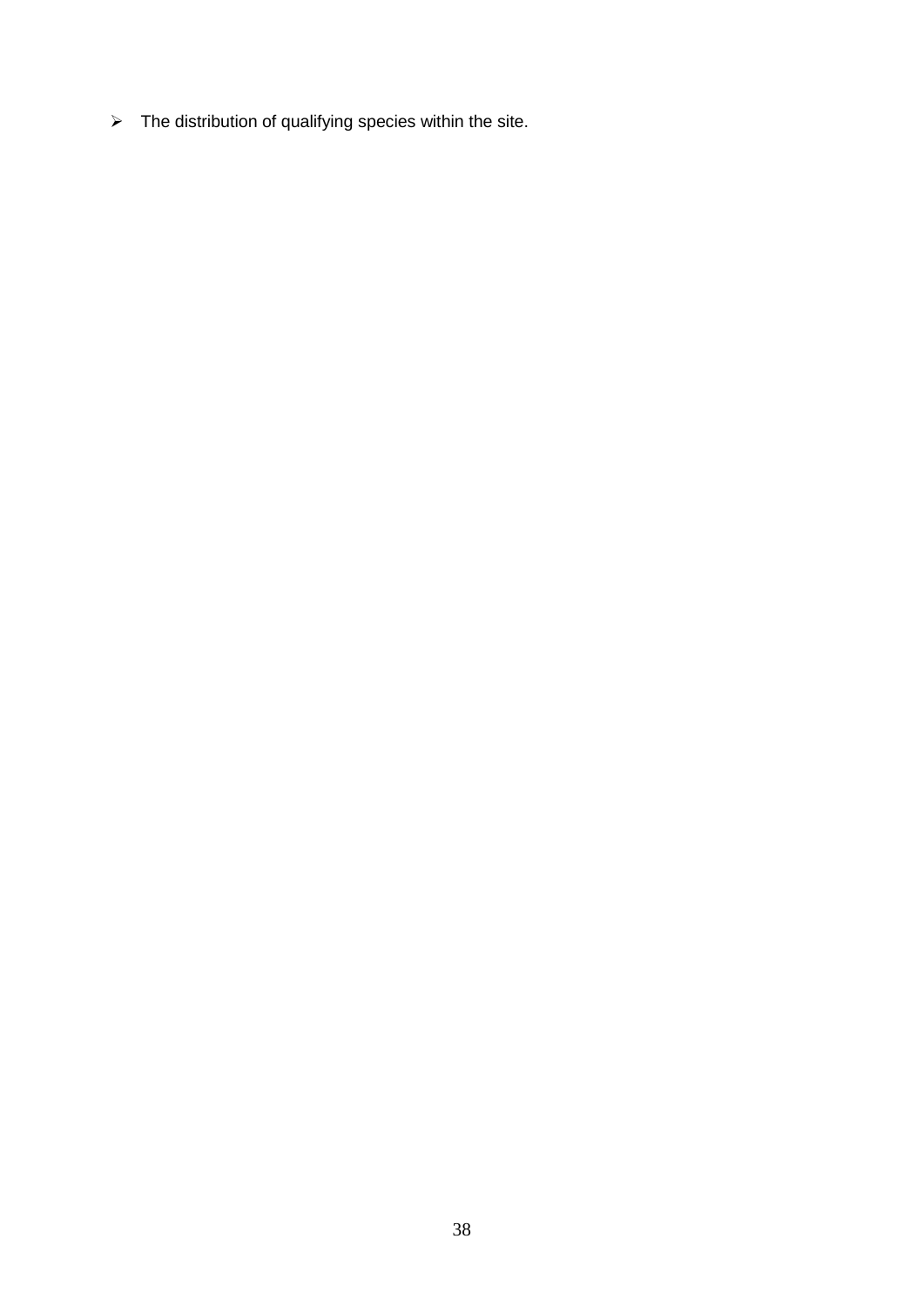- The distribution of qualifying species within the site.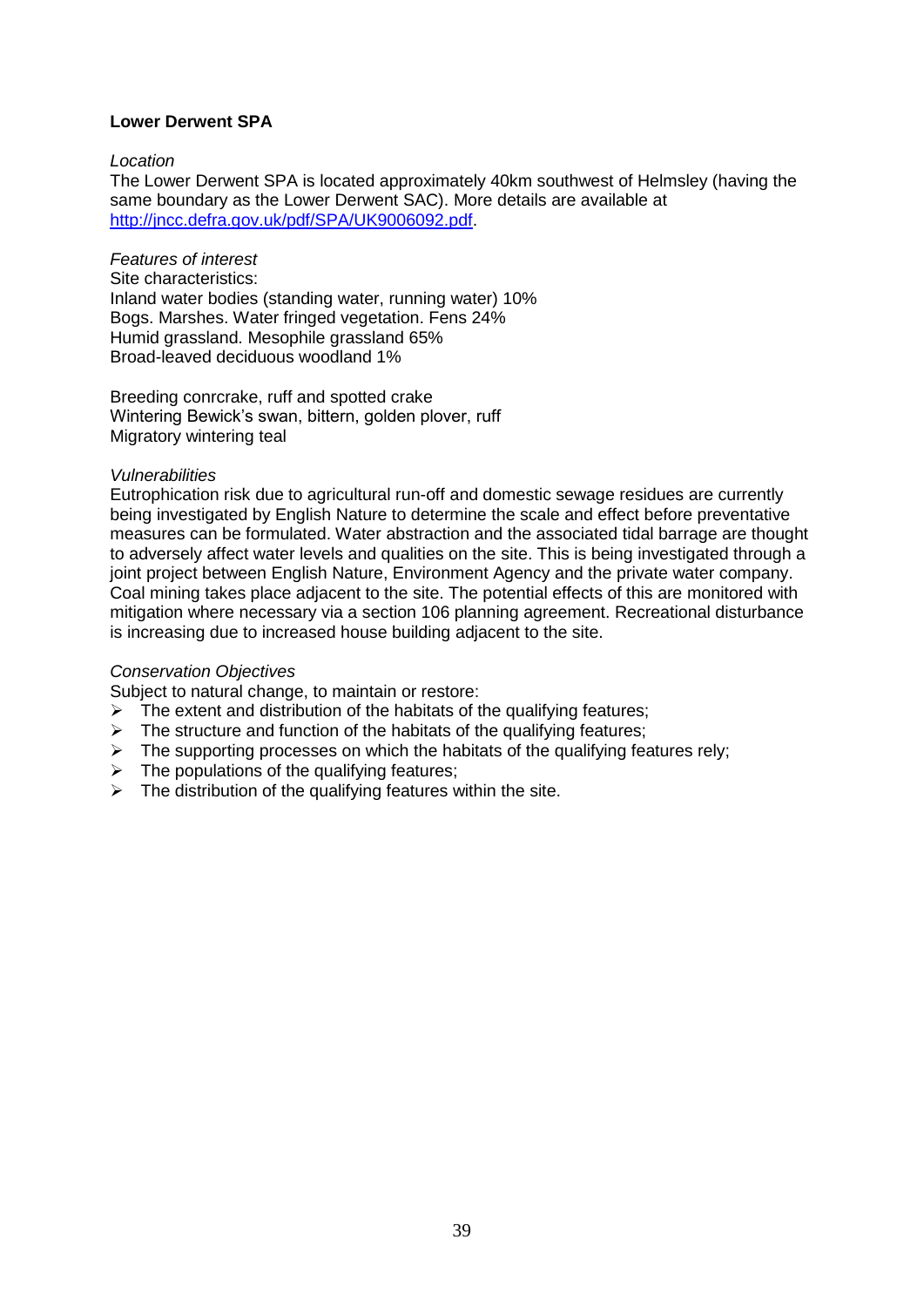**Lower Derwent SPA**

*Location*

The Lower Derwent SPA is located approximately 40km southwest of Helmsley (having the same boundary as the Lower Derwent SAC). More details are available at [http://jncc.defra.gov.uk/pdf/SPA/UK9006092.pdf](http://jncc.defra.gov.uk/pdf/SPA/UK9006092.pdf).

*Features of interest*

Site characteristics:
Inland water bodies (standing water, running water) 10%
Bogs. Marshes. Water fringed vegetation. Fens 24%
Humid grassland. Mesophile grassland 65%
Broad-leaved deciduous woodland 1%

Breeding conrcrake, ruff and spotted crake
Wintering Bewick's swan, bittern, golden plover, ruff
Migratory wintering teal

*Vulnerabilities*

Eutrophication risk due to agricultural run-off and domestic sewage residues are currently being investigated by English Nature to determine the scale and effect before preventative measures can be formulated. Water abstraction and the associated tidal barrage are thought to adversely affect water levels and qualities on the site. This is being investigated through a joint project between English Nature, Environment Agency and the private water company. Coal mining takes place adjacent to the site. The potential effects of this are monitored with mitigation where necessary via a section 106 planning agreement. Recreational disturbance is increasing due to increased house building adjacent to the site.

*Conservation Objectives*

Subject to natural change, to maintain or restore:

- The extent and distribution of the habitats of the qualifying features;
- The structure and function of the habitats of the qualifying features;
- The supporting processes on which the habitats of the qualifying features rely;
- The populations of the qualifying features;
- The distribution of the qualifying features within the site.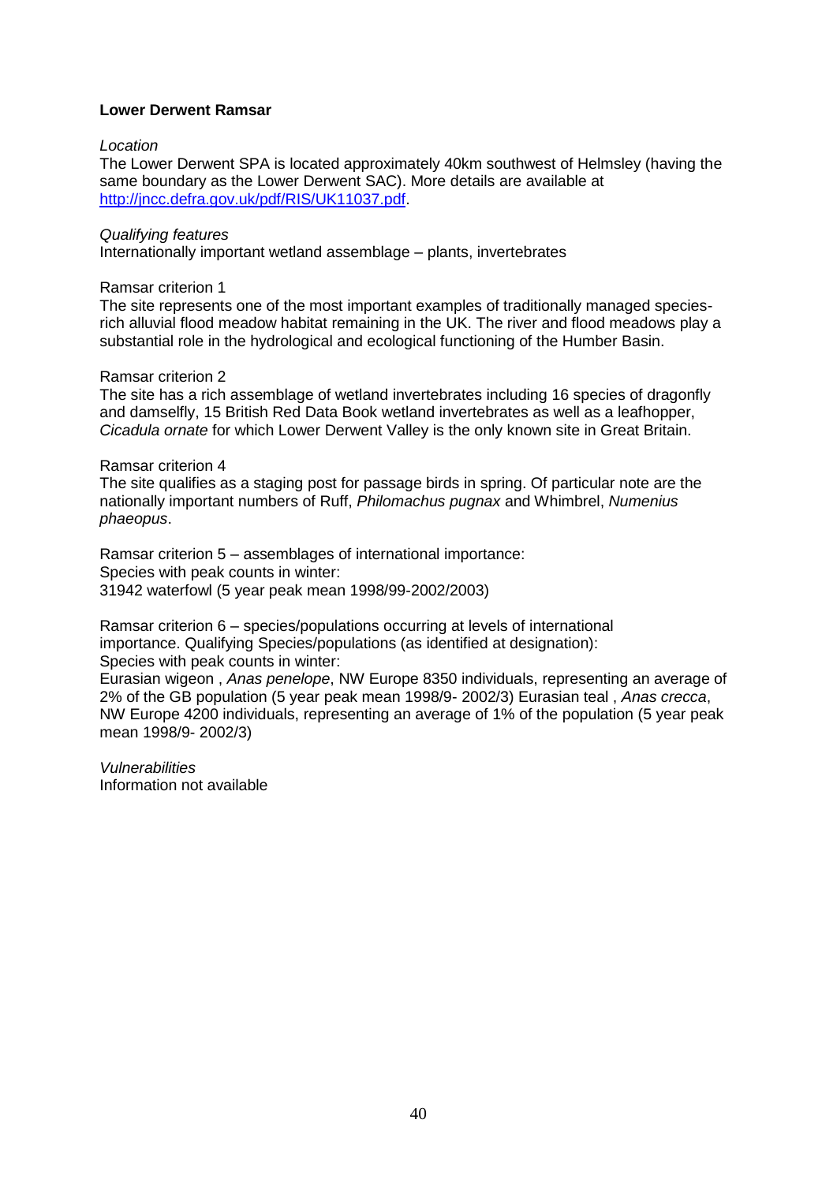**Lower Derwent Ramsar**

*Location*
The Lower Derwent SPA is located approximately 40km southwest of Helmsley (having the same boundary as the Lower Derwent SAC). More details are available at [http://jncc.defra.gov.uk/pdf/RIS/UK11037.pdf](http://jncc.defra.gov.uk/pdf/RIS/UK11037.pdf).

*Qualifying features*
Internationally important wetland assemblage – plants, invertebrates

Ramsar criterion 1
The site represents one of the most important examples of traditionally managed species-rich alluvial flood meadow habitat remaining in the UK. The river and flood meadows play a substantial role in the hydrological and ecological functioning of the Humber Basin.

Ramsar criterion 2
The site has a rich assemblage of wetland invertebrates including 16 species of dragonfly and damselfly, 15 British Red Data Book wetland invertebrates as well as a leafhopper, *Cicadula ornate* for which Lower Derwent Valley is the only known site in Great Britain.

Ramsar criterion 4
The site qualifies as a staging post for passage birds in spring. Of particular note are the nationally important numbers of Ruff, *Philomachus pugnax* and Whimbrel, *Numenius phaeopus*.

Ramsar criterion 5 – assemblages of international importance:
Species with peak counts in winter:
31942 waterfowl (5 year peak mean 1998/99-2002/2003)

Ramsar criterion 6 – species/populations occurring at levels of international importance. Qualifying Species/populations (as identified at designation):
Species with peak counts in winter:
Eurasian wigeon , *Anas penelope*, NW Europe 8350 individuals, representing an average of 2% of the GB population (5 year peak mean 1998/9- 2002/3) Eurasian teal , *Anas crecca*, NW Europe 4200 individuals, representing an average of 1% of the population (5 year peak mean 1998/9- 2002/3)

*Vulnerabilities*
Information not available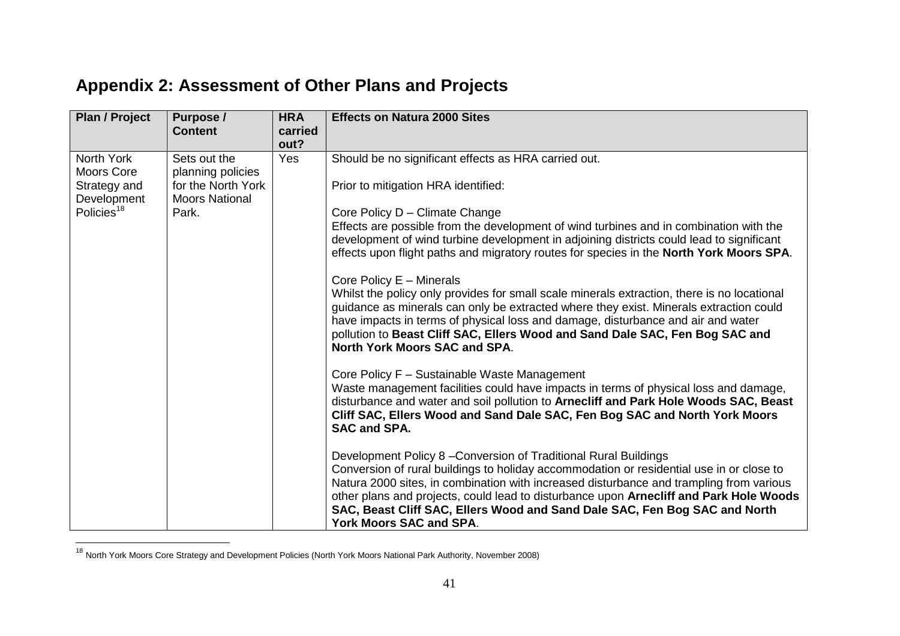# Appendix 2: Assessment of Other Plans and Projects

| Plan / Project | Purpose / Content | HRA carried out? | Effects on Natura 2000 Sites |
|---|---|---|---|
| North York Moors Core Strategy and Development Policies[18] | Sets out the planning policies for the North York Moors National Park. | Yes | Should be no significant effects as HRA carried out.<br><br>Prior to mitigation HRA identified:<br><br>Core Policy D – Climate Change<br>Effects are possible from the development of wind turbines and in combination with the development of wind turbine development in adjoining districts could lead to significant effects upon flight paths and migratory routes for species in the **North York Moors SPA**.<br><br>Core Policy E – Minerals<br>Whilst the policy only provides for small scale minerals extraction, there is no locational guidance as minerals can only be extracted where they exist. Minerals extraction could have impacts in terms of physical loss and damage, disturbance and air and water pollution to **Beast Cliff SAC, Ellers Wood and Sand Dale SAC, Fen Bog SAC and North York Moors SAC and SPA**.<br><br>Core Policy F – Sustainable Waste Management<br>Waste management facilities could have impacts in terms of physical loss and damage, disturbance and water and soil pollution to **Arnecliff and Park Hole Woods SAC, Beast Cliff SAC, Ellers Wood and Sand Dale SAC, Fen Bog SAC and North York Moors SAC and SPA.**<br><br>Development Policy 8 –Conversion of Traditional Rural Buildings<br>Conversion of rural buildings to holiday accommodation or residential use in or close to Natura 2000 sites, in combination with increased disturbance and trampling from various other plans and projects, could lead to disturbance upon **Arnecliff and Park Hole Woods SAC, Beast Cliff SAC, Ellers Wood and Sand Dale SAC, Fen Bog SAC and North York Moors SAC and SPA**. |

[18] North York Moors Core Strategy and Development Policies (North York Moors National Park Authority, November 2008)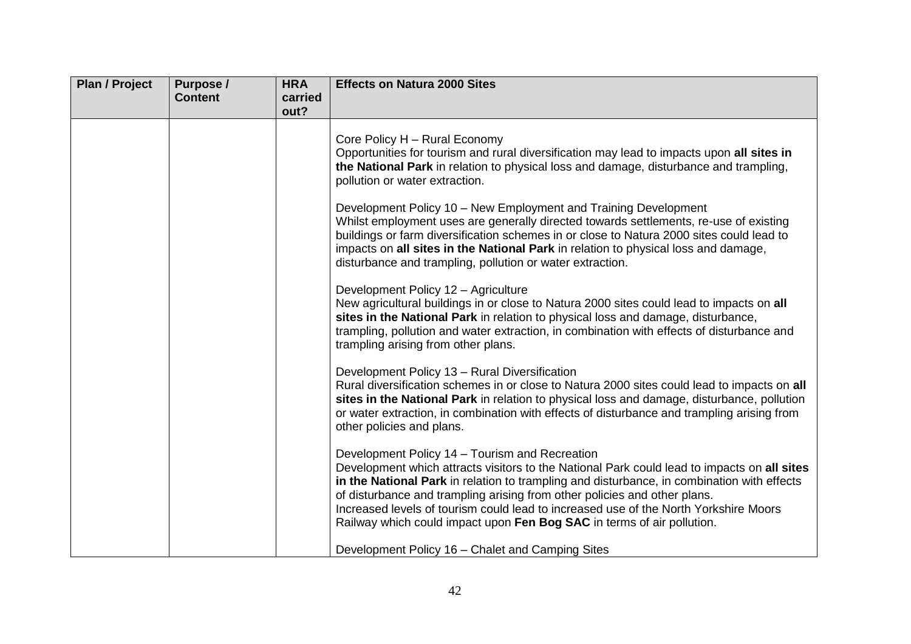| Plan / Project | Purpose / Content | HRA carried out? | Effects on Natura 2000 Sites |
|---|---|---|---|
| | | | Core Policy H – Rural Economy<br>Opportunities for tourism and rural diversification may lead to impacts upon **all sites in the National Park** in relation to physical loss and damage, disturbance and trampling, pollution or water extraction.<br><br>Development Policy 10 – New Employment and Training Development<br>Whilst employment uses are generally directed towards settlements, re-use of existing buildings or farm diversification schemes in or close to Natura 2000 sites could lead to impacts on **all sites in the National Park** in relation to physical loss and damage, disturbance and trampling, pollution or water extraction.<br><br>Development Policy 12 – Agriculture<br>New agricultural buildings in or close to Natura 2000 sites could lead to impacts on **all sites in the National Park** in relation to physical loss and damage, disturbance, trampling, pollution and water extraction, in combination with effects of disturbance and trampling arising from other plans.<br><br>Development Policy 13 – Rural Diversification<br>Rural diversification schemes in or close to Natura 2000 sites could lead to impacts on **all sites in the National Park** in relation to physical loss and damage, disturbance, pollution or water extraction, in combination with effects of disturbance and trampling arising from other policies and plans.<br><br>Development Policy 14 – Tourism and Recreation<br>Development which attracts visitors to the National Park could lead to impacts on **all sites in the National Park** in relation to trampling and disturbance, in combination with effects of disturbance and trampling arising from other policies and other plans.<br>Increased levels of tourism could lead to increased use of the North Yorkshire Moors Railway which could impact upon **Fen Bog SAC** in terms of air pollution.<br><br>Development Policy 16 – Chalet and Camping Sites |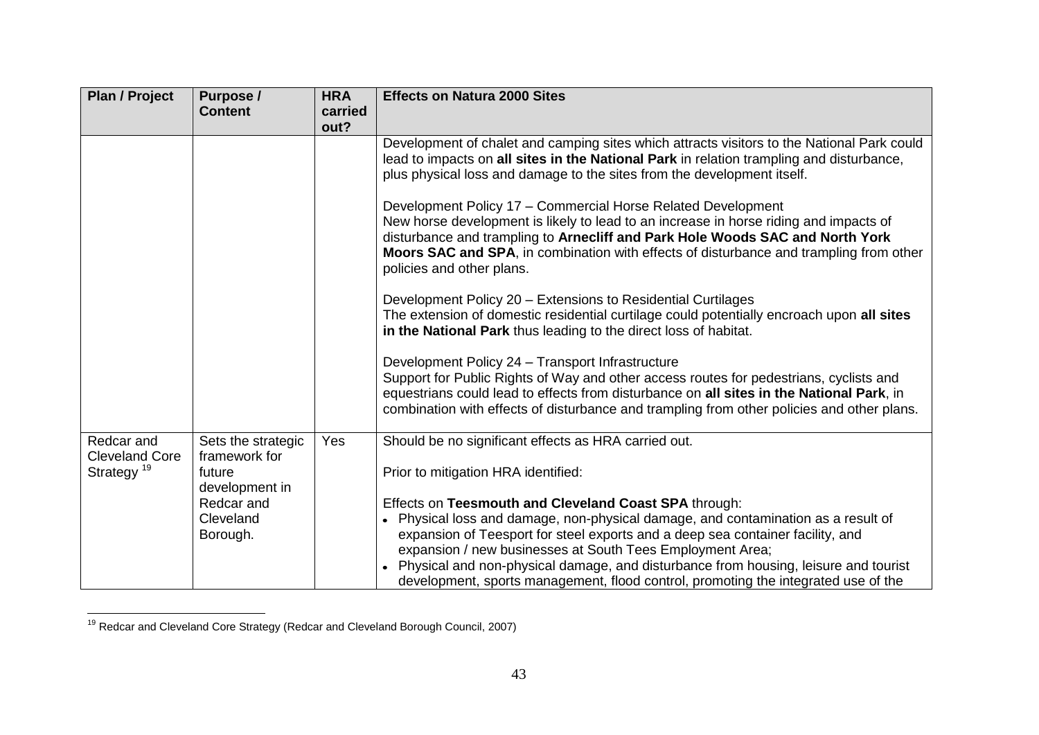| Plan / Project | Purpose / Content | HRA carried out? | Effects on Natura 2000 Sites |
|---|---|---|---|
| | | | Development of chalet and camping sites which attracts visitors to the National Park could lead to impacts on **all sites in the National Park** in relation trampling and disturbance, plus physical loss and damage to the sites from the development itself.<br><br>Development Policy 17 – Commercial Horse Related Development<br>New horse development is likely to lead to an increase in horse riding and impacts of disturbance and trampling to **Arnecliff and Park Hole Woods SAC and North York Moors SAC and SPA**, in combination with effects of disturbance and trampling from other policies and other plans.<br><br>Development Policy 20 – Extensions to Residential Curtilages<br>The extension of domestic residential curtilage could potentially encroach upon **all sites in the National Park** thus leading to the direct loss of habitat.<br><br>Development Policy 24 – Transport Infrastructure<br>Support for Public Rights of Way and other access routes for pedestrians, cyclists and equestrians could lead to effects from disturbance on **all sites in the National Park**, in combination with effects of disturbance and trampling from other policies and other plans. |
| Redcar and Cleveland Core Strategy [19] | Sets the strategic framework for future development in Redcar and Cleveland Borough. | Yes | Should be no significant effects as HRA carried out.<br><br>Prior to mitigation HRA identified:<br><br>Effects on **Teesmouth and Cleveland Coast SPA** through:<br>• Physical loss and damage, non-physical damage, and contamination as a result of expansion of Teesport for steel exports and a deep sea container facility, and expansion / new businesses at South Tees Employment Area;<br>• Physical and non-physical damage, and disturbance from housing, leisure and tourist development, sports management, flood control, promoting the integrated use of the |

[19] Redcar and Cleveland Core Strategy (Redcar and Cleveland Borough Council, 2007)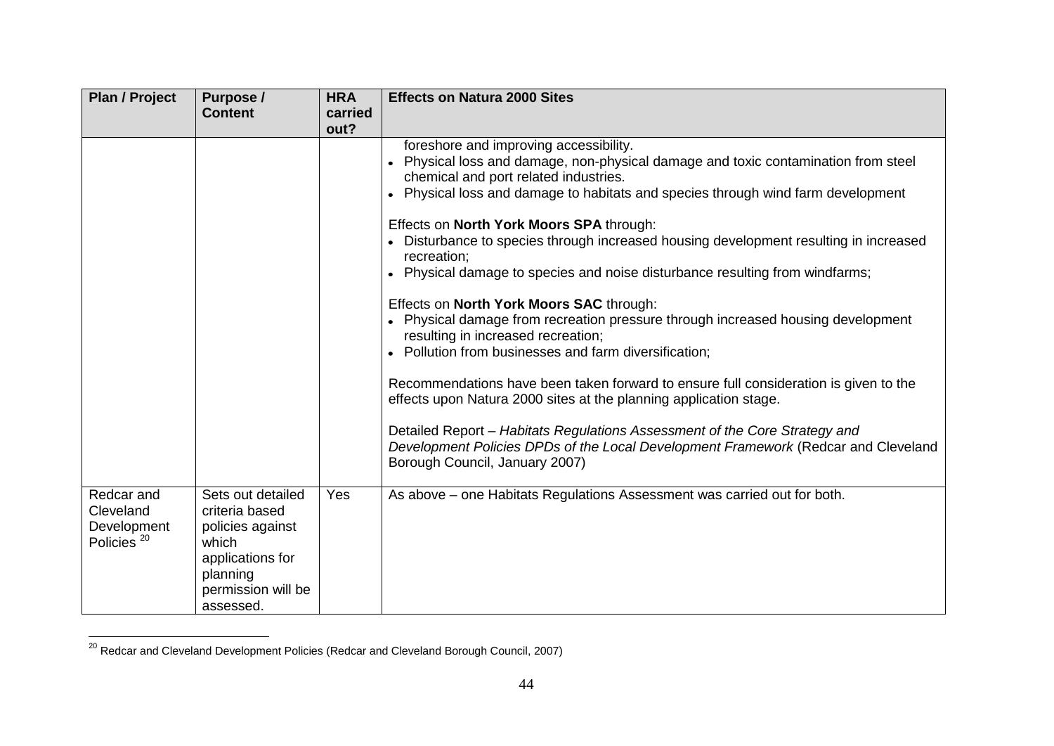| Plan / Project | Purpose / Content | HRA carried out? | Effects on Natura 2000 Sites |
|---|---|---|---|
| | | | foreshore and improving accessibility.<br>• Physical loss and damage, non-physical damage and toxic contamination from steel chemical and port related industries.<br>• Physical loss and damage to habitats and species through wind farm development<br><br>Effects on **North York Moors SPA** through:<br>• Disturbance to species through increased housing development resulting in increased recreation;<br>• Physical damage to species and noise disturbance resulting from windfarms;<br><br>Effects on **North York Moors SAC** through:<br>• Physical damage from recreation pressure through increased housing development resulting in increased recreation;<br>• Pollution from businesses and farm diversification;<br><br>Recommendations have been taken forward to ensure full consideration is given to the effects upon Natura 2000 sites at the planning application stage.<br><br>Detailed Report – *Habitats Regulations Assessment of the Core Strategy and Development Policies DPDs of the Local Development Framework* (Redcar and Cleveland Borough Council, January 2007) |
| Redcar and Cleveland Development Policies [20] | Sets out detailed criteria based policies against which applications for planning permission will be assessed. | Yes | As above – one Habitats Regulations Assessment was carried out for both. |

[20] Redcar and Cleveland Development Policies (Redcar and Cleveland Borough Council, 2007)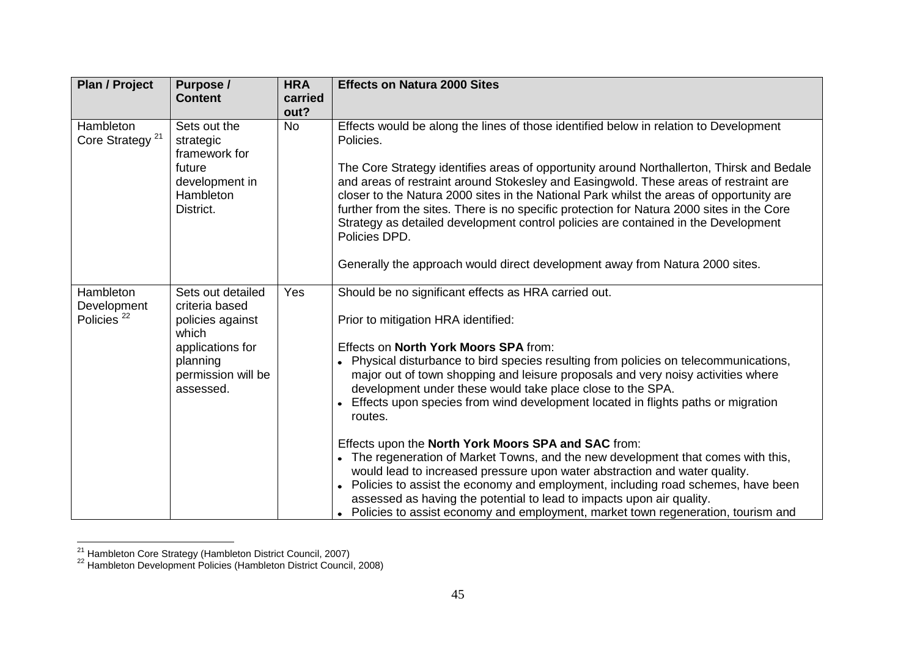| Plan / Project | Purpose / Content | HRA carried out? | Effects on Natura 2000 Sites |
|---|---|---|---|
| Hambleton Core Strategy [21] | Sets out the strategic framework for future development in Hambleton District. | No | Effects would be along the lines of those identified below in relation to Development Policies.<br><br>The Core Strategy identifies areas of opportunity around Northallerton, Thirsk and Bedale and areas of restraint around Stokesley and Easingwold. These areas of restraint are closer to the Natura 2000 sites in the National Park whilst the areas of opportunity are further from the sites. There is no specific protection for Natura 2000 sites in the Core Strategy as detailed development control policies are contained in the Development Policies DPD.<br><br>Generally the approach would direct development away from Natura 2000 sites. |
| Hambleton Development Policies [22] | Sets out detailed criteria based policies against which applications for planning permission will be assessed. | Yes | Should be no significant effects as HRA carried out.<br><br>Prior to mitigation HRA identified:<br><br>Effects on **North York Moors SPA** from:<br>• Physical disturbance to bird species resulting from policies on telecommunications, major out of town shopping and leisure proposals and very noisy activities where development under these would take place close to the SPA.<br>• Effects upon species from wind development located in flights paths or migration routes.<br><br>Effects upon the **North York Moors SPA and SAC** from:<br>• The regeneration of Market Towns, and the new development that comes with this, would lead to increased pressure upon water abstraction and water quality.<br>• Policies to assist the economy and employment, including road schemes, have been assessed as having the potential to lead to impacts upon air quality.<br>• Policies to assist economy and employment, market town regeneration, tourism and |

[21] Hambleton Core Strategy (Hambleton District Council, 2007)
[22] Hambleton Development Policies (Hambleton District Council, 2008)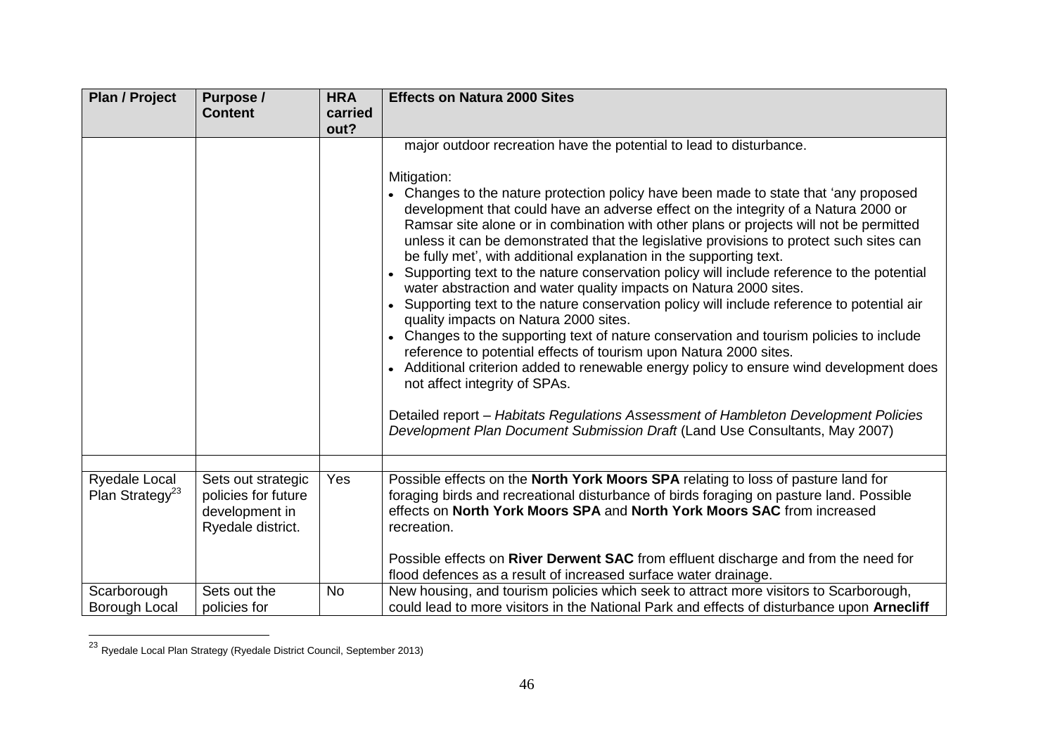| Plan / Project | Purpose / Content | HRA carried out? | Effects on Natura 2000 Sites |
|---|---|---|---|
| | | | major outdoor recreation have the potential to lead to disturbance.<br><br>Mitigation:<br>• Changes to the nature protection policy have been made to state that 'any proposed development that could have an adverse effect on the integrity of a Natura 2000 or Ramsar site alone or in combination with other plans or projects will not be permitted unless it can be demonstrated that the legislative provisions to protect such sites can be fully met', with additional explanation in the supporting text.<br>• Supporting text to the nature conservation policy will include reference to the potential water abstraction and water quality impacts on Natura 2000 sites.<br>• Supporting text to the nature conservation policy will include reference to potential air quality impacts on Natura 2000 sites.<br>• Changes to the supporting text of nature conservation and tourism policies to include reference to potential effects of tourism upon Natura 2000 sites.<br>• Additional criterion added to renewable energy policy to ensure wind development does not affect integrity of SPAs.<br><br>Detailed report – *Habitats Regulations Assessment of Hambleton Development Policies Development Plan Document Submission Draft* (Land Use Consultants, May 2007) |
| | | | |
| Ryedale Local Plan Strategy[23] | Sets out strategic policies for future development in Ryedale district. | Yes | Possible effects on the **North York Moors SPA** relating to loss of pasture land for foraging birds and recreational disturbance of birds foraging on pasture land. Possible effects on **North York Moors SPA** and **North York Moors SAC** from increased recreation.<br><br>Possible effects on **River Derwent SAC** from effluent discharge and from the need for flood defences as a result of increased surface water drainage. |
| Scarborough Borough Local | Sets out the policies for | No | New housing, and tourism policies which seek to attract more visitors to Scarborough, could lead to more visitors in the National Park and effects of disturbance upon **Arnecliff** |

[23] Ryedale Local Plan Strategy (Ryedale District Council, September 2013)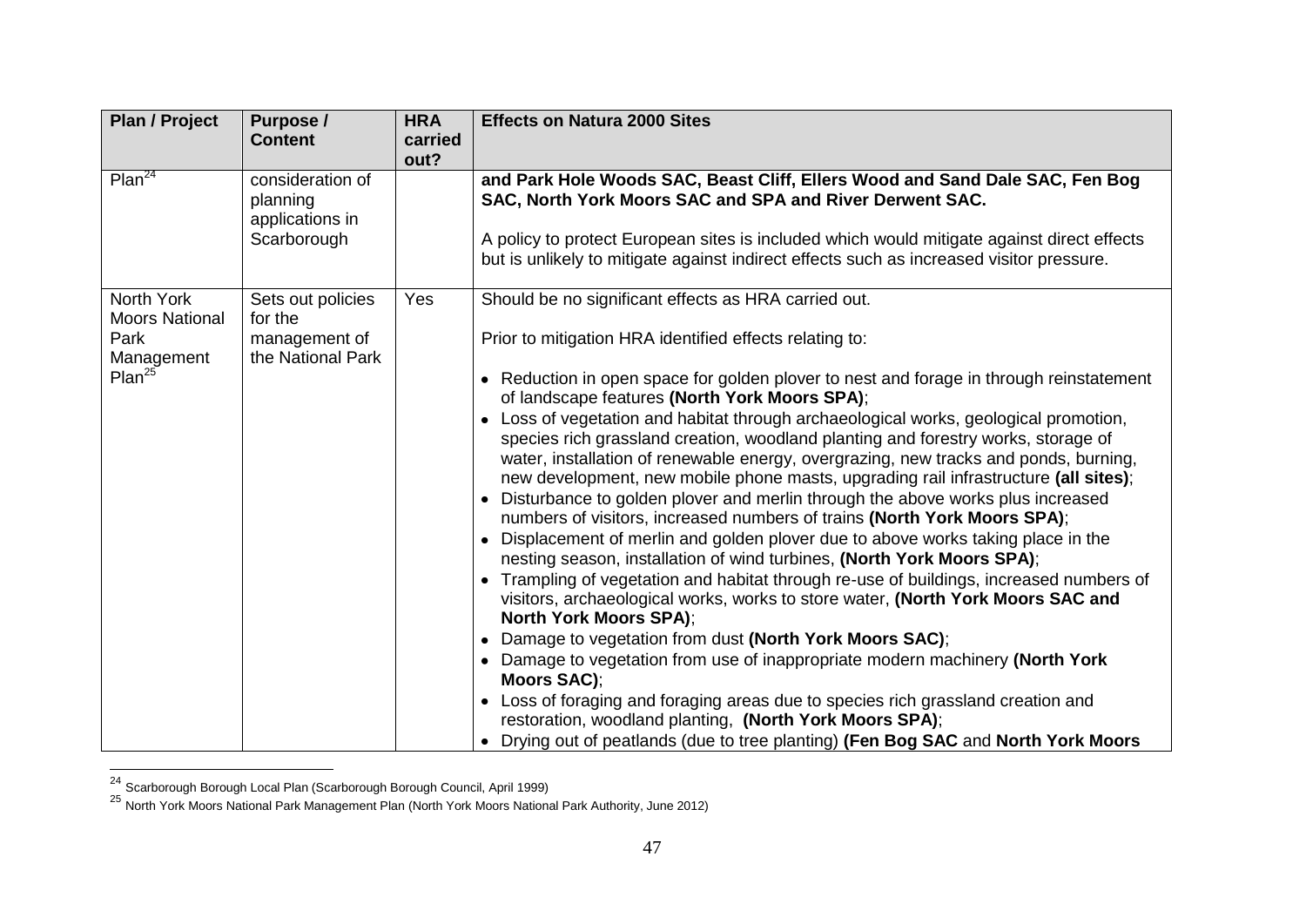| Plan / Project | Purpose / Content | HRA carried out? | Effects on Natura 2000 Sites |
|---|---|---|---|
| Plan[24] | consideration of planning applications in Scarborough | | **and Park Hole Woods SAC, Beast Cliff, Ellers Wood and Sand Dale SAC, Fen Bog SAC, North York Moors SAC and SPA and River Derwent SAC.**<br><br>A policy to protect European sites is included which would mitigate against direct effects but is unlikely to mitigate against indirect effects such as increased visitor pressure. |
| North York Moors National Park Management Plan[25] | Sets out policies for the management of the National Park | Yes | Should be no significant effects as HRA carried out.<br><br>Prior to mitigation HRA identified effects relating to:<br><br>• Reduction in open space for golden plover to nest and forage in through reinstatement of landscape features **(North York Moors SPA)**;<br>• Loss of vegetation and habitat through archaeological works, geological promotion, species rich grassland creation, woodland planting and forestry works, storage of water, installation of renewable energy, overgrazing, new tracks and ponds, burning, new development, new mobile phone masts, upgrading rail infrastructure **(all sites)**;<br>• Disturbance to golden plover and merlin through the above works plus increased numbers of visitors, increased numbers of trains **(North York Moors SPA)**;<br>• Displacement of merlin and golden plover due to above works taking place in the nesting season, installation of wind turbines, **(North York Moors SPA)**;<br>• Trampling of vegetation and habitat through re-use of buildings, increased numbers of visitors, archaeological works, works to store water, **(North York Moors SAC and North York Moors SPA)**;<br>• Damage to vegetation from dust **(North York Moors SAC)**;<br>• Damage to vegetation from use of inappropriate modern machinery **(North York Moors SAC)**;<br>• Loss of foraging and foraging areas due to species rich grassland creation and restoration, woodland planting, **(North York Moors SPA)**;<br>• Drying out of peatlands (due to tree planting) **(Fen Bog SAC** and **North York Moors** |

[24] Scarborough Borough Local Plan (Scarborough Borough Council, April 1999)

[25] North York Moors National Park Management Plan (North York Moors National Park Authority, June 2012)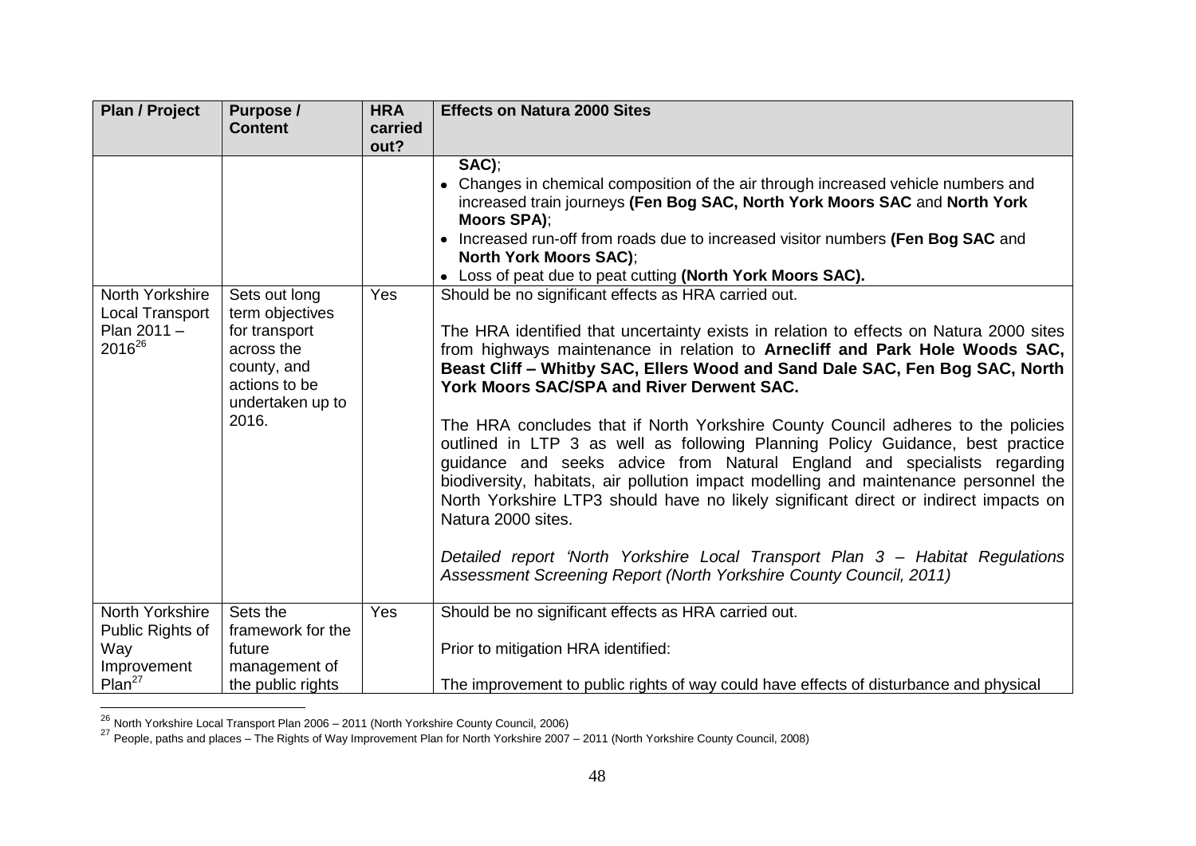| Plan / Project | Purpose / Content | HRA carried out? | Effects on Natura 2000 Sites |
|---|---|---|---|
| | | | **SAC)**;<br>• Changes in chemical composition of the air through increased vehicle numbers and increased train journeys **(Fen Bog SAC, North York Moors SAC** and **North York Moors SPA)**;<br>• Increased run-off from roads due to increased visitor numbers **(Fen Bog SAC** and **North York Moors SAC)**;<br>• Loss of peat due to peat cutting **(North York Moors SAC).** |
| North Yorkshire Local Transport Plan 2011 – 2016[26] | Sets out long term objectives for transport across the county, and actions to be undertaken up to 2016. | Yes | Should be no significant effects as HRA carried out.<br><br>The HRA identified that uncertainty exists in relation to effects on Natura 2000 sites from highways maintenance in relation to **Arnecliff and Park Hole Woods SAC, Beast Cliff – Whitby SAC, Ellers Wood and Sand Dale SAC, Fen Bog SAC, North York Moors SAC/SPA and River Derwent SAC.**<br><br>The HRA concludes that if North Yorkshire County Council adheres to the policies outlined in LTP 3 as well as following Planning Policy Guidance, best practice guidance and seeks advice from Natural England and specialists regarding biodiversity, habitats, air pollution impact modelling and maintenance personnel the North Yorkshire LTP3 should have no likely significant direct or indirect impacts on Natura 2000 sites.<br><br>*Detailed report 'North Yorkshire Local Transport Plan 3 – Habitat Regulations Assessment Screening Report (North Yorkshire County Council, 2011)* |
| North Yorkshire Public Rights of Way Improvement Plan[27] | Sets the framework for the future management of the public rights | Yes | Should be no significant effects as HRA carried out.<br><br>Prior to mitigation HRA identified:<br><br>The improvement to public rights of way could have effects of disturbance and physical |

[26] North Yorkshire Local Transport Plan 2006 – 2011 (North Yorkshire County Council, 2006)

[27] People, paths and places – The Rights of Way Improvement Plan for North Yorkshire 2007 – 2011 (North Yorkshire County Council, 2008)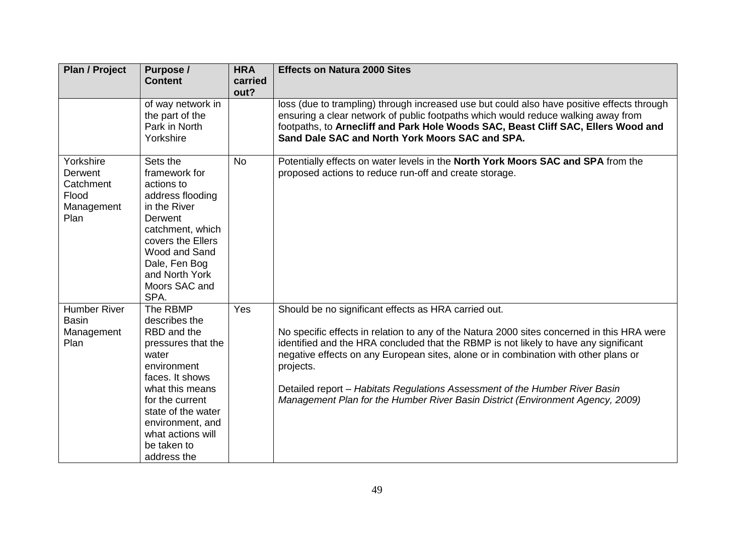| Plan / Project | Purpose / Content | HRA carried out? | Effects on Natura 2000 Sites |
|---|---|---|---|
| | of way network in the part of the Park in North Yorkshire | | loss (due to trampling) through increased use but could also have positive effects through ensuring a clear network of public footpaths which would reduce walking away from footpaths, to **Arnecliff and Park Hole Woods SAC, Beast Cliff SAC, Ellers Wood and Sand Dale SAC and North York Moors SAC and SPA.** |
| Yorkshire Derwent Catchment Flood Management Plan | Sets the framework for actions to address flooding in the River Derwent catchment, which covers the Ellers Wood and Sand Dale, Fen Bog and North York Moors SAC and SPA. | No | Potentially effects on water levels in the **North York Moors SAC and SPA** from the proposed actions to reduce run-off and create storage. |
| Humber River Basin Management Plan | The RBMP describes the RBD and the pressures that the water environment faces. It shows what this means for the current state of the water environment, and what actions will be taken to address the | Yes | Should be no significant effects as HRA carried out.<br><br>No specific effects in relation to any of the Natura 2000 sites concerned in this HRA were identified and the HRA concluded that the RBMP is not likely to have any significant negative effects on any European sites, alone or in combination with other plans or projects.<br><br>Detailed report – *Habitats Regulations Assessment of the Humber River Basin Management Plan for the Humber River Basin District (Environment Agency, 2009)* |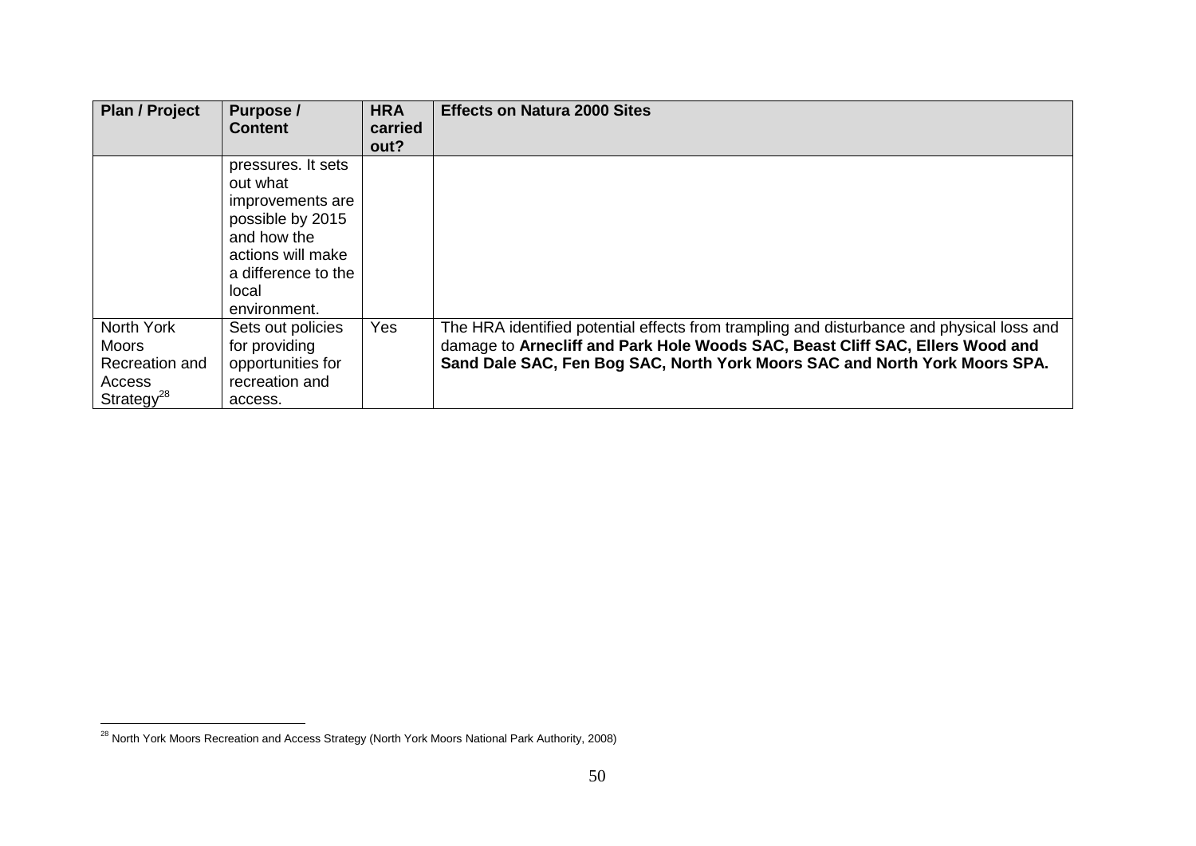| Plan / Project | Purpose / Content | HRA carried out? | Effects on Natura 2000 Sites |
|---|---|---|---|
| | pressures. It sets out what improvements are possible by 2015 and how the actions will make a difference to the local environment. | | |
| North York Moors Recreation and Access Strategy[28] | Sets out policies for providing opportunities for recreation and access. | Yes | The HRA identified potential effects from trampling and disturbance and physical loss and damage to **Arnecliff and Park Hole Woods SAC, Beast Cliff SAC, Ellers Wood and Sand Dale SAC, Fen Bog SAC, North York Moors SAC and North York Moors SPA.** |

[28] North York Moors Recreation and Access Strategy (North York Moors National Park Authority, 2008)